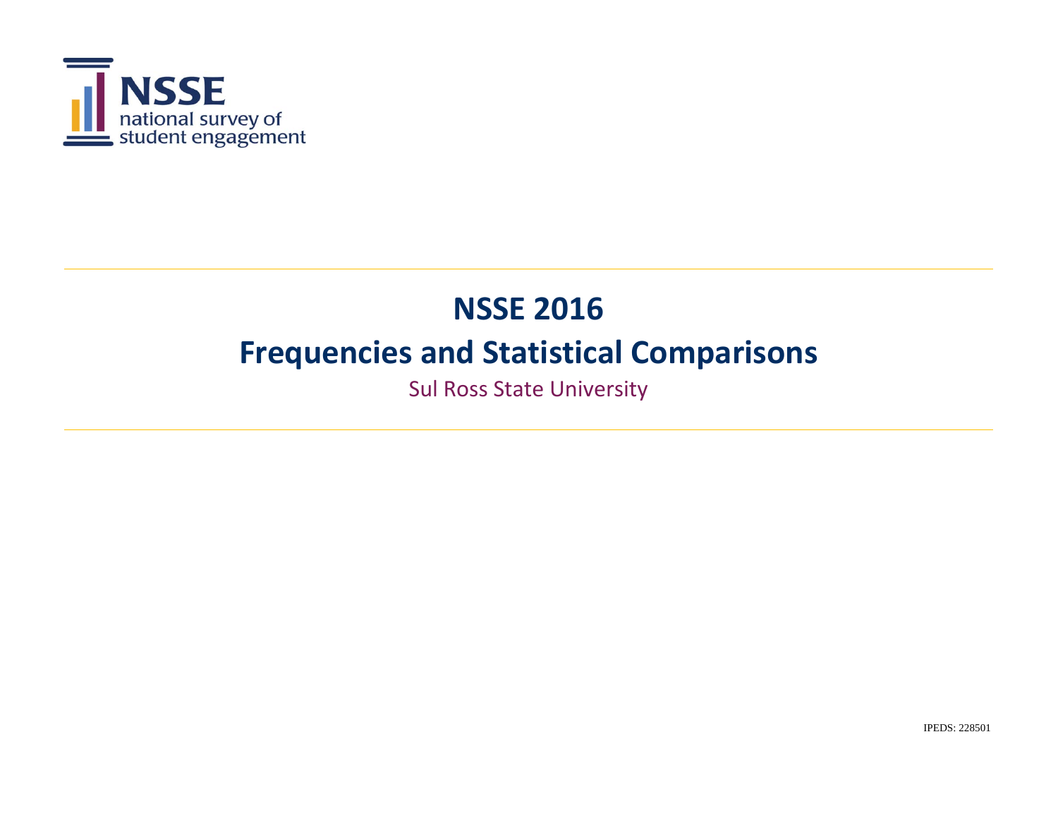NSSE
national survey of
student engagement

# NSSE 2016

# Frequencies and Statistical Comparisons

Sul Ross State University

IPEDS: 228501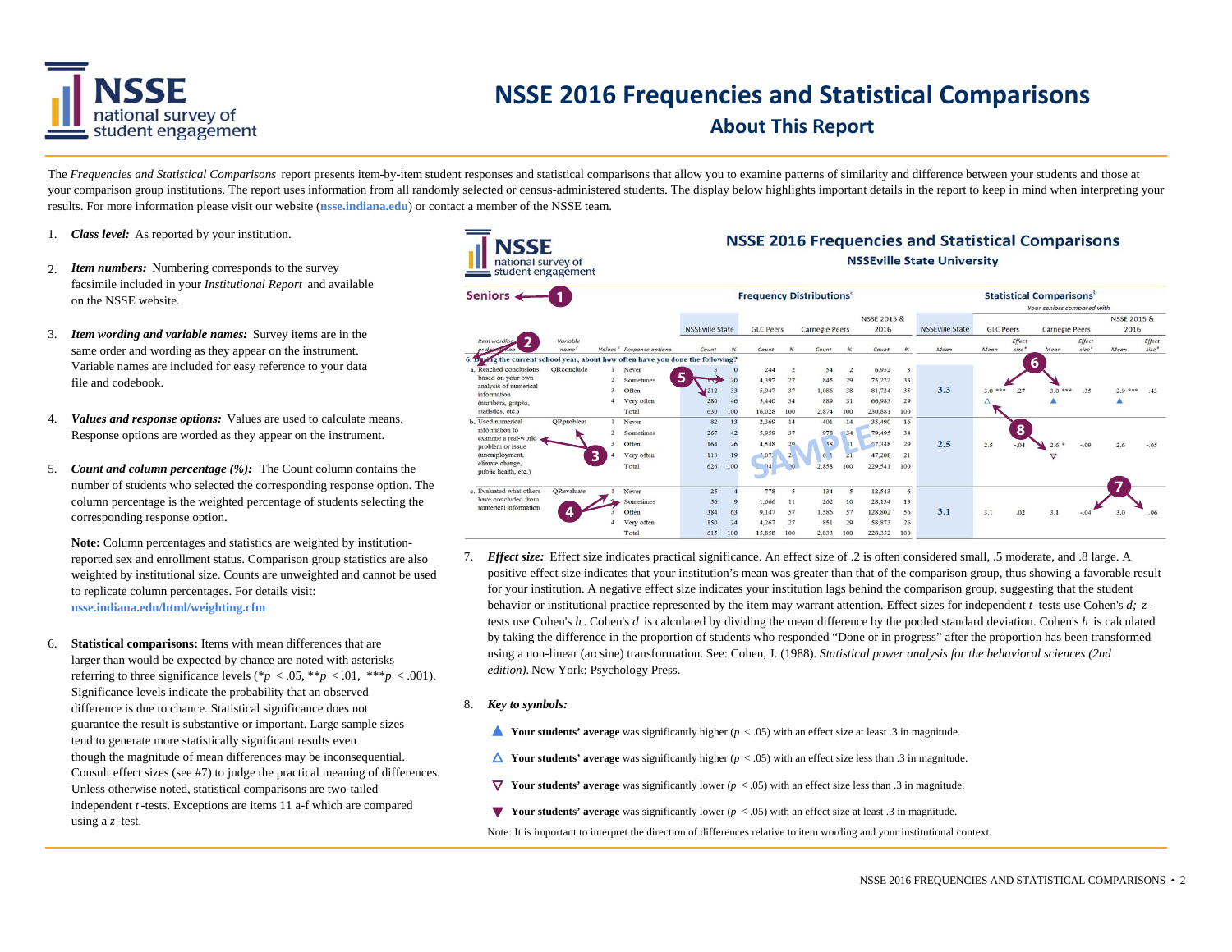# NSSE 2016 Frequencies and Statistical Comparisons

## About This Report

The *Frequencies and Statistical Comparisons* report presents item-by-item student responses and statistical comparisons that allow you to examine patterns of similarity and difference between your students and those at your comparison group institutions. The report uses information from all randomly selected or census-administered students. The display below highlights important details in the report to keep in mind when interpreting your results. For more information please visit our website (**nsse.indiana.edu**) or contact a member of the NSSE team.

1. ***Class level:*** As reported by your institution.

2. ***Item numbers:*** Numbering corresponds to the survey facsimile included in your *Institutional Report* and available on the NSSE website.

3. ***Item wording and variable names:*** Survey items are in the same order and wording as they appear on the instrument. Variable names are included for easy reference to your data file and codebook.

4. ***Values and response options:*** Values are used to calculate means. Response options are worded as they appear on the instrument.

5. ***Count and column percentage (%):*** The Count column contains the number of students who selected the corresponding response option. The column percentage is the weighted percentage of students selecting the corresponding response option.

   **Note:** Column percentages and statistics are weighted by institution-reported sex and enrollment status. Comparison group statistics are also weighted by institutional size. Counts are unweighted and cannot be used to replicate column percentages. For details visit: **nsse.indiana.edu/html/weighting.cfm**

6. **Statistical comparisons:** Items with mean differences that are larger than would be expected by chance are noted with asterisks referring to three significance levels (*$p < .05$, **$p < .01$, ***$p < .001$). Significance levels indicate the probability that an observed difference is due to chance. Statistical significance does not guarantee the result is substantive or important. Large sample sizes tend to generate more statistically significant results even though the magnitude of mean differences may be inconsequential. Consult effect sizes (see #7) to judge the practical meaning of differences. Unless otherwise noted, statistical comparisons are two-tailed independent *t*-tests. Exceptions are items 11 a-f which are compared using a *z*-test.

**NSSE 2016 Frequencies and Statistical Comparisons**
**NSSEville State University**

**Seniors** (1)

| Item wording or description (2) | Variable name | Values | Response options | NSSEville State Count | NSSEville State % | GLC Peers Count | GLC Peers % | Carnegie Peers Count | Carnegie Peers % | NSSE 2015 & 2016 Count | NSSE 2015 & 2016 % | NSSEville State Mean | GLC Peers Mean | GLC Peers Effect size | Carnegie Peers Mean | Carnegie Peers Effect size | NSSE 2015 & 2016 Mean | NSSE 2015 & 2016 Effect size |
|---|---|---|---|---|---|---|---|---|---|---|---|---|---|---|---|---|---|---|
| **6. During the current school year, about how often have you done the following?** | | | | | | | | | | | | | | | | | | |
| a. Reached conclusions based on your own analysis of numerical information (numbers, graphs, statistics, etc.) | QRconclude | 1 | Never | 3 | 0 | 244 | 2 | 54 | 2 | 6,952 | 3 | 3.3 | 3.0 *** △ | .27 | 3.0 *** ▲ | .35 | 2.9 *** ▲ | .43 |
| | | 2 | Sometimes | 135 | 20 | 4,397 | 27 | 845 | 29 | 75,222 | 33 | | | | | | | |
| | | 3 | Often | 212 | 33 | 5,947 | 37 | 1,086 | 38 | 81,724 | 35 | | | | | | | |
| | | 4 | Very often | 280 | 46 | 5,440 | 34 | 889 | 31 | 66,983 | 29 | | | | | | | |
| | | | Total | 630 | 100 | 16,028 | 100 | 2,874 | 100 | 230,881 | 100 | | | | | | | |
| b. Used numerical information to examine a real-world problem or issue (unemployment, climate change, public health, etc.) | QRproblem | 1 | Never | 82 | 13 | 2,369 | 14 | 401 | 14 | 35,490 | 16 | 2.5 | 2.5 | -.04 | 2.6 * ▽ | -.09 | 2.6 | -.05 |
| | | 2 | Sometimes | 267 | 42 | 5,050 | 37 | 978 | 34 | 79,495 | 34 | | | | | | | |
| | | 3 | Often | 164 | 26 | 4,548 | 29 | 858 | 31 | 67,348 | 29 | | | | | | | |
| | | 4 | Very often | 113 | 19 | 4,07? | 2? | 6?? | 21 | 47,208 | 21 | | | | | | | |
| | | | Total | 626 | 100 | ?4?? | ?? | 2,858 | 100 | 229,541 | 100 | | | | | | | |
| c. Evaluated what others have concluded from numerical information | QRevaluate | 1 | Never | 25 | 4 | 778 | 5 | 134 | 5 | 12,543 | 6 | 3.1 | 3.1 | .02 | 3.1 | -.04 | 3.0 | .06 |
| | | 2 | Sometimes | 56 | 9 | 1,666 | 11 | 262 | 10 | 28,134 | 13 | | | | | | | |
| | | 3 | Often | 384 | 63 | 9,147 | 57 | 1,586 | 57 | 128,802 | 56 | | | | | | | |
| | | 4 | Very often | 150 | 24 | 4,267 | 27 | 851 | 29 | 58,873 | 26 | | | | | | | |
| | | | Total | 615 | 100 | 15,858 | 100 | 2,833 | 100 | 228,352 | 100 | | | | | | | |

7. ***Effect size:*** Effect size indicates practical significance. An effect size of .2 is often considered small, .5 moderate, and .8 large. A positive effect size indicates that your institution's mean was greater than that of the comparison group, thus showing a favorable result for your institution. A negative effect size indicates your institution lags behind the comparison group, suggesting that the student behavior or institutional practice represented by the item may warrant attention. Effect sizes for independent *t*-tests use Cohen's *d*; *z*-tests use Cohen's *h*. Cohen's *d* is calculated by dividing the mean difference by the pooled standard deviation. Cohen's *h* is calculated by taking the difference in the proportion of students who responded "Done or in progress" after the proportion has been transformed using a non-linear (arcsine) transformation. See: Cohen, J. (1988). *Statistical power analysis for the behavioral sciences (2nd edition)*. New York: Psychology Press.

8. ***Key to symbols:***

   ▲ **Your students' average** was significantly higher ($p < .05$) with an effect size at least .3 in magnitude.

   △ **Your students' average** was significantly higher ($p < .05$) with an effect size less than .3 in magnitude.

   ▽ **Your students' average** was significantly lower ($p < .05$) with an effect size less than .3 in magnitude.

   ▼ **Your students' average** was significantly lower ($p < .05$) with an effect size at least .3 in magnitude.

   Note: It is important to interpret the direction of differences relative to item wording and your institutional context.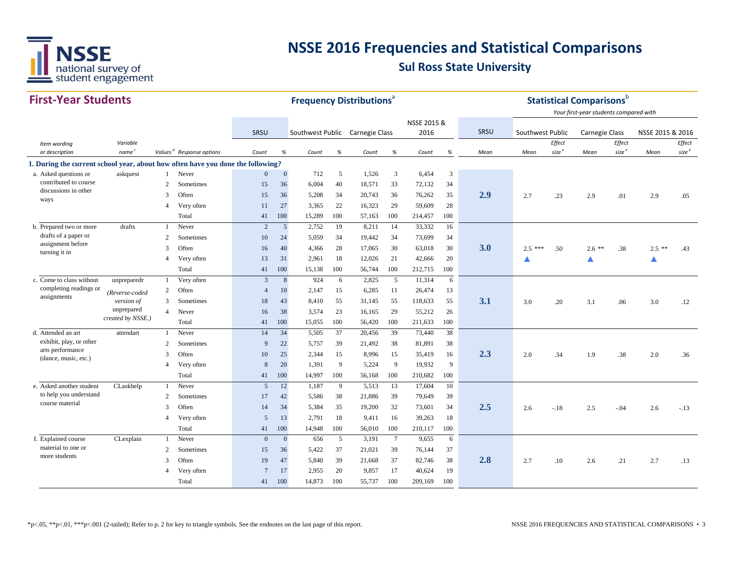# NSSE 2016 Frequencies and Statistical Comparisons

## Sul Ross State University

### First-Year Students

| Item wording or description | Variable name[c] | Values[d] | Response options | SRSU Count | SRSU % | Southwest Public Count | Southwest Public % | Carnegie Class Count | Carnegie Class % | NSSE 2015 & 2016 Count | NSSE 2015 & 2016 % | SRSU Mean | Southwest Public Mean | Southwest Public Effect size[e] | Carnegie Class Mean | Carnegie Class Effect size[e] | NSSE 2015 & 2016 Mean | NSSE 2015 & 2016 Effect size[e] |
|---|---|---|---|---|---|---|---|---|---|---|---|---|---|---|---|---|---|---|
| **1. During the current school year, about how often have you done the following?** | | | | | | | | | | | | | | | | | | |
| a. Asked questions or contributed to course discussions in other ways | askquest | 1 | Never | 0 | 0 | 712 | 5 | 1,526 | 3 | 6,454 | 3 | **2.9** | 2.7 | .23 | 2.9 | .01 | 2.9 | .05 |
| | | 2 | Sometimes | 15 | 36 | 6,004 | 40 | 18,571 | 33 | 72,132 | 34 | | | | | | | |
| | | 3 | Often | 15 | 36 | 5,208 | 34 | 20,743 | 36 | 76,262 | 35 | | | | | | | |
| | | 4 | Very often | 11 | 27 | 3,365 | 22 | 16,323 | 29 | 59,609 | 28 | | | | | | | |
| | | | Total | 41 | 100 | 15,289 | 100 | 57,163 | 100 | 214,457 | 100 | | | | | | | |
| b. Prepared two or more drafts of a paper or assignment before turning it in | drafts | 1 | Never | 2 | 5 | 2,752 | 19 | 8,211 | 14 | 33,332 | 16 | **3.0** | 2.5 *** ▲ | .50 | 2.6 ** ▲ | .38 | 2.5 ** ▲ | .43 |
| | | 2 | Sometimes | 10 | 24 | 5,059 | 34 | 19,442 | 34 | 73,699 | 34 | | | | | | | |
| | | 3 | Often | 16 | 40 | 4,366 | 28 | 17,065 | 30 | 63,018 | 30 | | | | | | | |
| | | 4 | Very often | 13 | 31 | 2,961 | 18 | 12,026 | 21 | 42,666 | 20 | | | | | | | |
| | | | Total | 41 | 100 | 15,138 | 100 | 56,744 | 100 | 212,715 | 100 | | | | | | | |
| c. Come to class without completing readings or assignments | unpreparedr (Reverse-coded version of unprepared created by NSSE.) | 1 | Very often | 3 | 8 | 924 | 6 | 2,825 | 5 | 11,314 | 6 | **3.1** | 3.0 | .20 | 3.1 | .06 | 3.0 | .12 |
| | | 2 | Often | 4 | 10 | 2,147 | 15 | 6,285 | 11 | 26,474 | 13 | | | | | | | |
| | | 3 | Sometimes | 18 | 43 | 8,410 | 55 | 31,145 | 55 | 118,633 | 55 | | | | | | | |
| | | 4 | Never | 16 | 38 | 3,574 | 23 | 16,165 | 29 | 55,212 | 26 | | | | | | | |
| | | | Total | 41 | 100 | 15,055 | 100 | 56,420 | 100 | 211,633 | 100 | | | | | | | |
| d. Attended an art exhibit, play, or other arts performance (dance, music, etc.) | attendart | 1 | Never | 14 | 34 | 5,505 | 37 | 20,456 | 39 | 73,440 | 38 | **2.3** | 2.0 | .34 | 1.9 | .38 | 2.0 | .36 |
| | | 2 | Sometimes | 9 | 22 | 5,757 | 39 | 21,492 | 38 | 81,891 | 38 | | | | | | | |
| | | 3 | Often | 10 | 25 | 2,344 | 15 | 8,996 | 15 | 35,419 | 16 | | | | | | | |
| | | 4 | Very often | 8 | 20 | 1,391 | 9 | 5,224 | 9 | 19,932 | 9 | | | | | | | |
| | | | Total | 41 | 100 | 14,997 | 100 | 56,168 | 100 | 210,682 | 100 | | | | | | | |
| e. Asked another student to help you understand course material | CLaskhelp | 1 | Never | 5 | 12 | 1,187 | 9 | 5,513 | 13 | 17,604 | 10 | **2.5** | 2.6 | -.18 | 2.5 | -.04 | 2.6 | -.13 |
| | | 2 | Sometimes | 17 | 42 | 5,586 | 38 | 21,886 | 39 | 79,649 | 39 | | | | | | | |
| | | 3 | Often | 14 | 34 | 5,384 | 35 | 19,200 | 32 | 73,601 | 34 | | | | | | | |
| | | 4 | Very often | 5 | 13 | 2,791 | 18 | 9,411 | 16 | 39,263 | 18 | | | | | | | |
| | | | Total | 41 | 100 | 14,948 | 100 | 56,010 | 100 | 210,117 | 100 | | | | | | | |
| f. Explained course material to one or more students | CLexplain | 1 | Never | 0 | 0 | 656 | 5 | 3,191 | 7 | 9,655 | 6 | **2.8** | 2.7 | .10 | 2.6 | .21 | 2.7 | .13 |
| | | 2 | Sometimes | 15 | 36 | 5,422 | 37 | 21,021 | 39 | 76,144 | 37 | | | | | | | |
| | | 3 | Often | 19 | 47 | 5,840 | 39 | 21,668 | 37 | 82,746 | 38 | | | | | | | |
| | | 4 | Very often | 7 | 17 | 2,955 | 20 | 9,857 | 17 | 40,624 | 19 | | | | | | | |
| | | | Total | 41 | 100 | 14,873 | 100 | 55,737 | 100 | 209,169 | 100 | | | | | | | |

Frequency Distributions[a]; Statistical Comparisons[b] — Your first-year students compared with

*p<.05, **p<.01, ***p<.001 (2-tailed); Refer to p. 2 for key to triangle symbols. See the endnotes on the last page of this report.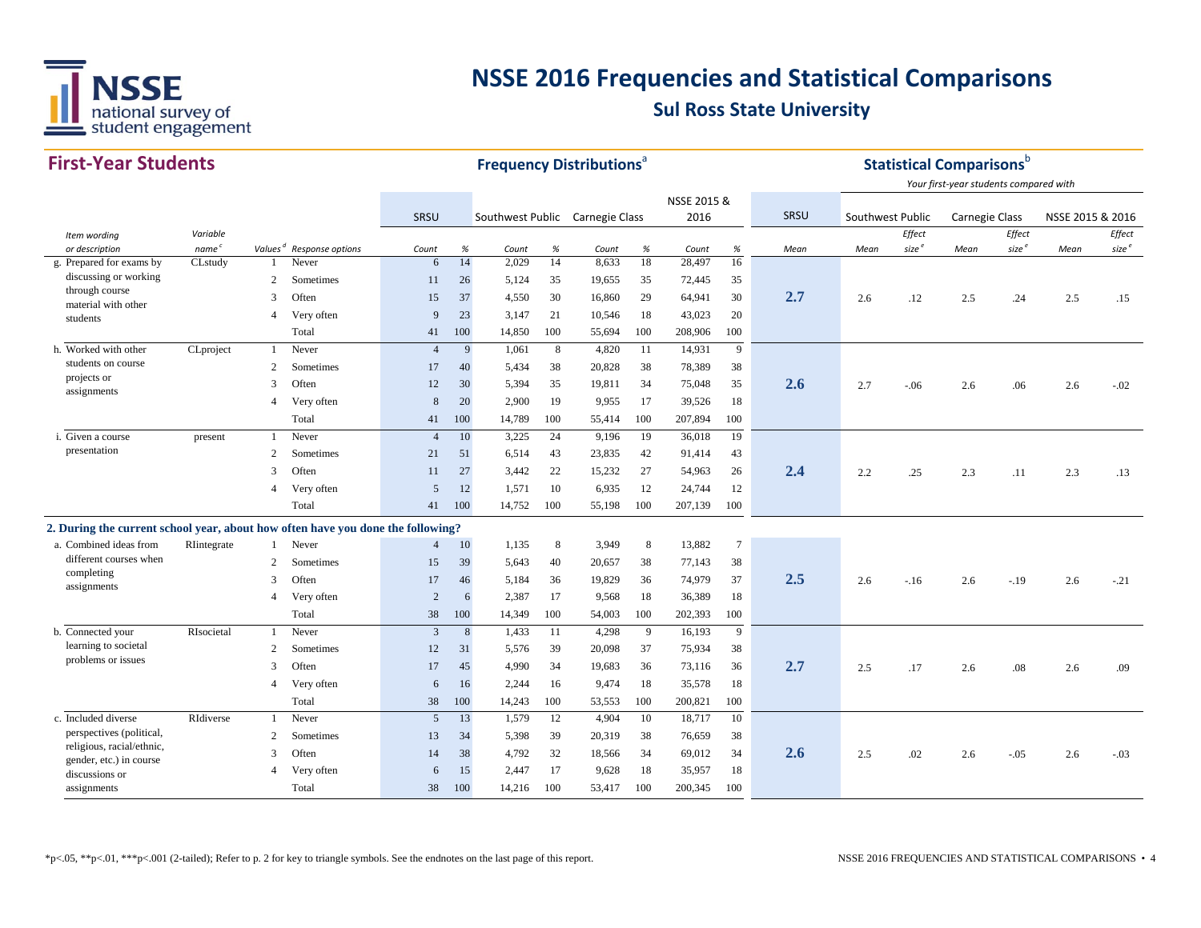# NSSE 2016 Frequencies and Statistical Comparisons

## Sul Ross State University

### First-Year Students

| Item wording or description | Variable name[c] | Values[d] | Response options | SRSU Count | SRSU % | Southwest Public Count | Southwest Public % | Carnegie Class Count | Carnegie Class % | NSSE 2015 & 2016 Count | NSSE 2015 & 2016 % | SRSU Mean | Southwest Public Mean | Southwest Public Effect size[e] | Carnegie Class Mean | Carnegie Class Effect size[e] | NSSE 2015 & 2016 Mean | NSSE 2015 & 2016 Effect size[e] |
|---|---|---|---|---|---|---|---|---|---|---|---|---|---|---|---|---|---|---|
| g. Prepared for exams by discussing or working through course material with other students | CLstudy | 1 | Never | 6 | 14 | 2,029 | 14 | 8,633 | 18 | 28,497 | 16 | 2.7 | 2.6 | .12 | 2.5 | .24 | 2.5 | .15 |
| | | 2 | Sometimes | 11 | 26 | 5,124 | 35 | 19,655 | 35 | 72,445 | 35 | | | | | | | |
| | | 3 | Often | 15 | 37 | 4,550 | 30 | 16,860 | 29 | 64,941 | 30 | | | | | | | |
| | | 4 | Very often | 9 | 23 | 3,147 | 21 | 10,546 | 18 | 43,023 | 20 | | | | | | | |
| | | | Total | 41 | 100 | 14,850 | 100 | 55,694 | 100 | 208,906 | 100 | | | | | | | |
| h. Worked with other students on course projects or assignments | CLproject | 1 | Never | 4 | 9 | 1,061 | 8 | 4,820 | 11 | 14,931 | 9 | 2.6 | 2.7 | -.06 | 2.6 | .06 | 2.6 | -.02 |
| | | 2 | Sometimes | 17 | 40 | 5,434 | 38 | 20,828 | 38 | 78,389 | 38 | | | | | | | |
| | | 3 | Often | 12 | 30 | 5,394 | 35 | 19,811 | 34 | 75,048 | 35 | | | | | | | |
| | | 4 | Very often | 8 | 20 | 2,900 | 19 | 9,955 | 17 | 39,526 | 18 | | | | | | | |
| | | | Total | 41 | 100 | 14,789 | 100 | 55,414 | 100 | 207,894 | 100 | | | | | | | |
| i. Given a course presentation | present | 1 | Never | 4 | 10 | 3,225 | 24 | 9,196 | 19 | 36,018 | 19 | 2.4 | 2.2 | .25 | 2.3 | .11 | 2.3 | .13 |
| | | 2 | Sometimes | 21 | 51 | 6,514 | 43 | 23,835 | 42 | 91,414 | 43 | | | | | | | |
| | | 3 | Often | 11 | 27 | 3,442 | 22 | 15,232 | 27 | 54,963 | 26 | | | | | | | |
| | | 4 | Very often | 5 | 12 | 1,571 | 10 | 6,935 | 12 | 24,744 | 12 | | | | | | | |
| | | | Total | 41 | 100 | 14,752 | 100 | 55,198 | 100 | 207,139 | 100 | | | | | | | |
| **2. During the current school year, about how often have you done the following?** | | | | | | | | | | | | | | | | | | |
| a. Combined ideas from different courses when completing assignments | RIintegrate | 1 | Never | 4 | 10 | 1,135 | 8 | 3,949 | 8 | 13,882 | 7 | 2.5 | 2.6 | -.16 | 2.6 | -.19 | 2.6 | -.21 |
| | | 2 | Sometimes | 15 | 39 | 5,643 | 40 | 20,657 | 38 | 77,143 | 38 | | | | | | | |
| | | 3 | Often | 17 | 46 | 5,184 | 36 | 19,829 | 36 | 74,979 | 37 | | | | | | | |
| | | 4 | Very often | 2 | 6 | 2,387 | 17 | 9,568 | 18 | 36,389 | 18 | | | | | | | |
| | | | Total | 38 | 100 | 14,349 | 100 | 54,003 | 100 | 202,393 | 100 | | | | | | | |
| b. Connected your learning to societal problems or issues | RIsocietal | 1 | Never | 3 | 8 | 1,433 | 11 | 4,298 | 9 | 16,193 | 9 | 2.7 | 2.5 | .17 | 2.6 | .08 | 2.6 | .09 |
| | | 2 | Sometimes | 12 | 31 | 5,576 | 39 | 20,098 | 37 | 75,934 | 38 | | | | | | | |
| | | 3 | Often | 17 | 45 | 4,990 | 34 | 19,683 | 36 | 73,116 | 36 | | | | | | | |
| | | 4 | Very often | 6 | 16 | 2,244 | 16 | 9,474 | 18 | 35,578 | 18 | | | | | | | |
| | | | Total | 38 | 100 | 14,243 | 100 | 53,553 | 100 | 200,821 | 100 | | | | | | | |
| c. Included diverse perspectives (political, religious, racial/ethnic, gender, etc.) in course discussions or assignments | RIdiverse | 1 | Never | 5 | 13 | 1,579 | 12 | 4,904 | 10 | 18,717 | 10 | 2.6 | 2.5 | .02 | 2.6 | -.05 | 2.6 | -.03 |
| | | 2 | Sometimes | 13 | 34 | 5,398 | 39 | 20,319 | 38 | 76,659 | 38 | | | | | | | |
| | | 3 | Often | 14 | 38 | 4,792 | 32 | 18,566 | 34 | 69,012 | 34 | | | | | | | |
| | | 4 | Very often | 6 | 15 | 2,447 | 17 | 9,628 | 18 | 35,957 | 18 | | | | | | | |
| | | | Total | 38 | 100 | 14,216 | 100 | 53,417 | 100 | 200,345 | 100 | | | | | | | |

Frequency Distributions[a]; Statistical Comparisons[b] — *Your first-year students compared with*

*p<.05, **p<.01, ***p<.001 (2-tailed); Refer to p. 2 for key to triangle symbols. See the endnotes on the last page of this report.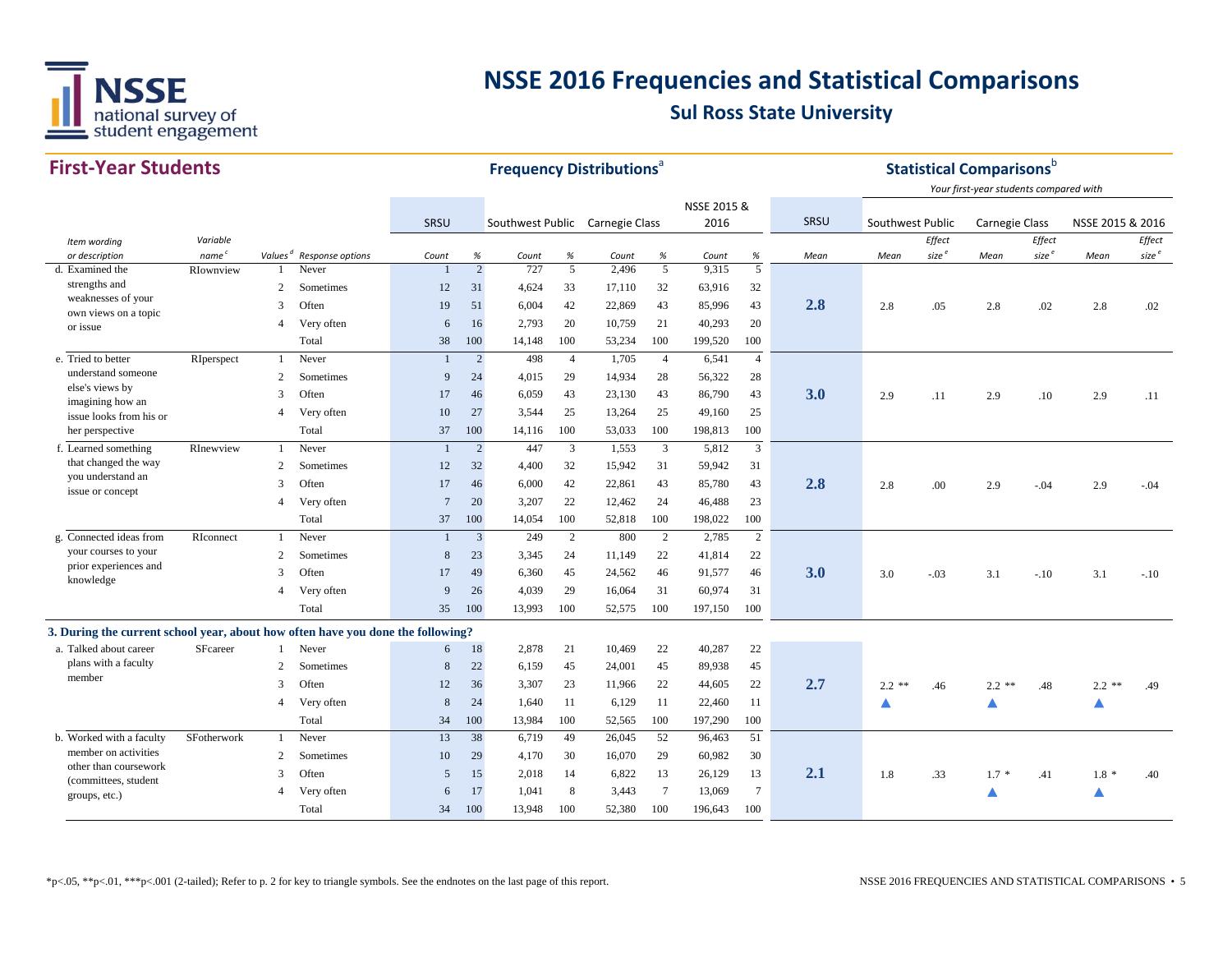# NSSE 2016 Frequencies and Statistical Comparisons

## Sul Ross State University

### First-Year Students

| | | | | Frequency Distributions[a] | | | | | | | | | Statistical Comparisons[b] | | | | | | |
|---|---|---|---|---|---|---|---|---|---|---|---|---|---|---|---|---|---|---|---|
| | | | | | | | | | | | | | | *Your first-year students compared with* | | | | | |
| | | | | SRSU | | Southwest Public | | Carnegie Class | | NSSE 2015 & 2016 | | SRSU | Southwest Public | | Carnegie Class | | NSSE 2015 & 2016 | |
| *Item wording or description* | *Variable name[c]* | *Values[d]* | *Response options* | *Count* | *%* | *Count* | *%* | *Count* | *%* | *Count* | *%* | *Mean* | *Mean* | *Effect size[e]* | *Mean* | *Effect size[e]* | *Mean* | *Effect size[e]* |
| d. Examined the strengths and weaknesses of your own views on a topic or issue | RIownview | 1 | Never | 1 | 2 | 727 | 5 | 2,496 | 5 | 9,315 | 5 | | | | | | | |
| | | 2 | Sometimes | 12 | 31 | 4,624 | 33 | 17,110 | 32 | 63,916 | 32 | | | | | | | |
| | | 3 | Often | 19 | 51 | 6,004 | 42 | 22,869 | 43 | 85,996 | 43 | **2.8** | 2.8 | .05 | 2.8 | .02 | 2.8 | .02 |
| | | 4 | Very often | 6 | 16 | 2,793 | 20 | 10,759 | 21 | 40,293 | 20 | | | | | | | |
| | | | Total | 38 | 100 | 14,148 | 100 | 53,234 | 100 | 199,520 | 100 | | | | | | | |
| e. Tried to better understand someone else's views by imagining how an issue looks from his or her perspective | RIperspect | 1 | Never | 1 | 2 | 498 | 4 | 1,705 | 4 | 6,541 | 4 | | | | | | | |
| | | 2 | Sometimes | 9 | 24 | 4,015 | 29 | 14,934 | 28 | 56,322 | 28 | | | | | | | |
| | | 3 | Often | 17 | 46 | 6,059 | 43 | 23,130 | 43 | 86,790 | 43 | **3.0** | 2.9 | .11 | 2.9 | .10 | 2.9 | .11 |
| | | 4 | Very often | 10 | 27 | 3,544 | 25 | 13,264 | 25 | 49,160 | 25 | | | | | | | |
| | | | Total | 37 | 100 | 14,116 | 100 | 53,033 | 100 | 198,813 | 100 | | | | | | | |
| f. Learned something that changed the way you understand an issue or concept | RInewview | 1 | Never | 1 | 2 | 447 | 3 | 1,553 | 3 | 5,812 | 3 | | | | | | | |
| | | 2 | Sometimes | 12 | 32 | 4,400 | 32 | 15,942 | 31 | 59,942 | 31 | | | | | | | |
| | | 3 | Often | 17 | 46 | 6,000 | 42 | 22,861 | 43 | 85,780 | 43 | **2.8** | 2.8 | .00 | 2.9 | -.04 | 2.9 | -.04 |
| | | 4 | Very often | 7 | 20 | 3,207 | 22 | 12,462 | 24 | 46,488 | 23 | | | | | | | |
| | | | Total | 37 | 100 | 14,054 | 100 | 52,818 | 100 | 198,022 | 100 | | | | | | | |
| g. Connected ideas from your courses to your prior experiences and knowledge | RIconnect | 1 | Never | 1 | 3 | 249 | 2 | 800 | 2 | 2,785 | 2 | | | | | | | |
| | | 2 | Sometimes | 8 | 23 | 3,345 | 24 | 11,149 | 22 | 41,814 | 22 | | | | | | | |
| | | 3 | Often | 17 | 49 | 6,360 | 45 | 24,562 | 46 | 91,577 | 46 | **3.0** | 3.0 | -.03 | 3.1 | -.10 | 3.1 | -.10 |
| | | 4 | Very often | 9 | 26 | 4,039 | 29 | 16,064 | 31 | 60,974 | 31 | | | | | | | |
| | | | Total | 35 | 100 | 13,993 | 100 | 52,575 | 100 | 197,150 | 100 | | | | | | | |
| **3. During the current school year, about how often have you done the following?** | | | | | | | | | | | | | | | | | | |
| a. Talked about career plans with a faculty member | SFcareer | 1 | Never | 6 | 18 | 2,878 | 21 | 10,469 | 22 | 40,287 | 22 | | | | | | | |
| | | 2 | Sometimes | 8 | 22 | 6,159 | 45 | 24,001 | 45 | 89,938 | 45 | | | | | | | |
| | | 3 | Often | 12 | 36 | 3,307 | 23 | 11,966 | 22 | 44,605 | 22 | **2.7** | 2.2 ** ▲ | .46 | 2.2 ** ▲ | .48 | 2.2 ** ▲ | .49 |
| | | 4 | Very often | 8 | 24 | 1,640 | 11 | 6,129 | 11 | 22,460 | 11 | | | | | | | |
| | | | Total | 34 | 100 | 13,984 | 100 | 52,565 | 100 | 197,290 | 100 | | | | | | | |
| b. Worked with a faculty member on activities other than coursework (committees, student groups, etc.) | SFotherwork | 1 | Never | 13 | 38 | 6,719 | 49 | 26,045 | 52 | 96,463 | 51 | | | | | | | |
| | | 2 | Sometimes | 10 | 29 | 4,170 | 30 | 16,070 | 29 | 60,982 | 30 | | | | | | | |
| | | 3 | Often | 5 | 15 | 2,018 | 14 | 6,822 | 13 | 26,129 | 13 | **2.1** | 1.8 | .33 | 1.7 * ▲ | .41 | 1.8 * ▲ | .40 |
| | | 4 | Very often | 6 | 17 | 1,041 | 8 | 3,443 | 7 | 13,069 | 7 | | | | | | | |
| | | | Total | 34 | 100 | 13,948 | 100 | 52,380 | 100 | 196,643 | 100 | | | | | | | |

*p<.05, **p<.01, ***p<.001 (2-tailed); Refer to p. 2 for key to triangle symbols. See the endnotes on the last page of this report.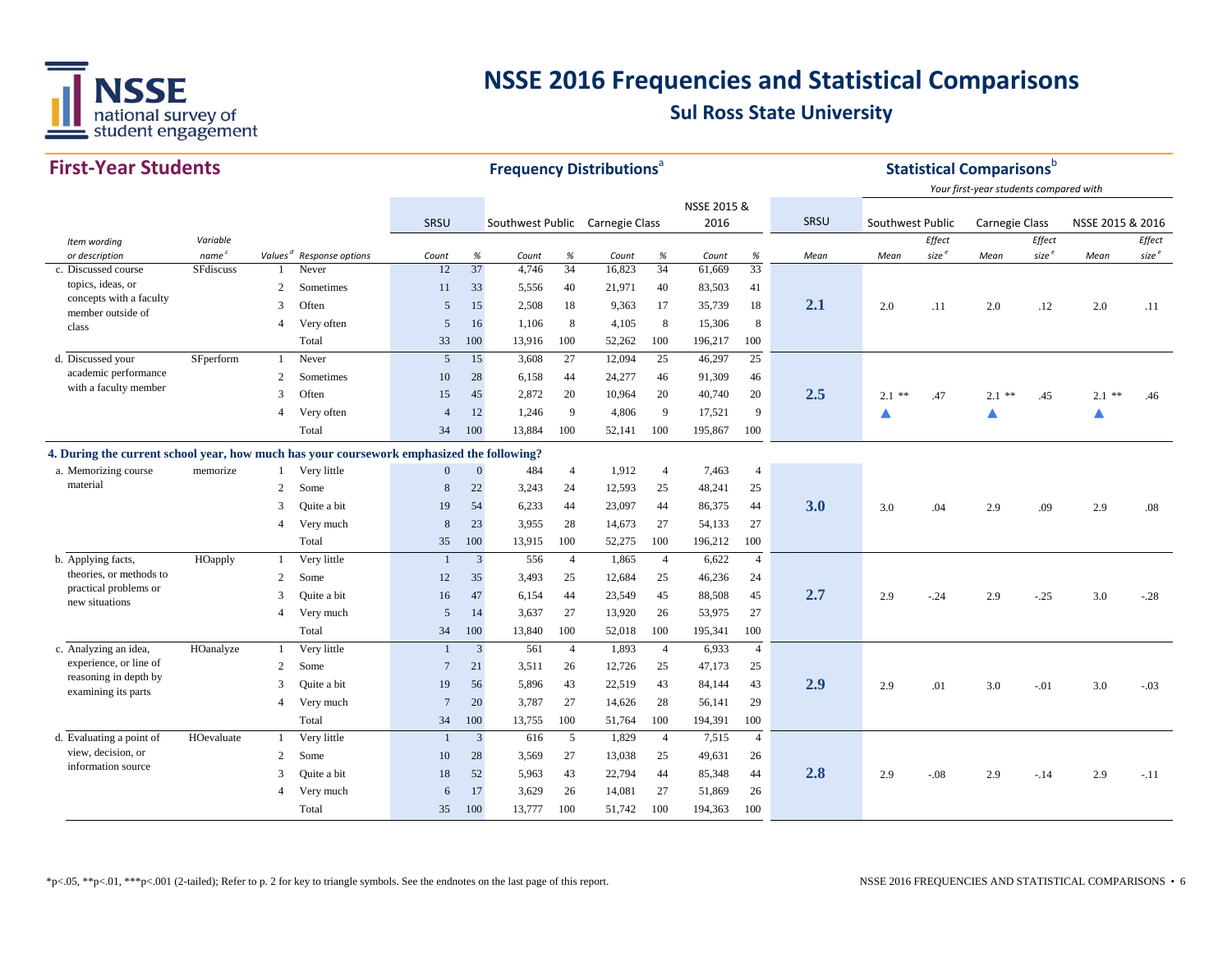# NSSE 2016 Frequencies and Statistical Comparisons

## Sul Ross State University

### First-Year Students

| | | | | Frequency Distributions[a] | | | | | | | | | Statistical Comparisons[b] | | | | | | |
|---|---|---|---|---|---|---|---|---|---|---|---|---|---|---|---|---|---|---|---|
| | | | | | | | | | | | | | | *Your first-year students compared with* | | | | | |
| | | | | SRSU | | Southwest Public | | Carnegie Class | | NSSE 2015 & 2016 | | SRSU | Southwest Public | | Carnegie Class | | NSSE 2015 & 2016 | |
| *Item wording or description* | *Variable name*[c] | *Values*[d] | *Response options* | *Count* | *%* | *Count* | *%* | *Count* | *%* | *Count* | *%* | *Mean* | *Mean* | *Effect size*[e] | *Mean* | *Effect size*[e] | *Mean* | *Effect size*[e] |
| c. Discussed course topics, ideas, or concepts with a faculty member outside of class | SFdiscuss | 1 | Never | 12 | 37 | 4,746 | 34 | 16,823 | 34 | 61,669 | 33 | **2.1** | 2.0 | .11 | 2.0 | .12 | 2.0 | .11 |
| | | 2 | Sometimes | 11 | 33 | 5,556 | 40 | 21,971 | 40 | 83,503 | 41 | | | | | | | |
| | | 3 | Often | 5 | 15 | 2,508 | 18 | 9,363 | 17 | 35,739 | 18 | | | | | | | |
| | | 4 | Very often | 5 | 16 | 1,106 | 8 | 4,105 | 8 | 15,306 | 8 | | | | | | | |
| | | | Total | 33 | 100 | 13,916 | 100 | 52,262 | 100 | 196,217 | 100 | | | | | | | |
| d. Discussed your academic performance with a faculty member | SFperform | 1 | Never | 5 | 15 | 3,608 | 27 | 12,094 | 25 | 46,297 | 25 | **2.5** | 2.1 ** ▲ | .47 | 2.1 ** ▲ | .45 | 2.1 ** ▲ | .46 |
| | | 2 | Sometimes | 10 | 28 | 6,158 | 44 | 24,277 | 46 | 91,309 | 46 | | | | | | | |
| | | 3 | Often | 15 | 45 | 2,872 | 20 | 10,964 | 20 | 40,740 | 20 | | | | | | | |
| | | 4 | Very often | 4 | 12 | 1,246 | 9 | 4,806 | 9 | 17,521 | 9 | | | | | | | |
| | | | Total | 34 | 100 | 13,884 | 100 | 52,141 | 100 | 195,867 | 100 | | | | | | | |
| **4. During the current school year, how much has your coursework emphasized the following?** | | | | | | | | | | | | | | | | | | |
| a. Memorizing course material | memorize | 1 | Very little | 0 | 0 | 484 | 4 | 1,912 | 4 | 7,463 | 4 | **3.0** | 3.0 | .04 | 2.9 | .09 | 2.9 | .08 |
| | | 2 | Some | 8 | 22 | 3,243 | 24 | 12,593 | 25 | 48,241 | 25 | | | | | | | |
| | | 3 | Quite a bit | 19 | 54 | 6,233 | 44 | 23,097 | 44 | 86,375 | 44 | | | | | | | |
| | | 4 | Very much | 8 | 23 | 3,955 | 28 | 14,673 | 27 | 54,133 | 27 | | | | | | | |
| | | | Total | 35 | 100 | 13,915 | 100 | 52,275 | 100 | 196,212 | 100 | | | | | | | |
| b. Applying facts, theories, or methods to practical problems or new situations | HOapply | 1 | Very little | 1 | 3 | 556 | 4 | 1,865 | 4 | 6,622 | 4 | **2.7** | 2.9 | -.24 | 2.9 | -.25 | 3.0 | -.28 |
| | | 2 | Some | 12 | 35 | 3,493 | 25 | 12,684 | 25 | 46,236 | 24 | | | | | | | |
| | | 3 | Quite a bit | 16 | 47 | 6,154 | 44 | 23,549 | 45 | 88,508 | 45 | | | | | | | |
| | | 4 | Very much | 5 | 14 | 3,637 | 27 | 13,920 | 26 | 53,975 | 27 | | | | | | | |
| | | | Total | 34 | 100 | 13,840 | 100 | 52,018 | 100 | 195,341 | 100 | | | | | | | |
| c. Analyzing an idea, experience, or line of reasoning in depth by examining its parts | HOanalyze | 1 | Very little | 1 | 3 | 561 | 4 | 1,893 | 4 | 6,933 | 4 | **2.9** | 2.9 | .01 | 3.0 | -.01 | 3.0 | -.03 |
| | | 2 | Some | 7 | 21 | 3,511 | 26 | 12,726 | 25 | 47,173 | 25 | | | | | | | |
| | | 3 | Quite a bit | 19 | 56 | 5,896 | 43 | 22,519 | 43 | 84,144 | 43 | | | | | | | |
| | | 4 | Very much | 7 | 20 | 3,787 | 27 | 14,626 | 28 | 56,141 | 29 | | | | | | | |
| | | | Total | 34 | 100 | 13,755 | 100 | 51,764 | 100 | 194,391 | 100 | | | | | | | |
| d. Evaluating a point of view, decision, or information source | HOevaluate | 1 | Very little | 1 | 3 | 616 | 5 | 1,829 | 4 | 7,515 | 4 | **2.8** | 2.9 | -.08 | 2.9 | -.14 | 2.9 | -.11 |
| | | 2 | Some | 10 | 28 | 3,569 | 27 | 13,038 | 25 | 49,631 | 26 | | | | | | | |
| | | 3 | Quite a bit | 18 | 52 | 5,963 | 43 | 22,794 | 44 | 85,348 | 44 | | | | | | | |
| | | 4 | Very much | 6 | 17 | 3,629 | 26 | 14,081 | 27 | 51,869 | 26 | | | | | | | |
| | | | Total | 35 | 100 | 13,777 | 100 | 51,742 | 100 | 194,363 | 100 | | | | | | | |

*p<.05, **p<.01, ***p<.001 (2-tailed); Refer to p. 2 for key to triangle symbols. See the endnotes on the last page of this report.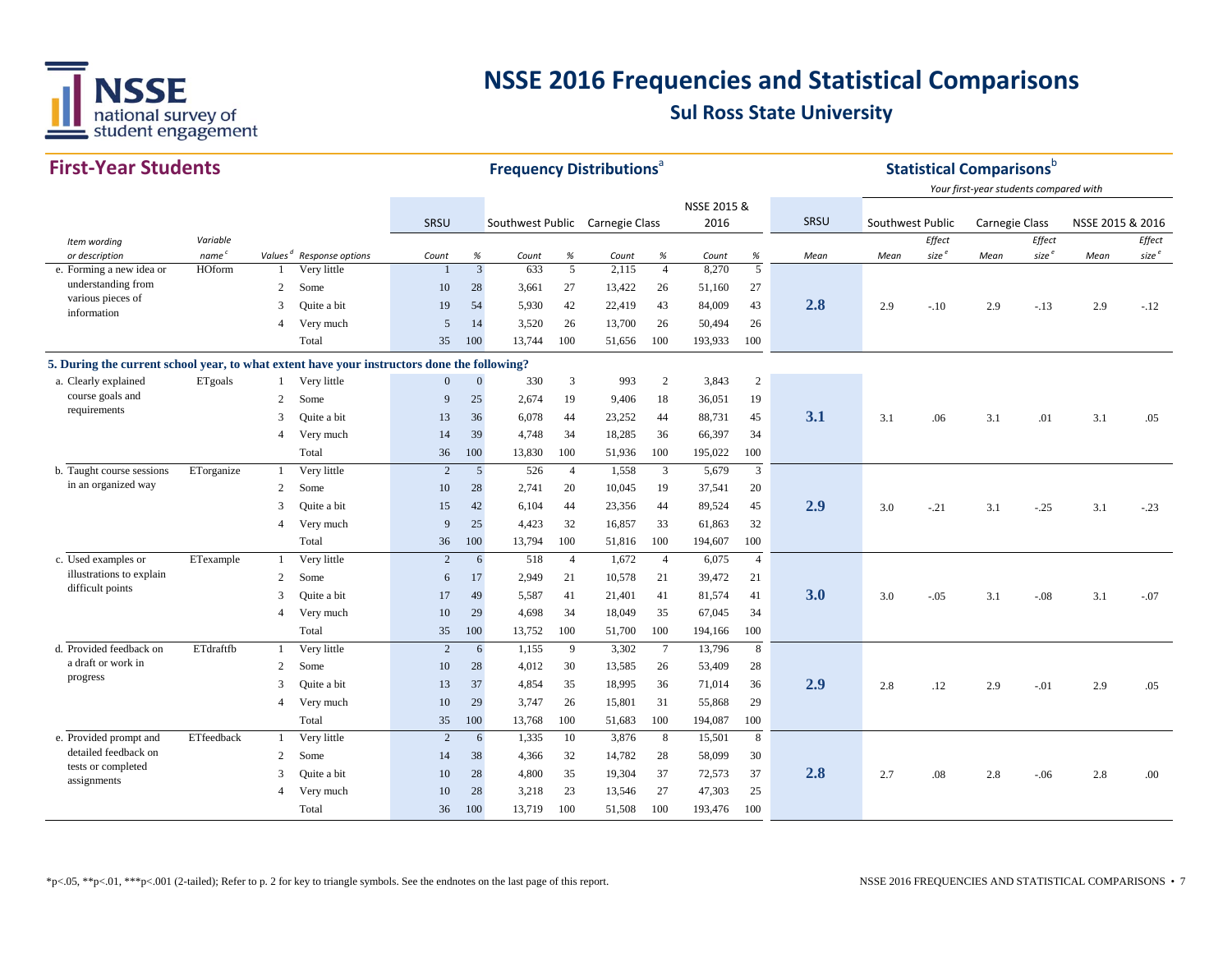# NSSE 2016 Frequencies and Statistical Comparisons

## Sul Ross State University

## First-Year Students

| Item wording or description | Variable name[c] | Values[d] | Response options | SRSU Count | SRSU % | Southwest Public Count | Southwest Public % | Carnegie Class Count | Carnegie Class % | NSSE 2015 & 2016 Count | NSSE 2015 & 2016 % | SRSU Mean | Southwest Public Mean | Southwest Public Effect size[e] | Carnegie Class Mean | Carnegie Class Effect size[e] | NSSE 2015 & 2016 Mean | NSSE 2015 & 2016 Effect size[e] |
|---|---|---|---|---|---|---|---|---|---|---|---|---|---|---|---|---|---|---|
| e. Forming a new idea or understanding from various pieces of information | HOform | 1 | Very little | 1 | 3 | 633 | 5 | 2,115 | 4 | 8,270 | 5 | **2.8** | 2.9 | -.10 | 2.9 | -.13 | 2.9 | -.12 |
| | | 2 | Some | 10 | 28 | 3,661 | 27 | 13,422 | 26 | 51,160 | 27 | | | | | | | |
| | | 3 | Quite a bit | 19 | 54 | 5,930 | 42 | 22,419 | 43 | 84,009 | 43 | | | | | | | |
| | | 4 | Very much | 5 | 14 | 3,520 | 26 | 13,700 | 26 | 50,494 | 26 | | | | | | | |
| | | | Total | 35 | 100 | 13,744 | 100 | 51,656 | 100 | 193,933 | 100 | | | | | | | |
| **5. During the current school year, to what extent have your instructors done the following?** | | | | | | | | | | | | | | | | | | |
| a. Clearly explained course goals and requirements | ETgoals | 1 | Very little | 0 | 0 | 330 | 3 | 993 | 2 | 3,843 | 2 | **3.1** | 3.1 | .06 | 3.1 | .01 | 3.1 | .05 |
| | | 2 | Some | 9 | 25 | 2,674 | 19 | 9,406 | 18 | 36,051 | 19 | | | | | | | |
| | | 3 | Quite a bit | 13 | 36 | 6,078 | 44 | 23,252 | 44 | 88,731 | 45 | | | | | | | |
| | | 4 | Very much | 14 | 39 | 4,748 | 34 | 18,285 | 36 | 66,397 | 34 | | | | | | | |
| | | | Total | 36 | 100 | 13,830 | 100 | 51,936 | 100 | 195,022 | 100 | | | | | | | |
| b. Taught course sessions in an organized way | ETorganize | 1 | Very little | 2 | 5 | 526 | 4 | 1,558 | 3 | 5,679 | 3 | **2.9** | 3.0 | -.21 | 3.1 | -.25 | 3.1 | -.23 |
| | | 2 | Some | 10 | 28 | 2,741 | 20 | 10,045 | 19 | 37,541 | 20 | | | | | | | |
| | | 3 | Quite a bit | 15 | 42 | 6,104 | 44 | 23,356 | 44 | 89,524 | 45 | | | | | | | |
| | | 4 | Very much | 9 | 25 | 4,423 | 32 | 16,857 | 33 | 61,863 | 32 | | | | | | | |
| | | | Total | 36 | 100 | 13,794 | 100 | 51,816 | 100 | 194,607 | 100 | | | | | | | |
| c. Used examples or illustrations to explain difficult points | ETexample | 1 | Very little | 2 | 6 | 518 | 4 | 1,672 | 4 | 6,075 | 4 | **3.0** | 3.0 | -.05 | 3.1 | -.08 | 3.1 | -.07 |
| | | 2 | Some | 6 | 17 | 2,949 | 21 | 10,578 | 21 | 39,472 | 21 | | | | | | | |
| | | 3 | Quite a bit | 17 | 49 | 5,587 | 41 | 21,401 | 41 | 81,574 | 41 | | | | | | | |
| | | 4 | Very much | 10 | 29 | 4,698 | 34 | 18,049 | 35 | 67,045 | 34 | | | | | | | |
| | | | Total | 35 | 100 | 13,752 | 100 | 51,700 | 100 | 194,166 | 100 | | | | | | | |
| d. Provided feedback on a draft or work in progress | ETdraftfb | 1 | Very little | 2 | 6 | 1,155 | 9 | 3,302 | 7 | 13,796 | 8 | **2.9** | 2.8 | .12 | 2.9 | -.01 | 2.9 | .05 |
| | | 2 | Some | 10 | 28 | 4,012 | 30 | 13,585 | 26 | 53,409 | 28 | | | | | | | |
| | | 3 | Quite a bit | 13 | 37 | 4,854 | 35 | 18,995 | 36 | 71,014 | 36 | | | | | | | |
| | | 4 | Very much | 10 | 29 | 3,747 | 26 | 15,801 | 31 | 55,868 | 29 | | | | | | | |
| | | | Total | 35 | 100 | 13,768 | 100 | 51,683 | 100 | 194,087 | 100 | | | | | | | |
| e. Provided prompt and detailed feedback on tests or completed assignments | ETfeedback | 1 | Very little | 2 | 6 | 1,335 | 10 | 3,876 | 8 | 15,501 | 8 | **2.8** | 2.7 | .08 | 2.8 | -.06 | 2.8 | .00 |
| | | 2 | Some | 14 | 38 | 4,366 | 32 | 14,782 | 28 | 58,099 | 30 | | | | | | | |
| | | 3 | Quite a bit | 10 | 28 | 4,800 | 35 | 19,304 | 37 | 72,573 | 37 | | | | | | | |
| | | 4 | Very much | 10 | 28 | 3,218 | 23 | 13,546 | 27 | 47,303 | 25 | | | | | | | |
| | | | Total | 36 | 100 | 13,719 | 100 | 51,508 | 100 | 193,476 | 100 | | | | | | | |

Frequency Distributions[a]; Statistical Comparisons[b] — Your first-year students compared with Southwest Public, Carnegie Class, and NSSE 2015 & 2016.

\*p<.05, \*\*p<.01, \*\*\*p<.001 (2-tailed); Refer to p. 2 for key to triangle symbols. See the endnotes on the last page of this report.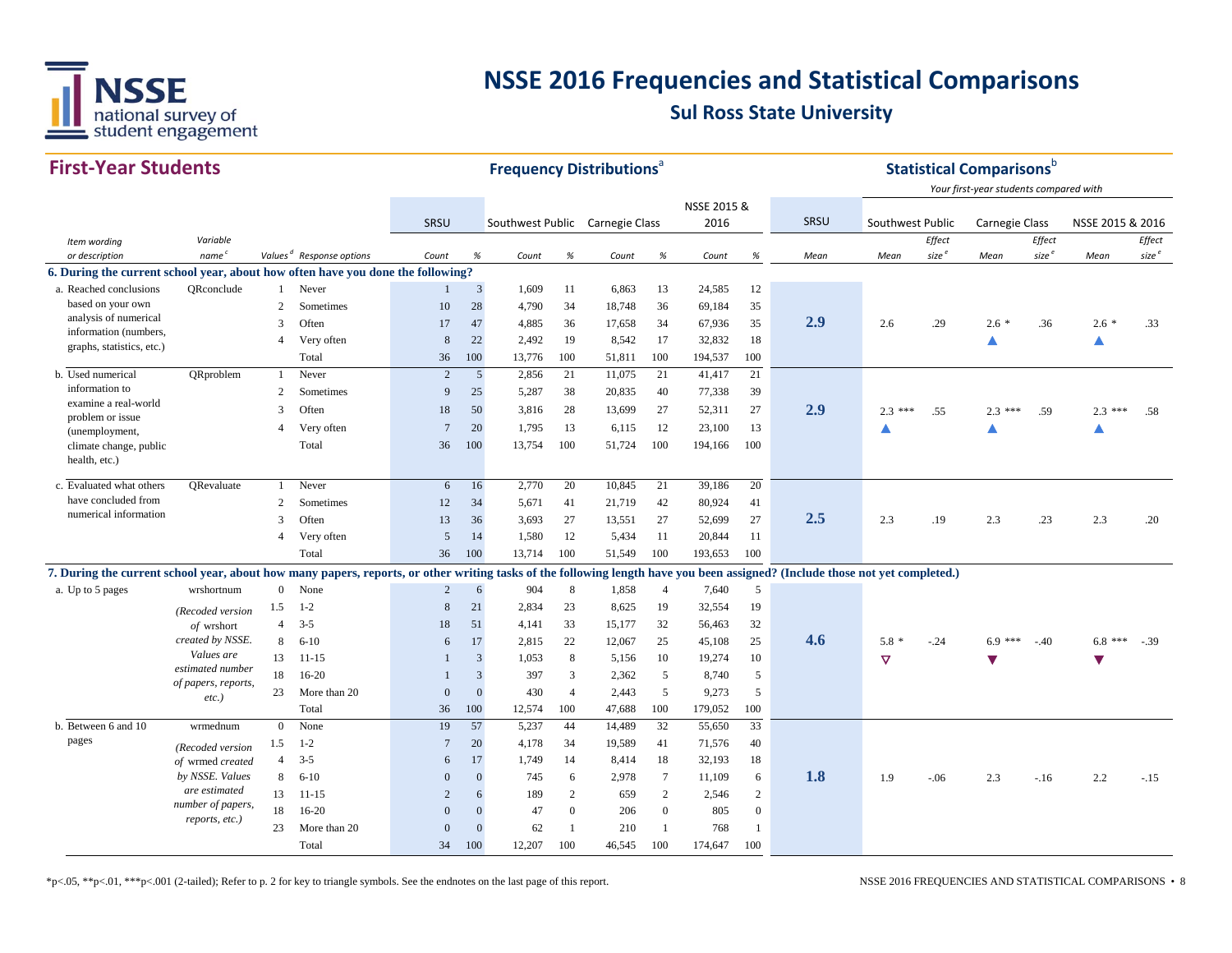# NSSE 2016 Frequencies and Statistical Comparisons

## Sul Ross State University

### First-Year Students

| Item wording or description | Variable name[c] | Values[d] | Response options | SRSU Count | SRSU % | Southwest Public Count | Southwest Public % | Carnegie Class Count | Carnegie Class % | NSSE 2015 & 2016 Count | NSSE 2015 & 2016 % | SRSU Mean | Southwest Public Mean | Southwest Public Effect size[e] | Carnegie Class Mean | Carnegie Class Effect size[e] | NSSE 2015 & 2016 Mean | NSSE 2015 & 2016 Effect size[e] |
|---|---|---|---|---|---|---|---|---|---|---|---|---|---|---|---|---|---|---|
| **6. During the current school year, about how often have you done the following?** | | | | | | | | | | | | | | | | | | |
| a. Reached conclusions based on your own analysis of numerical information (numbers, graphs, statistics, etc.) | QRconclude | 1 | Never | 1 | 3 | 1,609 | 11 | 6,863 | 13 | 24,585 | 12 | 2.9 | 2.6 | .29 | 2.6 * ▲ | .36 | 2.6 * ▲ | .33 |
| | | 2 | Sometimes | 10 | 28 | 4,790 | 34 | 18,748 | 36 | 69,184 | 35 | | | | | | | |
| | | 3 | Often | 17 | 47 | 4,885 | 36 | 17,658 | 34 | 67,936 | 35 | | | | | | | |
| | | 4 | Very often | 8 | 22 | 2,492 | 19 | 8,542 | 17 | 32,832 | 18 | | | | | | | |
| | | | Total | 36 | 100 | 13,776 | 100 | 51,811 | 100 | 194,537 | 100 | | | | | | | |
| b. Used numerical information to examine a real-world problem or issue (unemployment, climate change, public health, etc.) | QRproblem | 1 | Never | 2 | 5 | 2,856 | 21 | 11,075 | 21 | 41,417 | 21 | 2.9 | 2.3 *** ▲ | .55 | 2.3 *** ▲ | .59 | 2.3 *** ▲ | .58 |
| | | 2 | Sometimes | 9 | 25 | 5,287 | 38 | 20,835 | 40 | 77,338 | 39 | | | | | | | |
| | | 3 | Often | 18 | 50 | 3,816 | 28 | 13,699 | 27 | 52,311 | 27 | | | | | | | |
| | | 4 | Very often | 7 | 20 | 1,795 | 13 | 6,115 | 12 | 23,100 | 13 | | | | | | | |
| | | | Total | 36 | 100 | 13,754 | 100 | 51,724 | 100 | 194,166 | 100 | | | | | | | |
| c. Evaluated what others have concluded from numerical information | QRevaluate | 1 | Never | 6 | 16 | 2,770 | 20 | 10,845 | 21 | 39,186 | 20 | 2.5 | 2.3 | .19 | 2.3 | .23 | 2.3 | .20 |
| | | 2 | Sometimes | 12 | 34 | 5,671 | 41 | 21,719 | 42 | 80,924 | 41 | | | | | | | |
| | | 3 | Often | 13 | 36 | 3,693 | 27 | 13,551 | 27 | 52,699 | 27 | | | | | | | |
| | | 4 | Very often | 5 | 14 | 1,580 | 12 | 5,434 | 11 | 20,844 | 11 | | | | | | | |
| | | | Total | 36 | 100 | 13,714 | 100 | 51,549 | 100 | 193,653 | 100 | | | | | | | |
| **7. During the current school year, about how many papers, reports, or other writing tasks of the following length have you been assigned? (Include those not yet completed.)** | | | | | | | | | | | | | | | | | | |
| a. Up to 5 pages | wrshortnum *(Recoded version of wrshort created by NSSE. Values are estimated number of papers, reports, etc.)* | 0 | None | 2 | 6 | 904 | 8 | 1,858 | 4 | 7,640 | 5 | 4.6 | 5.8 * ▽ | -.24 | 6.9 *** ▼ | -.40 | 6.8 *** ▼ | -.39 |
| | | 1.5 | 1-2 | 8 | 21 | 2,834 | 23 | 8,625 | 19 | 32,554 | 19 | | | | | | | |
| | | 4 | 3-5 | 18 | 51 | 4,141 | 33 | 15,177 | 32 | 56,463 | 32 | | | | | | | |
| | | 8 | 6-10 | 6 | 17 | 2,815 | 22 | 12,067 | 25 | 45,108 | 25 | | | | | | | |
| | | 13 | 11-15 | 1 | 3 | 1,053 | 8 | 5,156 | 10 | 19,274 | 10 | | | | | | | |
| | | 18 | 16-20 | 1 | 3 | 397 | 3 | 2,362 | 5 | 8,740 | 5 | | | | | | | |
| | | 23 | More than 20 | 0 | 0 | 430 | 4 | 2,443 | 5 | 9,273 | 5 | | | | | | | |
| | | | Total | 36 | 100 | 12,574 | 100 | 47,688 | 100 | 179,052 | 100 | | | | | | | |
| b. Between 6 and 10 pages | wrmednum *(Recoded version of wrmed created by NSSE. Values are estimated number of papers, reports, etc.)* | 0 | None | 19 | 57 | 5,237 | 44 | 14,489 | 32 | 55,650 | 33 | 1.8 | 1.9 | -.06 | 2.3 | -.16 | 2.2 | -.15 |
| | | 1.5 | 1-2 | 7 | 20 | 4,178 | 34 | 19,589 | 41 | 71,576 | 40 | | | | | | | |
| | | 4 | 3-5 | 6 | 17 | 1,749 | 14 | 8,414 | 18 | 32,193 | 18 | | | | | | | |
| | | 8 | 6-10 | 0 | 0 | 745 | 6 | 2,978 | 7 | 11,109 | 6 | | | | | | | |
| | | 13 | 11-15 | 2 | 6 | 189 | 2 | 659 | 2 | 2,546 | 2 | | | | | | | |
| | | 18 | 16-20 | 0 | 0 | 47 | 0 | 206 | 0 | 805 | 0 | | | | | | | |
| | | 23 | More than 20 | 0 | 0 | 62 | 1 | 210 | 1 | 768 | 1 | | | | | | | |
| | | | Total | 34 | 100 | 12,207 | 100 | 46,545 | 100 | 174,647 | 100 | | | | | | | |

Frequency Distributions[a]; Statistical Comparisons[b] — *Your first-year students compared with*

*p<.05, **p<.01, ***p<.001 (2-tailed); Refer to p. 2 for key to triangle symbols. See the endnotes on the last page of this report.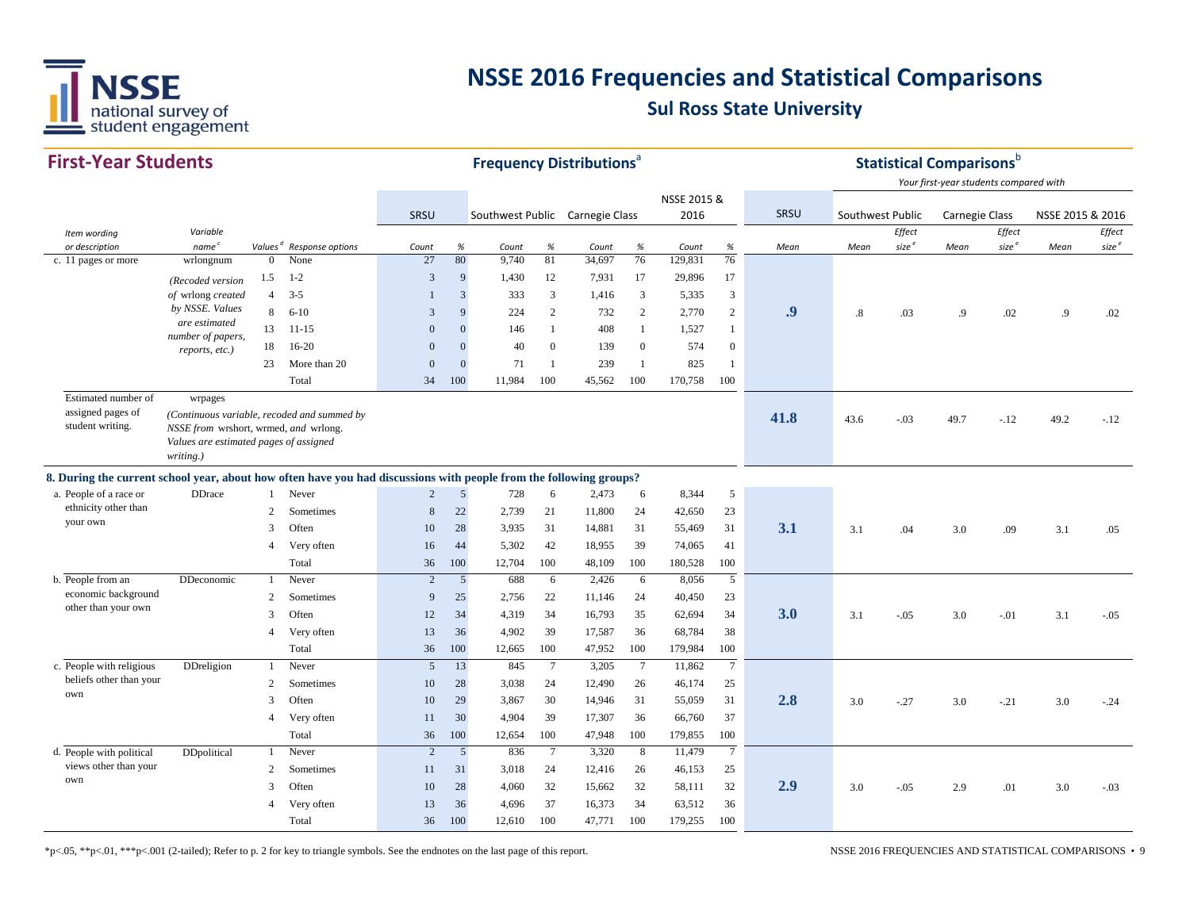# NSSE 2016 Frequencies and Statistical Comparisons

## Sul Ross State University

### First-Year Students

| Item wording or description | Variable name[c] | Values[d] | Response options | SRSU Count | SRSU % | Southwest Public Count | Southwest Public % | Carnegie Class Count | Carnegie Class % | NSSE 2015 & 2016 Count | NSSE 2015 & 2016 % | SRSU Mean | Southwest Public Mean | Southwest Public Effect size[e] | Carnegie Class Mean | Carnegie Class Effect size[e] | NSSE 2015 & 2016 Mean | NSSE 2015 & 2016 Effect size[e] |
|---|---|---|---|---|---|---|---|---|---|---|---|---|---|---|---|---|---|---|
| c. 11 pages or more | wrlongnum | 0 | None | 27 | 80 | 9,740 | 81 | 34,697 | 76 | 129,831 | 76 | **.9** | .8 | .03 | .9 | .02 | .9 | .02 |
| | *(Recoded version of* wrlong *created by NSSE. Values are estimated number of papers, reports, etc.)* | 1.5 | 1-2 | 3 | 9 | 1,430 | 12 | 7,931 | 17 | 29,896 | 17 | | | | | | | |
| | | 4 | 3-5 | 1 | 3 | 333 | 3 | 1,416 | 3 | 5,335 | 3 | | | | | | | |
| | | 8 | 6-10 | 3 | 9 | 224 | 2 | 732 | 2 | 2,770 | 2 | | | | | | | |
| | | 13 | 11-15 | 0 | 0 | 146 | 1 | 408 | 1 | 1,527 | 1 | | | | | | | |
| | | 18 | 16-20 | 0 | 0 | 40 | 0 | 139 | 0 | 574 | 0 | | | | | | | |
| | | 23 | More than 20 | 0 | 0 | 71 | 1 | 239 | 1 | 825 | 1 | | | | | | | |
| | | | Total | 34 | 100 | 11,984 | 100 | 45,562 | 100 | 170,758 | 100 | | | | | | | |
| Estimated number of assigned pages of student writing. | wrpages *(Continuous variable, recoded and summed by NSSE from* wrshort, wrmed, *and* wrlong. *Values are estimated pages of assigned writing.)* | | | | | | | | | | | **41.8** | 43.6 | -.03 | 49.7 | -.12 | 49.2 | -.12 |
| **8. During the current school year, about how often have you had discussions with people from the following groups?** | | | | | | | | | | | | | | | | | | |
| a. People of a race or ethnicity other than your own | DDrace | 1 | Never | 2 | 5 | 728 | 6 | 2,473 | 6 | 8,344 | 5 | **3.1** | 3.1 | .04 | 3.0 | .09 | 3.1 | .05 |
| | | 2 | Sometimes | 8 | 22 | 2,739 | 21 | 11,800 | 24 | 42,650 | 23 | | | | | | | |
| | | 3 | Often | 10 | 28 | 3,935 | 31 | 14,881 | 31 | 55,469 | 31 | | | | | | | |
| | | 4 | Very often | 16 | 44 | 5,302 | 42 | 18,955 | 39 | 74,065 | 41 | | | | | | | |
| | | | Total | 36 | 100 | 12,704 | 100 | 48,109 | 100 | 180,528 | 100 | | | | | | | |
| b. People from an economic background other than your own | DDeconomic | 1 | Never | 2 | 5 | 688 | 6 | 2,426 | 6 | 8,056 | 5 | **3.0** | 3.1 | -.05 | 3.0 | -.01 | 3.1 | -.05 |
| | | 2 | Sometimes | 9 | 25 | 2,756 | 22 | 11,146 | 24 | 40,450 | 23 | | | | | | | |
| | | 3 | Often | 12 | 34 | 4,319 | 34 | 16,793 | 35 | 62,694 | 34 | | | | | | | |
| | | 4 | Very often | 13 | 36 | 4,902 | 39 | 17,587 | 36 | 68,784 | 38 | | | | | | | |
| | | | Total | 36 | 100 | 12,665 | 100 | 47,952 | 100 | 179,984 | 100 | | | | | | | |
| c. People with religious beliefs other than your own | DDreligion | 1 | Never | 5 | 13 | 845 | 7 | 3,205 | 7 | 11,862 | 7 | **2.8** | 3.0 | -.27 | 3.0 | -.21 | 3.0 | -.24 |
| | | 2 | Sometimes | 10 | 28 | 3,038 | 24 | 12,490 | 26 | 46,174 | 25 | | | | | | | |
| | | 3 | Often | 10 | 29 | 3,867 | 30 | 14,946 | 31 | 55,059 | 31 | | | | | | | |
| | | 4 | Very often | 11 | 30 | 4,904 | 39 | 17,307 | 36 | 66,760 | 37 | | | | | | | |
| | | | Total | 36 | 100 | 12,654 | 100 | 47,948 | 100 | 179,855 | 100 | | | | | | | |
| d. People with political views other than your own | DDpolitical | 1 | Never | 2 | 5 | 836 | 7 | 3,320 | 8 | 11,479 | 7 | **2.9** | 3.0 | -.05 | 2.9 | .01 | 3.0 | -.03 |
| | | 2 | Sometimes | 11 | 31 | 3,018 | 24 | 12,416 | 26 | 46,153 | 25 | | | | | | | |
| | | 3 | Often | 10 | 28 | 4,060 | 32 | 15,662 | 32 | 58,111 | 32 | | | | | | | |
| | | 4 | Very often | 13 | 36 | 4,696 | 37 | 16,373 | 34 | 63,512 | 36 | | | | | | | |
| | | | Total | 36 | 100 | 12,610 | 100 | 47,771 | 100 | 179,255 | 100 | | | | | | | |

Frequency Distributions[a]; Statistical Comparisons[b] — *Your first-year students compared with*

*p<.05, **p<.01, ***p<.001 (2-tailed); Refer to p. 2 for key to triangle symbols. See the endnotes on the last page of this report.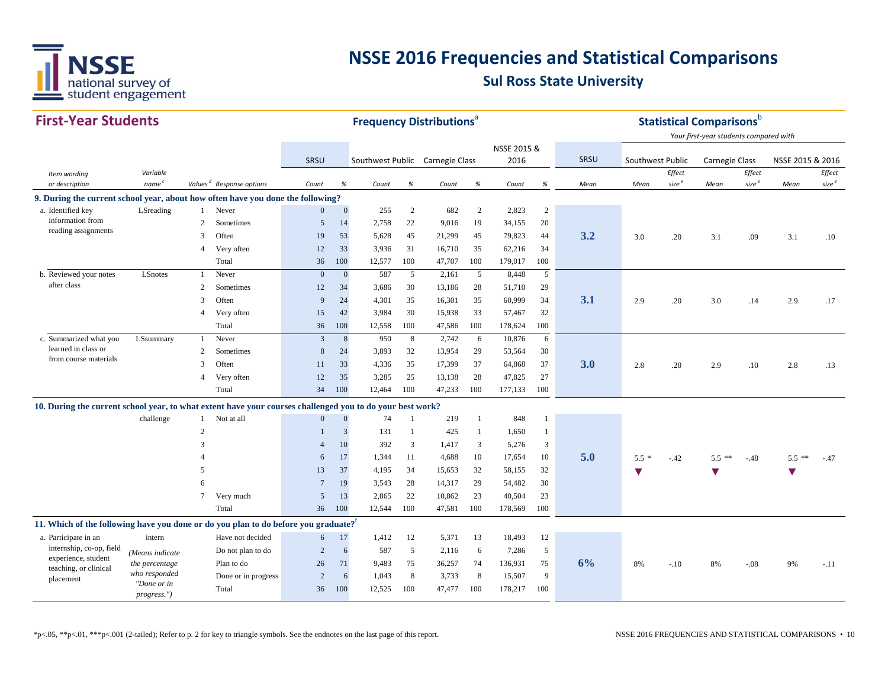# NSSE 2016 Frequencies and Statistical Comparisons

## Sul Ross State University

## First-Year Students

| Item wording or description | Variable name[c] | Values[d] | Response options | SRSU Count | SRSU % | Southwest Public Count | Southwest Public % | Carnegie Class Count | Carnegie Class % | NSSE 2015 & 2016 Count | NSSE 2015 & 2016 % | SRSU Mean | Southwest Public Mean | Southwest Public Effect size[e] | Carnegie Class Mean | Carnegie Class Effect size[e] | NSSE 2015 & 2016 Mean | NSSE 2015 & 2016 Effect size[e] |
|---|---|---|---|---|---|---|---|---|---|---|---|---|---|---|---|---|---|---|
| **9. During the current school year, about how often have you done the following?** | | | | | | | | | | | | | | | | | | |
| a. Identified key information from reading assignments | LSreading | 1 | Never | 0 | 0 | 255 | 2 | 682 | 2 | 2,823 | 2 | | | | | | | |
| | | 2 | Sometimes | 5 | 14 | 2,758 | 22 | 9,016 | 19 | 34,155 | 20 | | | | | | | |
| | | 3 | Often | 19 | 53 | 5,628 | 45 | 21,299 | 45 | 79,823 | 44 | 3.2 | 3.0 | .20 | 3.1 | .09 | 3.1 | .10 |
| | | 4 | Very often | 12 | 33 | 3,936 | 31 | 16,710 | 35 | 62,216 | 34 | | | | | | | |
| | | | Total | 36 | 100 | 12,577 | 100 | 47,707 | 100 | 179,017 | 100 | | | | | | | |
| b. Reviewed your notes after class | LSnotes | 1 | Never | 0 | 0 | 587 | 5 | 2,161 | 5 | 8,448 | 5 | | | | | | | |
| | | 2 | Sometimes | 12 | 34 | 3,686 | 30 | 13,186 | 28 | 51,710 | 29 | | | | | | | |
| | | 3 | Often | 9 | 24 | 4,301 | 35 | 16,301 | 35 | 60,999 | 34 | 3.1 | 2.9 | .20 | 3.0 | .14 | 2.9 | .17 |
| | | 4 | Very often | 15 | 42 | 3,984 | 30 | 15,938 | 33 | 57,467 | 32 | | | | | | | |
| | | | Total | 36 | 100 | 12,558 | 100 | 47,586 | 100 | 178,624 | 100 | | | | | | | |
| c. Summarized what you learned in class or from course materials | LSsummary | 1 | Never | 3 | 8 | 950 | 8 | 2,742 | 6 | 10,876 | 6 | | | | | | | |
| | | 2 | Sometimes | 8 | 24 | 3,893 | 32 | 13,954 | 29 | 53,564 | 30 | | | | | | | |
| | | 3 | Often | 11 | 33 | 4,336 | 35 | 17,399 | 37 | 64,868 | 37 | 3.0 | 2.8 | .20 | 2.9 | .10 | 2.8 | .13 |
| | | 4 | Very often | 12 | 35 | 3,285 | 25 | 13,138 | 28 | 47,825 | 27 | | | | | | | |
| | | | Total | 34 | 100 | 12,464 | 100 | 47,233 | 100 | 177,133 | 100 | | | | | | | |
| **10. During the current school year, to what extent have your courses challenged you to do your best work?** | | | | | | | | | | | | | | | | | | |
| | challenge | 1 | Not at all | 0 | 0 | 74 | 1 | 219 | 1 | 848 | 1 | | | | | | | |
| | | 2 | | 1 | 3 | 131 | 1 | 425 | 1 | 1,650 | 1 | | | | | | | |
| | | 3 | | 4 | 10 | 392 | 3 | 1,417 | 3 | 5,276 | 3 | | | | | | | |
| | | 4 | | 6 | 17 | 1,344 | 11 | 4,688 | 10 | 17,654 | 10 | 5.0 | 5.5 * ▼ | -.42 | 5.5 ** ▼ | -.48 | 5.5 ** ▼ | -.47 |
| | | 5 | | 13 | 37 | 4,195 | 34 | 15,653 | 32 | 58,155 | 32 | | | | | | | |
| | | 6 | | 7 | 19 | 3,543 | 28 | 14,317 | 29 | 54,482 | 30 | | | | | | | |
| | | 7 | Very much | 5 | 13 | 2,865 | 22 | 10,862 | 23 | 40,504 | 23 | | | | | | | |
| | | | Total | 36 | 100 | 12,544 | 100 | 47,581 | 100 | 178,569 | 100 | | | | | | | |
| **11. Which of the following have you done or do you plan to do before you graduate?[f]** | | | | | | | | | | | | | | | | | | |
| a. Participate in an internship, co-op, field experience, student teaching, or clinical placement | intern (*Means indicate the percentage who responded "Done or in progress."*) | | Have not decided | 6 | 17 | 1,412 | 12 | 5,371 | 13 | 18,493 | 12 | | | | | | | |
| | | | Do not plan to do | 2 | 6 | 587 | 5 | 2,116 | 6 | 7,286 | 5 | | | | | | | |
| | | | Plan to do | 26 | 71 | 9,483 | 75 | 36,257 | 74 | 136,931 | 75 | 6% | 8% | -.10 | 8% | -.08 | 9% | -.11 |
| | | | Done or in progress | 2 | 6 | 1,043 | 8 | 3,733 | 8 | 15,507 | 9 | | | | | | | |
| | | | Total | 36 | 100 | 12,525 | 100 | 47,477 | 100 | 178,217 | 100 | | | | | | | |

Frequency Distributions[a]; Statistical Comparisons[b] — *Your first-year students compared with*

*p<.05, **p<.01, ***p<.001 (2-tailed); Refer to p. 2 for key to triangle symbols. See the endnotes on the last page of this report.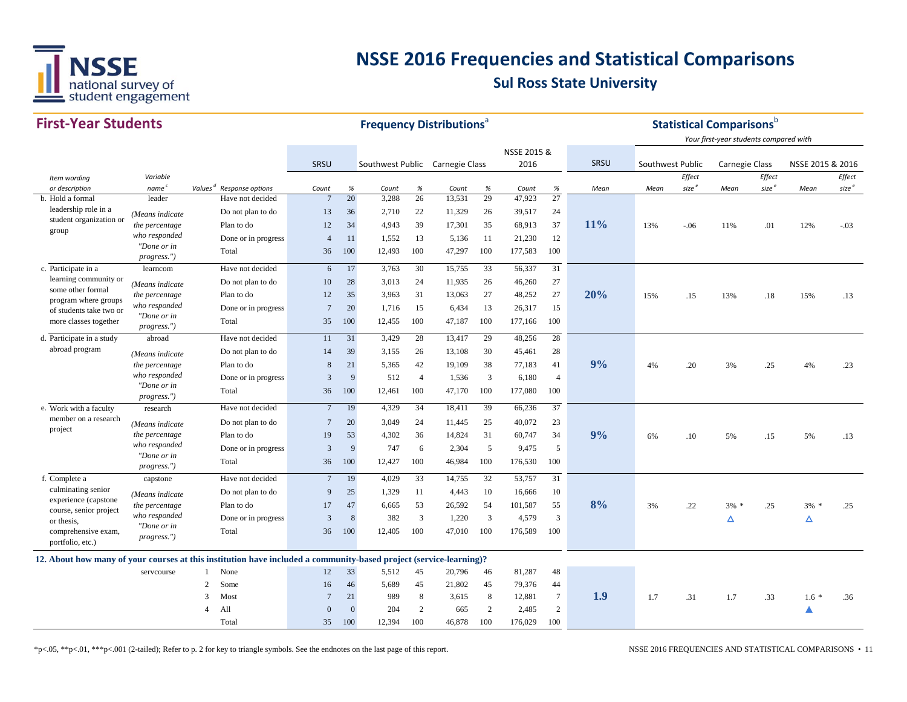# NSSE 2016 Frequencies and Statistical Comparisons

## Sul Ross State University

## First-Year Students

| Item wording or description | Variable name[c] | Values[d] | Response options | SRSU Count | SRSU % | Southwest Public Count | Southwest Public % | Carnegie Class Count | Carnegie Class % | NSSE 2015 & 2016 Count | NSSE 2015 & 2016 % | SRSU Mean | Southwest Public Mean | Southwest Public Effect size[e] | Carnegie Class Mean | Carnegie Class Effect size[e] | NSSE 2015 & 2016 Mean | NSSE 2015 & 2016 Effect size[e] |
|---|---|---|---|---|---|---|---|---|---|---|---|---|---|---|---|---|---|---|
| b. Hold a formal leadership role in a student organization or group | leader (Means indicate the percentage who responded "Done or in progress.") | | Have not decided | 7 | 20 | 3,288 | 26 | 13,531 | 29 | 47,923 | 27 | 11% | 13% | -.06 | 11% | .01 | 12% | -.03 |
| | | | Do not plan to do | 13 | 36 | 2,710 | 22 | 11,329 | 26 | 39,517 | 24 | | | | | | | |
| | | | Plan to do | 12 | 34 | 4,943 | 39 | 17,301 | 35 | 68,913 | 37 | | | | | | | |
| | | | Done or in progress | 4 | 11 | 1,552 | 13 | 5,136 | 11 | 21,230 | 12 | | | | | | | |
| | | | Total | 36 | 100 | 12,493 | 100 | 47,297 | 100 | 177,583 | 100 | | | | | | | |
| c. Participate in a learning community or some other formal program where groups of students take two or more classes together | learncom (Means indicate the percentage who responded "Done or in progress.") | | Have not decided | 6 | 17 | 3,763 | 30 | 15,755 | 33 | 56,337 | 31 | 20% | 15% | .15 | 13% | .18 | 15% | .13 |
| | | | Do not plan to do | 10 | 28 | 3,013 | 24 | 11,935 | 26 | 46,260 | 27 | | | | | | | |
| | | | Plan to do | 12 | 35 | 3,963 | 31 | 13,063 | 27 | 48,252 | 27 | | | | | | | |
| | | | Done or in progress | 7 | 20 | 1,716 | 15 | 6,434 | 13 | 26,317 | 15 | | | | | | | |
| | | | Total | 35 | 100 | 12,455 | 100 | 47,187 | 100 | 177,166 | 100 | | | | | | | |
| d. Participate in a study abroad program | abroad (Means indicate the percentage who responded "Done or in progress.") | | Have not decided | 11 | 31 | 3,429 | 28 | 13,417 | 29 | 48,256 | 28 | 9% | 4% | .20 | 3% | .25 | 4% | .23 |
| | | | Do not plan to do | 14 | 39 | 3,155 | 26 | 13,108 | 30 | 45,461 | 28 | | | | | | | |
| | | | Plan to do | 8 | 21 | 5,365 | 42 | 19,109 | 38 | 77,183 | 41 | | | | | | | |
| | | | Done or in progress | 3 | 9 | 512 | 4 | 1,536 | 3 | 6,180 | 4 | | | | | | | |
| | | | Total | 36 | 100 | 12,461 | 100 | 47,170 | 100 | 177,080 | 100 | | | | | | | |
| e. Work with a faculty member on a research project | research (Means indicate the percentage who responded "Done or in progress.") | | Have not decided | 7 | 19 | 4,329 | 34 | 18,411 | 39 | 66,236 | 37 | 9% | 6% | .10 | 5% | .15 | 5% | .13 |
| | | | Do not plan to do | 7 | 20 | 3,049 | 24 | 11,445 | 25 | 40,072 | 23 | | | | | | | |
| | | | Plan to do | 19 | 53 | 4,302 | 36 | 14,824 | 31 | 60,747 | 34 | | | | | | | |
| | | | Done or in progress | 3 | 9 | 747 | 6 | 2,304 | 5 | 9,475 | 5 | | | | | | | |
| | | | Total | 36 | 100 | 12,427 | 100 | 46,984 | 100 | 176,530 | 100 | | | | | | | |
| f. Complete a culminating senior experience (capstone course, senior project or thesis, comprehensive exam, portfolio, etc.) | capstone (Means indicate the percentage who responded "Done or in progress.") | | Have not decided | 7 | 19 | 4,029 | 33 | 14,755 | 32 | 53,757 | 31 | 8% | 3% | .22 | 3% * △ | .25 | 3% * △ | .25 |
| | | | Do not plan to do | 9 | 25 | 1,329 | 11 | 4,443 | 10 | 16,666 | 10 | | | | | | | |
| | | | Plan to do | 17 | 47 | 6,665 | 53 | 26,592 | 54 | 101,587 | 55 | | | | | | | |
| | | | Done or in progress | 3 | 8 | 382 | 3 | 1,220 | 3 | 4,579 | 3 | | | | | | | |
| | | | Total | 36 | 100 | 12,405 | 100 | 47,010 | 100 | 176,589 | 100 | | | | | | | |
| **12. About how many of your courses at this institution have included a community-based project (service-learning)?** | | | | | | | | | | | | | | | | | | |
| | servcourse | 1 | None | 12 | 33 | 5,512 | 45 | 20,796 | 46 | 81,287 | 48 | 1.9 | 1.7 | .31 | 1.7 | .33 | 1.6 * ▲ | .36 |
| | | 2 | Some | 16 | 46 | 5,689 | 45 | 21,802 | 45 | 79,376 | 44 | | | | | | | |
| | | 3 | Most | 7 | 21 | 989 | 8 | 3,615 | 8 | 12,881 | 7 | | | | | | | |
| | | 4 | All | 0 | 0 | 204 | 2 | 665 | 2 | 2,485 | 2 | | | | | | | |
| | | | Total | 35 | 100 | 12,394 | 100 | 46,878 | 100 | 176,029 | 100 | | | | | | | |

Frequency Distributions[a]; Statistical Comparisons[b] — Your first-year students compared with Southwest Public, Carnegie Class, and NSSE 2015 & 2016.

*p<.05, **p<.01, ***p<.001 (2-tailed); Refer to p. 2 for key to triangle symbols. See the endnotes on the last page of this report.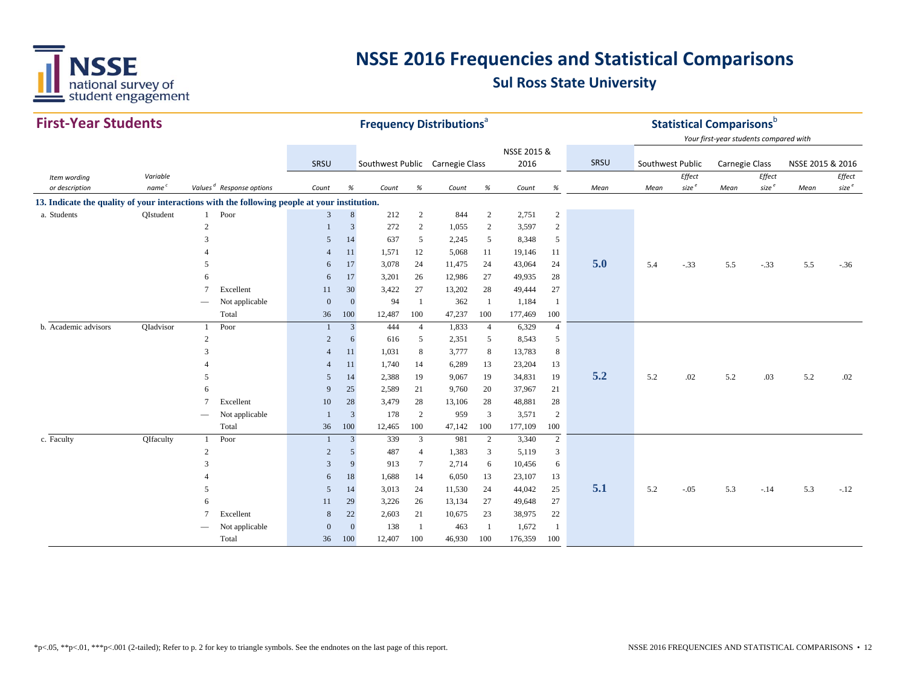# NSSE 2016 Frequencies and Statistical Comparisons

## Sul Ross State University

### First-Year Students

**Frequency Distributions**[a] | **Statistical Comparisons**[b]

*Your first-year students compared with*

| Item wording or description | Variable name[c] | Values[d] | Response options | SRSU Count | SRSU % | Southwest Public Count | Southwest Public % | Carnegie Class Count | Carnegie Class % | NSSE 2015 & 2016 Count | NSSE 2015 & 2016 % | SRSU Mean | Southwest Public Mean | Southwest Public Effect size[e] | Carnegie Class Mean | Carnegie Class Effect size[e] | NSSE 2015 & 2016 Mean | NSSE 2015 & 2016 Effect size[e] |
|---|---|---|---|---|---|---|---|---|---|---|---|---|---|---|---|---|---|---|
| **13. Indicate the quality of your interactions with the following people at your institution.** | | | | | | | | | | | | | | | | | | |
| a. Students | QIstudent | 1 | Poor | 3 | 8 | 212 | 2 | 844 | 2 | 2,751 | 2 | 5.0 | 5.4 | -.33 | 5.5 | -.33 | 5.5 | -.36 |
| | | 2 | | 1 | 3 | 272 | 2 | 1,055 | 2 | 3,597 | 2 | | | | | | | |
| | | 3 | | 5 | 14 | 637 | 5 | 2,245 | 5 | 8,348 | 5 | | | | | | | |
| | | 4 | | 4 | 11 | 1,571 | 12 | 5,068 | 11 | 19,146 | 11 | | | | | | | |
| | | 5 | | 6 | 17 | 3,078 | 24 | 11,475 | 24 | 43,064 | 24 | | | | | | | |
| | | 6 | | 6 | 17 | 3,201 | 26 | 12,986 | 27 | 49,935 | 28 | | | | | | | |
| | | 7 | Excellent | 11 | 30 | 3,422 | 27 | 13,202 | 28 | 49,444 | 27 | | | | | | | |
| | | — | Not applicable | 0 | 0 | 94 | 1 | 362 | 1 | 1,184 | 1 | | | | | | | |
| | | | Total | 36 | 100 | 12,487 | 100 | 47,237 | 100 | 177,469 | 100 | | | | | | | |
| b. Academic advisors | QIadvisor | 1 | Poor | 1 | 3 | 444 | 4 | 1,833 | 4 | 6,329 | 4 | 5.2 | 5.2 | .02 | 5.2 | .03 | 5.2 | .02 |
| | | 2 | | 2 | 6 | 616 | 5 | 2,351 | 5 | 8,543 | 5 | | | | | | | |
| | | 3 | | 4 | 11 | 1,031 | 8 | 3,777 | 8 | 13,783 | 8 | | | | | | | |
| | | 4 | | 4 | 11 | 1,740 | 14 | 6,289 | 13 | 23,204 | 13 | | | | | | | |
| | | 5 | | 5 | 14 | 2,388 | 19 | 9,067 | 19 | 34,831 | 19 | | | | | | | |
| | | 6 | | 9 | 25 | 2,589 | 21 | 9,760 | 20 | 37,967 | 21 | | | | | | | |
| | | 7 | Excellent | 10 | 28 | 3,479 | 28 | 13,106 | 28 | 48,881 | 28 | | | | | | | |
| | | — | Not applicable | 1 | 3 | 178 | 2 | 959 | 3 | 3,571 | 2 | | | | | | | |
| | | | Total | 36 | 100 | 12,465 | 100 | 47,142 | 100 | 177,109 | 100 | | | | | | | |
| c. Faculty | QIfaculty | 1 | Poor | 1 | 3 | 339 | 3 | 981 | 2 | 3,340 | 2 | 5.1 | 5.2 | -.05 | 5.3 | -.14 | 5.3 | -.12 |
| | | 2 | | 2 | 5 | 487 | 4 | 1,383 | 3 | 5,119 | 3 | | | | | | | |
| | | 3 | | 3 | 9 | 913 | 7 | 2,714 | 6 | 10,456 | 6 | | | | | | | |
| | | 4 | | 6 | 18 | 1,688 | 14 | 6,050 | 13 | 23,107 | 13 | | | | | | | |
| | | 5 | | 5 | 14 | 3,013 | 24 | 11,530 | 24 | 44,042 | 25 | | | | | | | |
| | | 6 | | 11 | 29 | 3,226 | 26 | 13,134 | 27 | 49,648 | 27 | | | | | | | |
| | | 7 | Excellent | 8 | 22 | 2,603 | 21 | 10,675 | 23 | 38,975 | 22 | | | | | | | |
| | | — | Not applicable | 0 | 0 | 138 | 1 | 463 | 1 | 1,672 | 1 | | | | | | | |
| | | | Total | 36 | 100 | 12,407 | 100 | 46,930 | 100 | 176,359 | 100 | | | | | | | |

*p<.05, **p<.01, ***p<.001 (2-tailed); Refer to p. 2 for key to triangle symbols. See the endnotes on the last page of this report.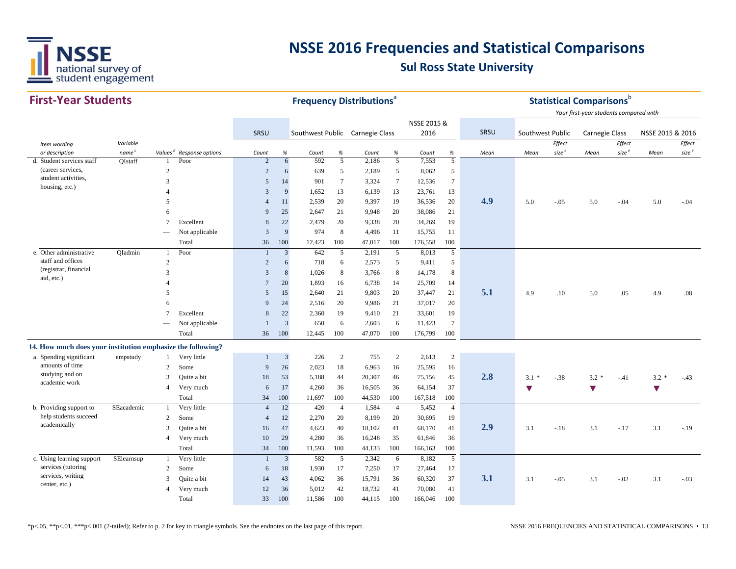# NSSE 2016 Frequencies and Statistical Comparisons

## Sul Ross State University

### First-Year Students

| Item wording or description | Variable name[c] | Values[d] | Response options | SRSU Count | SRSU % | Southwest Public Count | Southwest Public % | Carnegie Class Count | Carnegie Class % | NSSE 2015 & 2016 Count | NSSE 2015 & 2016 % | SRSU Mean | Southwest Public Mean | Southwest Public Effect size[e] | Carnegie Class Mean | Carnegie Class Effect size[e] | NSSE 2015 & 2016 Mean | NSSE 2015 & 2016 Effect size[e] |
|---|---|---|---|---|---|---|---|---|---|---|---|---|---|---|---|---|---|---|
| d. Student services staff (career services, student activities, housing, etc.) | QIstaff | 1 | Poor | 2 | 6 | 592 | 5 | 2,186 | 5 | 7,553 | 5 | | | | | | | |
| | | 2 | | 2 | 6 | 639 | 5 | 2,189 | 5 | 8,062 | 5 | | | | | | | |
| | | 3 | | 5 | 14 | 901 | 7 | 3,324 | 7 | 12,536 | 7 | | | | | | | |
| | | 4 | | 3 | 9 | 1,652 | 13 | 6,139 | 13 | 23,761 | 13 | | | | | | | |
| | | 5 | | 4 | 11 | 2,539 | 20 | 9,397 | 19 | 36,536 | 20 | **4.9** | 5.0 | -.05 | 5.0 | -.04 | 5.0 | -.04 |
| | | 6 | | 9 | 25 | 2,647 | 21 | 9,948 | 20 | 38,086 | 21 | | | | | | | |
| | | 7 | Excellent | 8 | 22 | 2,479 | 20 | 9,338 | 20 | 34,269 | 19 | | | | | | | |
| | | — | Not applicable | 3 | 9 | 974 | 8 | 4,496 | 11 | 15,755 | 11 | | | | | | | |
| | | | Total | 36 | 100 | 12,423 | 100 | 47,017 | 100 | 176,558 | 100 | | | | | | | |
| e. Other administrative staff and offices (registrar, financial aid, etc.) | QIadmin | 1 | Poor | 1 | 3 | 642 | 5 | 2,191 | 5 | 8,013 | 5 | | | | | | | |
| | | 2 | | 2 | 6 | 718 | 6 | 2,573 | 5 | 9,411 | 5 | | | | | | | |
| | | 3 | | 3 | 8 | 1,026 | 8 | 3,766 | 8 | 14,178 | 8 | | | | | | | |
| | | 4 | | 7 | 20 | 1,893 | 16 | 6,738 | 14 | 25,709 | 14 | | | | | | | |
| | | 5 | | 5 | 15 | 2,640 | 21 | 9,803 | 20 | 37,447 | 21 | **5.1** | 4.9 | .10 | 5.0 | .05 | 4.9 | .08 |
| | | 6 | | 9 | 24 | 2,516 | 20 | 9,986 | 21 | 37,017 | 20 | | | | | | | |
| | | 7 | Excellent | 8 | 22 | 2,360 | 19 | 9,410 | 21 | 33,601 | 19 | | | | | | | |
| | | — | Not applicable | 1 | 3 | 650 | 6 | 2,603 | 6 | 11,423 | 7 | | | | | | | |
| | | | Total | 36 | 100 | 12,445 | 100 | 47,070 | 100 | 176,799 | 100 | | | | | | | |
| **14. How much does your institution emphasize the following?** | | | | | | | | | | | | | | | | | | |
| a. Spending significant amounts of time studying and on academic work | empstudy | 1 | Very little | 1 | 3 | 226 | 2 | 755 | 2 | 2,613 | 2 | | | | | | | |
| | | 2 | Some | 9 | 26 | 2,023 | 18 | 6,963 | 16 | 25,595 | 16 | | | | | | | |
| | | 3 | Quite a bit | 18 | 53 | 5,188 | 44 | 20,307 | 46 | 75,156 | 45 | **2.8** | 3.1 * ▼ | -.38 | 3.2 * ▼ | -.41 | 3.2 * ▼ | -.43 |
| | | 4 | Very much | 6 | 17 | 4,260 | 36 | 16,505 | 36 | 64,154 | 37 | | | | | | | |
| | | | Total | 34 | 100 | 11,697 | 100 | 44,530 | 100 | 167,518 | 100 | | | | | | | |
| b. Providing support to help students succeed academically | SEacademic | 1 | Very little | 4 | 12 | 420 | 4 | 1,584 | 4 | 5,452 | 4 | | | | | | | |
| | | 2 | Some | 4 | 12 | 2,270 | 20 | 8,199 | 20 | 30,695 | 19 | | | | | | | |
| | | 3 | Quite a bit | 16 | 47 | 4,623 | 40 | 18,102 | 41 | 68,170 | 41 | **2.9** | 3.1 | -.18 | 3.1 | -.17 | 3.1 | -.19 |
| | | 4 | Very much | 10 | 29 | 4,280 | 36 | 16,248 | 35 | 61,846 | 36 | | | | | | | |
| | | | Total | 34 | 100 | 11,593 | 100 | 44,133 | 100 | 166,163 | 100 | | | | | | | |
| c. Using learning support services (tutoring services, writing center, etc.) | SElearnsup | 1 | Very little | 1 | 3 | 582 | 5 | 2,342 | 6 | 8,182 | 5 | | | | | | | |
| | | 2 | Some | 6 | 18 | 1,930 | 17 | 7,250 | 17 | 27,464 | 17 | | | | | | | |
| | | 3 | Quite a bit | 14 | 43 | 4,062 | 36 | 15,791 | 36 | 60,320 | 37 | **3.1** | 3.1 | -.05 | 3.1 | -.02 | 3.1 | -.03 |
| | | 4 | Very much | 12 | 36 | 5,012 | 42 | 18,732 | 41 | 70,080 | 41 | | | | | | | |
| | | | Total | 33 | 100 | 11,586 | 100 | 44,115 | 100 | 166,046 | 100 | | | | | | | |

Frequency Distributions[a]; Statistical Comparisons[b] — Your first-year students compared with

*p<.05, **p<.01, ***p<.001 (2-tailed); Refer to p. 2 for key to triangle symbols. See the endnotes on the last page of this report.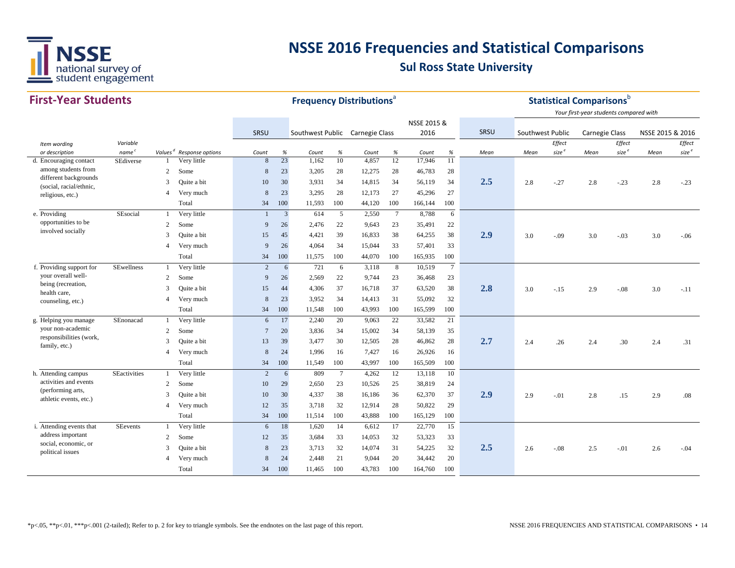# NSSE 2016 Frequencies and Statistical Comparisons

## Sul Ross State University

### First-Year Students

| | | | | Frequency Distributions[a] | | | | | | | | | Statistical Comparisons[b] | | | | | | |
|---|---|---|---|---|---|---|---|---|---|---|---|---|---|---|---|---|---|---|---|
| | | | | | | | | | | | | | | *Your first-year students compared with* | | | | | |
| | | | | SRSU | | Southwest Public | | Carnegie Class | | NSSE 2015 & 2016 | | SRSU | Southwest Public | | Carnegie Class | | NSSE 2015 & 2016 | |
| *Item wording or description* | *Variable name[c]* | *Values[d]* | *Response options* | *Count* | *%* | *Count* | *%* | *Count* | *%* | *Count* | *%* | *Mean* | *Mean* | *Effect size[e]* | *Mean* | *Effect size[e]* | *Mean* | *Effect size[e]* |
| d. Encouraging contact among students from different backgrounds (social, racial/ethnic, religious, etc.) | SEdiverse | 1 | Very little | 8 | 23 | 1,162 | 10 | 4,857 | 12 | 17,946 | 11 | 2.5 | 2.8 | -.27 | 2.8 | -.23 | 2.8 | -.23 |
| | | 2 | Some | 8 | 23 | 3,205 | 28 | 12,275 | 28 | 46,783 | 28 | | | | | | | |
| | | 3 | Quite a bit | 10 | 30 | 3,931 | 34 | 14,815 | 34 | 56,119 | 34 | | | | | | | |
| | | 4 | Very much | 8 | 23 | 3,295 | 28 | 12,173 | 27 | 45,296 | 27 | | | | | | | |
| | | | Total | 34 | 100 | 11,593 | 100 | 44,120 | 100 | 166,144 | 100 | | | | | | | |
| e. Providing opportunities to be involved socially | SEsocial | 1 | Very little | 1 | 3 | 614 | 5 | 2,550 | 7 | 8,788 | 6 | 2.9 | 3.0 | -.09 | 3.0 | -.03 | 3.0 | -.06 |
| | | 2 | Some | 9 | 26 | 2,476 | 22 | 9,643 | 23 | 35,491 | 22 | | | | | | | |
| | | 3 | Quite a bit | 15 | 45 | 4,421 | 39 | 16,833 | 38 | 64,255 | 38 | | | | | | | |
| | | 4 | Very much | 9 | 26 | 4,064 | 34 | 15,044 | 33 | 57,401 | 33 | | | | | | | |
| | | | Total | 34 | 100 | 11,575 | 100 | 44,070 | 100 | 165,935 | 100 | | | | | | | |
| f. Providing support for your overall well-being (recreation, health care, counseling, etc.) | SEwellness | 1 | Very little | 2 | 6 | 721 | 6 | 3,118 | 8 | 10,519 | 7 | 2.8 | 3.0 | -.15 | 2.9 | -.08 | 3.0 | -.11 |
| | | 2 | Some | 9 | 26 | 2,569 | 22 | 9,744 | 23 | 36,468 | 23 | | | | | | | |
| | | 3 | Quite a bit | 15 | 44 | 4,306 | 37 | 16,718 | 37 | 63,520 | 38 | | | | | | | |
| | | 4 | Very much | 8 | 23 | 3,952 | 34 | 14,413 | 31 | 55,092 | 32 | | | | | | | |
| | | | Total | 34 | 100 | 11,548 | 100 | 43,993 | 100 | 165,599 | 100 | | | | | | | |
| g. Helping you manage your non-academic responsibilities (work, family, etc.) | SEnonacad | 1 | Very little | 6 | 17 | 2,240 | 20 | 9,063 | 22 | 33,582 | 21 | 2.7 | 2.4 | .26 | 2.4 | .30 | 2.4 | .31 |
| | | 2 | Some | 7 | 20 | 3,836 | 34 | 15,002 | 34 | 58,139 | 35 | | | | | | | |
| | | 3 | Quite a bit | 13 | 39 | 3,477 | 30 | 12,505 | 28 | 46,862 | 28 | | | | | | | |
| | | 4 | Very much | 8 | 24 | 1,996 | 16 | 7,427 | 16 | 26,926 | 16 | | | | | | | |
| | | | Total | 34 | 100 | 11,549 | 100 | 43,997 | 100 | 165,509 | 100 | | | | | | | |
| h. Attending campus activities and events (performing arts, athletic events, etc.) | SEactivities | 1 | Very little | 2 | 6 | 809 | 7 | 4,262 | 12 | 13,118 | 10 | 2.9 | 2.9 | -.01 | 2.8 | .15 | 2.9 | .08 |
| | | 2 | Some | 10 | 29 | 2,650 | 23 | 10,526 | 25 | 38,819 | 24 | | | | | | | |
| | | 3 | Quite a bit | 10 | 30 | 4,337 | 38 | 16,186 | 36 | 62,370 | 37 | | | | | | | |
| | | 4 | Very much | 12 | 35 | 3,718 | 32 | 12,914 | 28 | 50,822 | 29 | | | | | | | |
| | | | Total | 34 | 100 | 11,514 | 100 | 43,888 | 100 | 165,129 | 100 | | | | | | | |
| i. Attending events that address important social, economic, or political issues | SEevents | 1 | Very little | 6 | 18 | 1,620 | 14 | 6,612 | 17 | 22,770 | 15 | 2.5 | 2.6 | -.08 | 2.5 | -.01 | 2.6 | -.04 |
| | | 2 | Some | 12 | 35 | 3,684 | 33 | 14,053 | 32 | 53,323 | 33 | | | | | | | |
| | | 3 | Quite a bit | 8 | 23 | 3,713 | 32 | 14,074 | 31 | 54,225 | 32 | | | | | | | |
| | | 4 | Very much | 8 | 24 | 2,448 | 21 | 9,044 | 20 | 34,442 | 20 | | | | | | | |
| | | | Total | 34 | 100 | 11,465 | 100 | 43,783 | 100 | 164,760 | 100 | | | | | | | |

*p<.05, **p<.01, ***p<.001 (2-tailed); Refer to p. 2 for key to triangle symbols. See the endnotes on the last page of this report.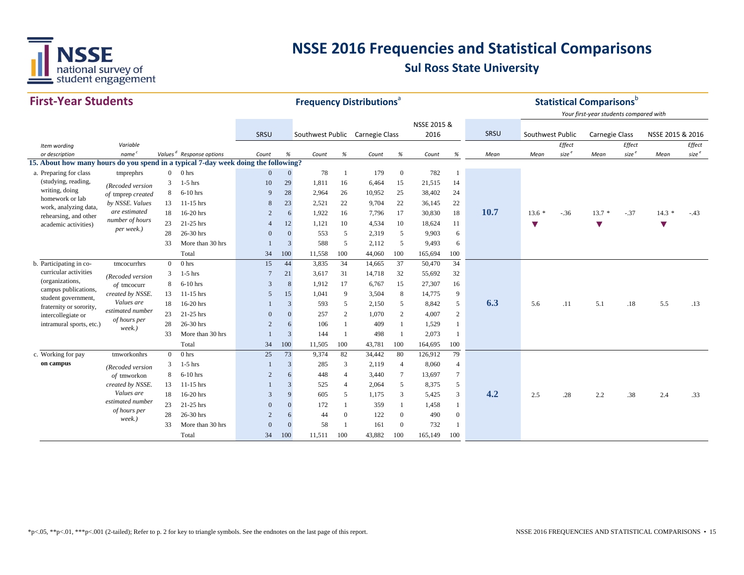# NSSE 2016 Frequencies and Statistical Comparisons

## Sul Ross State University

### First-Year Students

**Frequency Distributions**[a] — **Statistical Comparisons**[b]

*Your first-year students compared with*

| Item wording or description | Variable name[c] | Values[d] | Response options | SRSU Count | SRSU % | Southwest Public Count | Southwest Public % | Carnegie Class Count | Carnegie Class % | NSSE 2015 & 2016 Count | NSSE 2015 & 2016 % | SRSU Mean | Southwest Public Mean | Southwest Public Effect size[e] | Carnegie Class Mean | Carnegie Class Effect size[e] | NSSE 2015 & 2016 Mean | NSSE 2015 & 2016 Effect size[e] |
|---|---|---|---|---|---|---|---|---|---|---|---|---|---|---|---|---|---|---|
| **15. About how many hours do you spend in a typical 7-day week doing the following?** | | | | | | | | | | | | | | | | | | |
| a. Preparing for class (studying, reading, writing, doing homework or lab work, analyzing data, rehearsing, and other academic activities) | tmprephrs *(Recoded version of tmprep created by NSSE. Values are estimated number of hours per week.)* | 0 | 0 hrs | 0 | 0 | 78 | 1 | 179 | 0 | 782 | 1 | **10.7** | 13.6 * ▼ | -.36 | 13.7 * ▼ | -.37 | 14.3 * ▼ | -.43 |
| | | 3 | 1-5 hrs | 10 | 29 | 1,811 | 16 | 6,464 | 15 | 21,515 | 14 | | | | | | | |
| | | 8 | 6-10 hrs | 9 | 28 | 2,964 | 26 | 10,952 | 25 | 38,402 | 24 | | | | | | | |
| | | 13 | 11-15 hrs | 8 | 23 | 2,521 | 22 | 9,704 | 22 | 36,145 | 22 | | | | | | | |
| | | 18 | 16-20 hrs | 2 | 6 | 1,922 | 16 | 7,796 | 17 | 30,830 | 18 | | | | | | | |
| | | 23 | 21-25 hrs | 4 | 12 | 1,121 | 10 | 4,534 | 10 | 18,624 | 11 | | | | | | | |
| | | 28 | 26-30 hrs | 0 | 0 | 553 | 5 | 2,319 | 5 | 9,903 | 6 | | | | | | | |
| | | 33 | More than 30 hrs | 1 | 3 | 588 | 5 | 2,112 | 5 | 9,493 | 6 | | | | | | | |
| | | | Total | 34 | 100 | 11,558 | 100 | 44,060 | 100 | 165,694 | 100 | | | | | | | |
| b. Participating in co-curricular activities (organizations, campus publications, student government, fraternity or sorority, intercollegiate or intramural sports, etc.) | tmcocurrhrs *(Recoded version of tmcocurr created by NSSE. Values are estimated number of hours per week.)* | 0 | 0 hrs | 15 | 44 | 3,835 | 34 | 14,665 | 37 | 50,470 | 34 | **6.3** | 5.6 | .11 | 5.1 | .18 | 5.5 | .13 |
| | | 3 | 1-5 hrs | 7 | 21 | 3,617 | 31 | 14,718 | 32 | 55,692 | 32 | | | | | | | |
| | | 8 | 6-10 hrs | 3 | 8 | 1,912 | 17 | 6,767 | 15 | 27,307 | 16 | | | | | | | |
| | | 13 | 11-15 hrs | 5 | 15 | 1,041 | 9 | 3,504 | 8 | 14,775 | 9 | | | | | | | |
| | | 18 | 16-20 hrs | 1 | 3 | 593 | 5 | 2,150 | 5 | 8,842 | 5 | | | | | | | |
| | | 23 | 21-25 hrs | 0 | 0 | 257 | 2 | 1,070 | 2 | 4,007 | 2 | | | | | | | |
| | | 28 | 26-30 hrs | 2 | 6 | 106 | 1 | 409 | 1 | 1,529 | 1 | | | | | | | |
| | | 33 | More than 30 hrs | 1 | 3 | 144 | 1 | 498 | 1 | 2,073 | 1 | | | | | | | |
| | | | Total | 34 | 100 | 11,505 | 100 | 43,781 | 100 | 164,695 | 100 | | | | | | | |
| c. Working for pay **on campus** | tmworkonhrs *(Recoded version of tmworkon created by NSSE. Values are estimated number of hours per week.)* | 0 | 0 hrs | 25 | 73 | 9,374 | 82 | 34,442 | 80 | 126,912 | 79 | **4.2** | 2.5 | .28 | 2.2 | .38 | 2.4 | .33 |
| | | 3 | 1-5 hrs | 1 | 3 | 285 | 3 | 2,119 | 4 | 8,060 | 4 | | | | | | | |
| | | 8 | 6-10 hrs | 2 | 6 | 448 | 4 | 3,440 | 7 | 13,697 | 7 | | | | | | | |
| | | 13 | 11-15 hrs | 1 | 3 | 525 | 4 | 2,064 | 5 | 8,375 | 5 | | | | | | | |
| | | 18 | 16-20 hrs | 3 | 9 | 605 | 5 | 1,175 | 3 | 5,425 | 3 | | | | | | | |
| | | 23 | 21-25 hrs | 0 | 0 | 172 | 1 | 359 | 1 | 1,458 | 1 | | | | | | | |
| | | 28 | 26-30 hrs | 2 | 6 | 44 | 0 | 122 | 0 | 490 | 0 | | | | | | | |
| | | 33 | More than 30 hrs | 0 | 0 | 58 | 1 | 161 | 0 | 732 | 1 | | | | | | | |
| | | | Total | 34 | 100 | 11,511 | 100 | 43,882 | 100 | 165,149 | 100 | | | | | | | |

*p<.05, **p<.01, ***p<.001 (2-tailed); Refer to p. 2 for key to triangle symbols. See the endnotes on the last page of this report.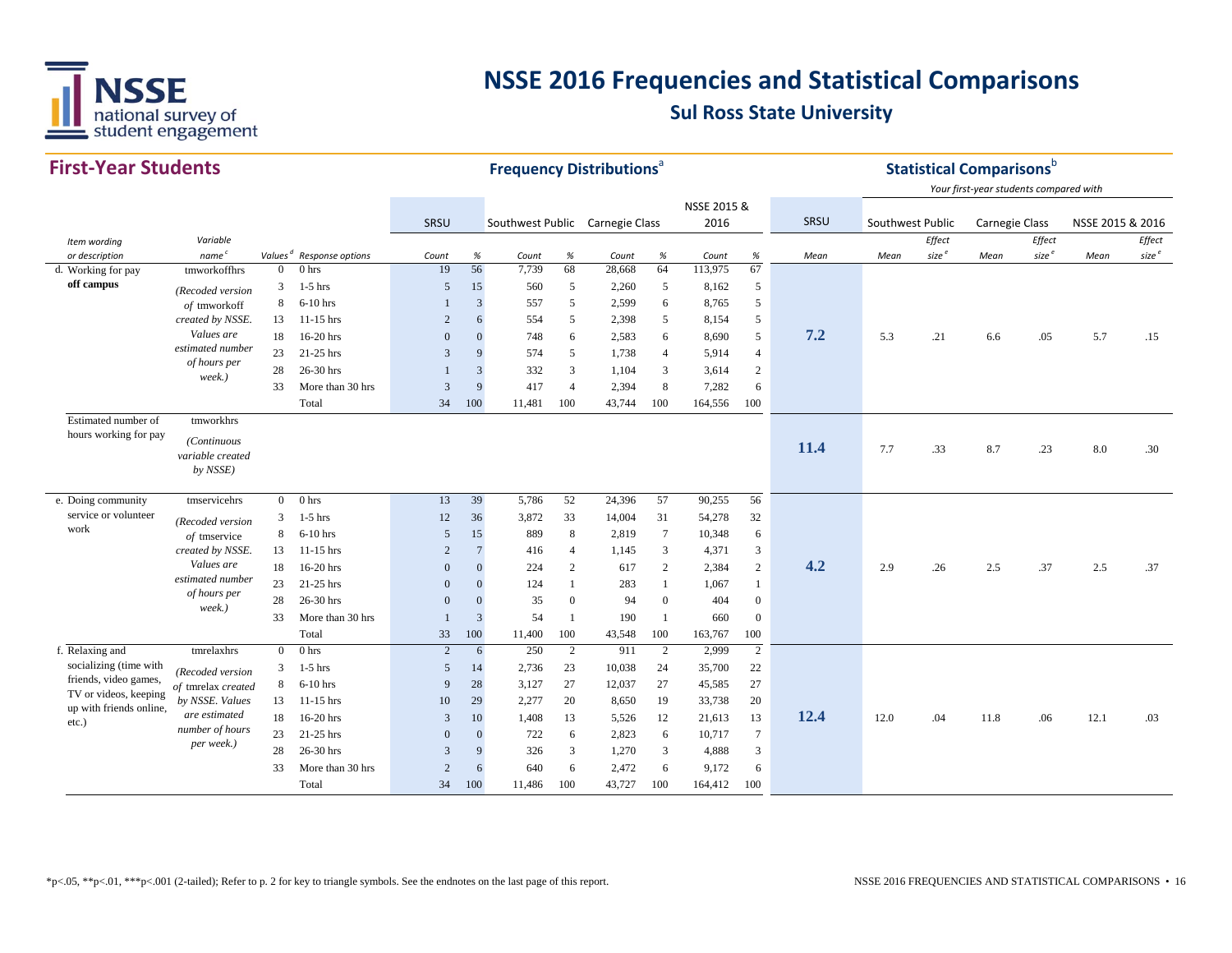# NSSE 2016 Frequencies and Statistical Comparisons

## Sul Ross State University

### First-Year Students

**Frequency Distributions**[a] | **Statistical Comparisons**[b]

*Your first-year students compared with*

| Item wording or description | Variable name[c] | Values[d] | Response options | SRSU Count | SRSU % | Southwest Public Count | Southwest Public % | Carnegie Class Count | Carnegie Class % | NSSE 2015 & 2016 Count | NSSE 2015 & 2016 % | SRSU Mean | Southwest Public Mean | Southwest Public Effect size[e] | Carnegie Class Mean | Carnegie Class Effect size[e] | NSSE 2015 & 2016 Mean | NSSE 2015 & 2016 Effect size[e] |
|---|---|---|---|---|---|---|---|---|---|---|---|---|---|---|---|---|---|---|
| d. Working for pay **off campus** | tmworkoffhrs | 0 | 0 hrs | 19 | 56 | 7,739 | 68 | 28,668 | 64 | 113,975 | 67 | **7.2** | 5.3 | .21 | 6.6 | .05 | 5.7 | .15 |
| | *(Recoded version of* tmworkoff *created by NSSE. Values are estimated number of hours per week.)* | 3 | 1-5 hrs | 5 | 15 | 560 | 5 | 2,260 | 5 | 8,162 | 5 | | | | | | | |
| | | 8 | 6-10 hrs | 1 | 3 | 557 | 5 | 2,599 | 6 | 8,765 | 5 | | | | | | | |
| | | 13 | 11-15 hrs | 2 | 6 | 554 | 5 | 2,398 | 5 | 8,154 | 5 | | | | | | | |
| | | 18 | 16-20 hrs | 0 | 0 | 748 | 6 | 2,583 | 6 | 8,690 | 5 | | | | | | | |
| | | 23 | 21-25 hrs | 3 | 9 | 574 | 5 | 1,738 | 4 | 5,914 | 4 | | | | | | | |
| | | 28 | 26-30 hrs | 1 | 3 | 332 | 3 | 1,104 | 3 | 3,614 | 2 | | | | | | | |
| | | 33 | More than 30 hrs | 3 | 9 | 417 | 4 | 2,394 | 8 | 7,282 | 6 | | | | | | | |
| | | | Total | 34 | 100 | 11,481 | 100 | 43,744 | 100 | 164,556 | 100 | | | | | | | |
| Estimated number of hours working for pay | tmworkhrs *(Continuous variable created by NSSE)* | | | | | | | | | | | **11.4** | 7.7 | .33 | 8.7 | .23 | 8.0 | .30 |
| e. Doing community service or volunteer work | tmservicehrs | 0 | 0 hrs | 13 | 39 | 5,786 | 52 | 24,396 | 57 | 90,255 | 56 | **4.2** | 2.9 | .26 | 2.5 | .37 | 2.5 | .37 |
| | *(Recoded version of* tmservice *created by NSSE. Values are estimated number of hours per week.)* | 3 | 1-5 hrs | 12 | 36 | 3,872 | 33 | 14,004 | 31 | 54,278 | 32 | | | | | | | |
| | | 8 | 6-10 hrs | 5 | 15 | 889 | 8 | 2,819 | 7 | 10,348 | 6 | | | | | | | |
| | | 13 | 11-15 hrs | 2 | 7 | 416 | 4 | 1,145 | 3 | 4,371 | 3 | | | | | | | |
| | | 18 | 16-20 hrs | 0 | 0 | 224 | 2 | 617 | 2 | 2,384 | 2 | | | | | | | |
| | | 23 | 21-25 hrs | 0 | 0 | 124 | 1 | 283 | 1 | 1,067 | 1 | | | | | | | |
| | | 28 | 26-30 hrs | 0 | 0 | 35 | 0 | 94 | 0 | 404 | 0 | | | | | | | |
| | | 33 | More than 30 hrs | 1 | 3 | 54 | 1 | 190 | 1 | 660 | 0 | | | | | | | |
| | | | Total | 33 | 100 | 11,400 | 100 | 43,548 | 100 | 163,767 | 100 | | | | | | | |
| f. Relaxing and socializing (time with friends, video games, TV or videos, keeping up with friends online, etc.) | tmrelaxhrs | 0 | 0 hrs | 2 | 6 | 250 | 2 | 911 | 2 | 2,999 | 2 | **12.4** | 12.0 | .04 | 11.8 | .06 | 12.1 | .03 |
| | *(Recoded version of* tmrelax *created by NSSE. Values are estimated number of hours per week.)* | 3 | 1-5 hrs | 5 | 14 | 2,736 | 23 | 10,038 | 24 | 35,700 | 22 | | | | | | | |
| | | 8 | 6-10 hrs | 9 | 28 | 3,127 | 27 | 12,037 | 27 | 45,585 | 27 | | | | | | | |
| | | 13 | 11-15 hrs | 10 | 29 | 2,277 | 20 | 8,650 | 19 | 33,738 | 20 | | | | | | | |
| | | 18 | 16-20 hrs | 3 | 10 | 1,408 | 13 | 5,526 | 12 | 21,613 | 13 | | | | | | | |
| | | 23 | 21-25 hrs | 0 | 0 | 722 | 6 | 2,823 | 6 | 10,717 | 7 | | | | | | | |
| | | 28 | 26-30 hrs | 3 | 9 | 326 | 3 | 1,270 | 3 | 4,888 | 3 | | | | | | | |
| | | 33 | More than 30 hrs | 2 | 6 | 640 | 6 | 2,472 | 6 | 9,172 | 6 | | | | | | | |
| | | | Total | 34 | 100 | 11,486 | 100 | 43,727 | 100 | 164,412 | 100 | | | | | | | |

*p<.05, **p<.01, ***p<.001 (2-tailed); Refer to p. 2 for key to triangle symbols. See the endnotes on the last page of this report.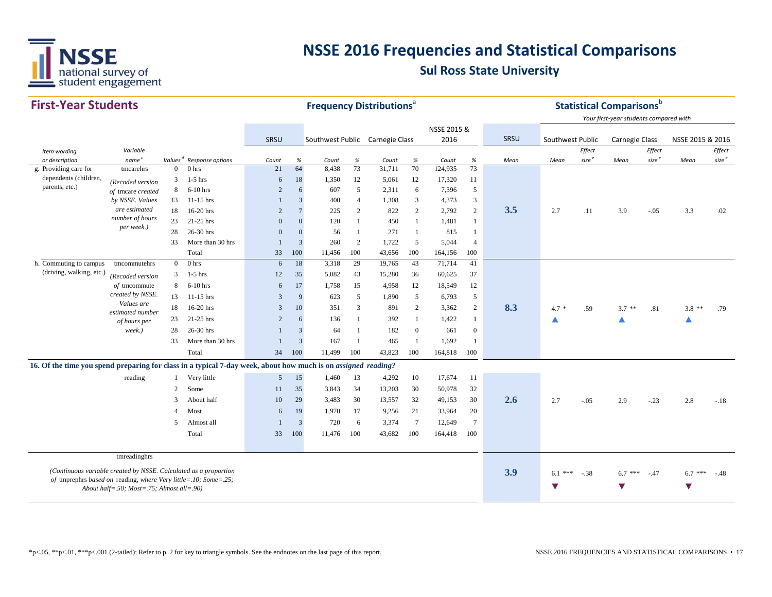# NSSE 2016 Frequencies and Statistical Comparisons

## Sul Ross State University

### First-Year Students

**Frequency Distributions**[a] / **Statistical Comparisons**[b]

*Your first-year students compared with*

| Item wording or description | Variable name[c] | Values[d] | Response options | SRSU Count | SRSU % | Southwest Public Count | Southwest Public % | Carnegie Class Count | Carnegie Class % | NSSE 2015 & 2016 Count | NSSE 2015 & 2016 % | SRSU Mean | Southwest Public Mean | Southwest Public Effect size[e] | Carnegie Class Mean | Carnegie Class Effect size[e] | NSSE 2015 & 2016 Mean | NSSE 2015 & 2016 Effect size[e] |
|---|---|---|---|---|---|---|---|---|---|---|---|---|---|---|---|---|---|---|
| g. Providing care for dependents (children, parents, etc.) | tmcarehrs (Recoded version of tmcare created by NSSE. Values are estimated number of hours per week.) | 0 | 0 hrs | 21 | 64 | 8,438 | 73 | 31,711 | 70 | 124,935 | 73 | 3.5 | 2.7 | .11 | 3.9 | -.05 | 3.3 | .02 |
| | | 3 | 1-5 hrs | 6 | 18 | 1,350 | 12 | 5,061 | 12 | 17,320 | 11 | | | | | | | |
| | | 8 | 6-10 hrs | 2 | 6 | 607 | 5 | 2,311 | 6 | 7,396 | 5 | | | | | | | |
| | | 13 | 11-15 hrs | 1 | 3 | 400 | 4 | 1,308 | 3 | 4,373 | 3 | | | | | | | |
| | | 18 | 16-20 hrs | 2 | 7 | 225 | 2 | 822 | 2 | 2,792 | 2 | | | | | | | |
| | | 23 | 21-25 hrs | 0 | 0 | 120 | 1 | 450 | 1 | 1,481 | 1 | | | | | | | |
| | | 28 | 26-30 hrs | 0 | 0 | 56 | 1 | 271 | 1 | 815 | 1 | | | | | | | |
| | | 33 | More than 30 hrs | 1 | 3 | 260 | 2 | 1,722 | 5 | 5,044 | 4 | | | | | | | |
| | | | Total | 33 | 100 | 11,456 | 100 | 43,656 | 100 | 164,156 | 100 | | | | | | | |
| h. Commuting to campus (driving, walking, etc.) | tmcommutehrs (Recoded version of tmcommute created by NSSE. Values are estimated number of hours per week.) | 0 | 0 hrs | 6 | 18 | 3,318 | 29 | 19,765 | 43 | 71,714 | 41 | 8.3 | 4.7 * ▲ | .59 | 3.7 ** ▲ | .81 | 3.8 ** ▲ | .79 |
| | | 3 | 1-5 hrs | 12 | 35 | 5,082 | 43 | 15,280 | 36 | 60,625 | 37 | | | | | | | |
| | | 8 | 6-10 hrs | 6 | 17 | 1,758 | 15 | 4,958 | 12 | 18,549 | 12 | | | | | | | |
| | | 13 | 11-15 hrs | 3 | 9 | 623 | 5 | 1,890 | 5 | 6,793 | 5 | | | | | | | |
| | | 18 | 16-20 hrs | 3 | 10 | 351 | 3 | 891 | 2 | 3,362 | 2 | | | | | | | |
| | | 23 | 21-25 hrs | 2 | 6 | 136 | 1 | 392 | 1 | 1,422 | 1 | | | | | | | |
| | | 28 | 26-30 hrs | 1 | 3 | 64 | 1 | 182 | 0 | 661 | 0 | | | | | | | |
| | | 33 | More than 30 hrs | 1 | 3 | 167 | 1 | 465 | 1 | 1,692 | 1 | | | | | | | |
| | | | Total | 34 | 100 | 11,499 | 100 | 43,823 | 100 | 164,818 | 100 | | | | | | | |
| **16. Of the time you spend preparing for class in a typical 7-day week, about how much is on *assigned reading?*** | | | | | | | | | | | | | | | | | | |
| | reading | 1 | Very little | 5 | 15 | 1,460 | 13 | 4,292 | 10 | 17,674 | 11 | 2.6 | 2.7 | -.05 | 2.9 | -.23 | 2.8 | -.18 |
| | | 2 | Some | 11 | 35 | 3,843 | 34 | 13,203 | 30 | 50,978 | 32 | | | | | | | |
| | | 3 | About half | 10 | 29 | 3,483 | 30 | 13,557 | 32 | 49,153 | 30 | | | | | | | |
| | | 4 | Most | 6 | 19 | 1,970 | 17 | 9,256 | 21 | 33,964 | 20 | | | | | | | |
| | | 5 | Almost all | 1 | 3 | 720 | 6 | 3,374 | 7 | 12,649 | 7 | | | | | | | |
| | | | Total | 33 | 100 | 11,476 | 100 | 43,682 | 100 | 164,418 | 100 | | | | | | | |
| *(Continuous variable created by NSSE. Calculated as a proportion of tmprephrs based on reading, where Very little=.10; Some=.25; About half=.50; Most=.75; Almost all=.90)* | tmreadinghrs | | | | | | | | | | | 3.9 | 6.1 *** ▼ | -.38 | 6.7 *** ▼ | -.47 | 6.7 *** ▼ | -.48 |

*p<.05, **p<.01, ***p<.001 (2-tailed); Refer to p. 2 for key to triangle symbols. See the endnotes on the last page of this report.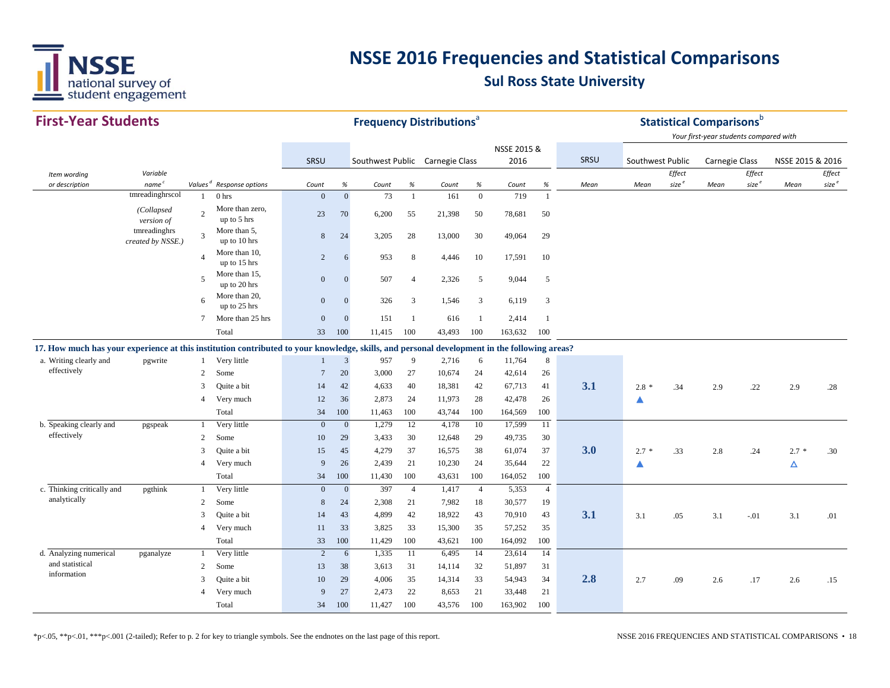# NSSE 2016 Frequencies and Statistical Comparisons

## Sul Ross State University

### First-Year Students

| Item wording or description | Variable name[c] | Values[d] | Response options | SRSU Count | SRSU % | Southwest Public Count | Southwest Public % | Carnegie Class Count | Carnegie Class % | NSSE 2015 & 2016 Count | NSSE 2015 & 2016 % | SRSU Mean | Southwest Public Mean | Southwest Public Effect size[e] | Carnegie Class Mean | Carnegie Class Effect size[e] | NSSE 2015 & 2016 Mean | NSSE 2015 & 2016 Effect size[e] |
|---|---|---|---|---|---|---|---|---|---|---|---|---|---|---|---|---|---|---|
| | tmreadinghrscol (Collapsed version of tmreadinghrs created by NSSE.) | 1 | 0 hrs | 0 | 0 | 73 | 1 | 161 | 0 | 719 | 1 | | | | | | | |
| | | 2 | More than zero, up to 5 hrs | 23 | 70 | 6,200 | 55 | 21,398 | 50 | 78,681 | 50 | | | | | | | |
| | | 3 | More than 5, up to 10 hrs | 8 | 24 | 3,205 | 28 | 13,000 | 30 | 49,064 | 29 | | | | | | | |
| | | 4 | More than 10, up to 15 hrs | 2 | 6 | 953 | 8 | 4,446 | 10 | 17,591 | 10 | | | | | | | |
| | | 5 | More than 15, up to 20 hrs | 0 | 0 | 507 | 4 | 2,326 | 5 | 9,044 | 5 | | | | | | | |
| | | 6 | More than 20, up to 25 hrs | 0 | 0 | 326 | 3 | 1,546 | 3 | 6,119 | 3 | | | | | | | |
| | | 7 | More than 25 hrs | 0 | 0 | 151 | 1 | 616 | 1 | 2,414 | 1 | | | | | | | |
| | | | Total | 33 | 100 | 11,415 | 100 | 43,493 | 100 | 163,632 | 100 | | | | | | | |
| **17. How much has your experience at this institution contributed to your knowledge, skills, and personal development in the following areas?** | | | | | | | | | | | | | | | | | | |
| a. Writing clearly and effectively | pgwrite | 1 | Very little | 1 | 3 | 957 | 9 | 2,716 | 6 | 11,764 | 8 | | | | | | | |
| | | 2 | Some | 7 | 20 | 3,000 | 27 | 10,674 | 24 | 42,614 | 26 | | | | | | | |
| | | 3 | Quite a bit | 14 | 42 | 4,633 | 40 | 18,381 | 42 | 67,713 | 41 | **3.1** | 2.8 * ▲ | .34 | 2.9 | .22 | 2.9 | .28 |
| | | 4 | Very much | 12 | 36 | 2,873 | 24 | 11,973 | 28 | 42,478 | 26 | | | | | | | |
| | | | Total | 34 | 100 | 11,463 | 100 | 43,744 | 100 | 164,569 | 100 | | | | | | | |
| b. Speaking clearly and effectively | pgspeak | 1 | Very little | 0 | 0 | 1,279 | 12 | 4,178 | 10 | 17,599 | 11 | | | | | | | |
| | | 2 | Some | 10 | 29 | 3,433 | 30 | 12,648 | 29 | 49,735 | 30 | | | | | | | |
| | | 3 | Quite a bit | 15 | 45 | 4,279 | 37 | 16,575 | 38 | 61,074 | 37 | **3.0** | 2.7 * ▲ | .33 | 2.8 | .24 | 2.7 * △ | .30 |
| | | 4 | Very much | 9 | 26 | 2,439 | 21 | 10,230 | 24 | 35,644 | 22 | | | | | | | |
| | | | Total | 34 | 100 | 11,430 | 100 | 43,631 | 100 | 164,052 | 100 | | | | | | | |
| c. Thinking critically and analytically | pgthink | 1 | Very little | 0 | 0 | 397 | 4 | 1,417 | 4 | 5,353 | 4 | | | | | | | |
| | | 2 | Some | 8 | 24 | 2,308 | 21 | 7,982 | 18 | 30,577 | 19 | | | | | | | |
| | | 3 | Quite a bit | 14 | 43 | 4,899 | 42 | 18,922 | 43 | 70,910 | 43 | **3.1** | 3.1 | .05 | 3.1 | -.01 | 3.1 | .01 |
| | | 4 | Very much | 11 | 33 | 3,825 | 33 | 15,300 | 35 | 57,252 | 35 | | | | | | | |
| | | | Total | 33 | 100 | 11,429 | 100 | 43,621 | 100 | 164,092 | 100 | | | | | | | |
| d. Analyzing numerical and statistical information | pganalyze | 1 | Very little | 2 | 6 | 1,335 | 11 | 6,495 | 14 | 23,614 | 14 | | | | | | | |
| | | 2 | Some | 13 | 38 | 3,613 | 31 | 14,114 | 32 | 51,897 | 31 | | | | | | | |
| | | 3 | Quite a bit | 10 | 29 | 4,006 | 35 | 14,314 | 33 | 54,943 | 34 | **2.8** | 2.7 | .09 | 2.6 | .17 | 2.6 | .15 |
| | | 4 | Very much | 9 | 27 | 2,473 | 22 | 8,653 | 21 | 33,448 | 21 | | | | | | | |
| | | | Total | 34 | 100 | 11,427 | 100 | 43,576 | 100 | 163,902 | 100 | | | | | | | |

Frequency Distributions[a]; Statistical Comparisons[b] — Your first-year students compared with

*p<.05, **p<.01, ***p<.001 (2-tailed); Refer to p. 2 for key to triangle symbols. See the endnotes on the last page of this report.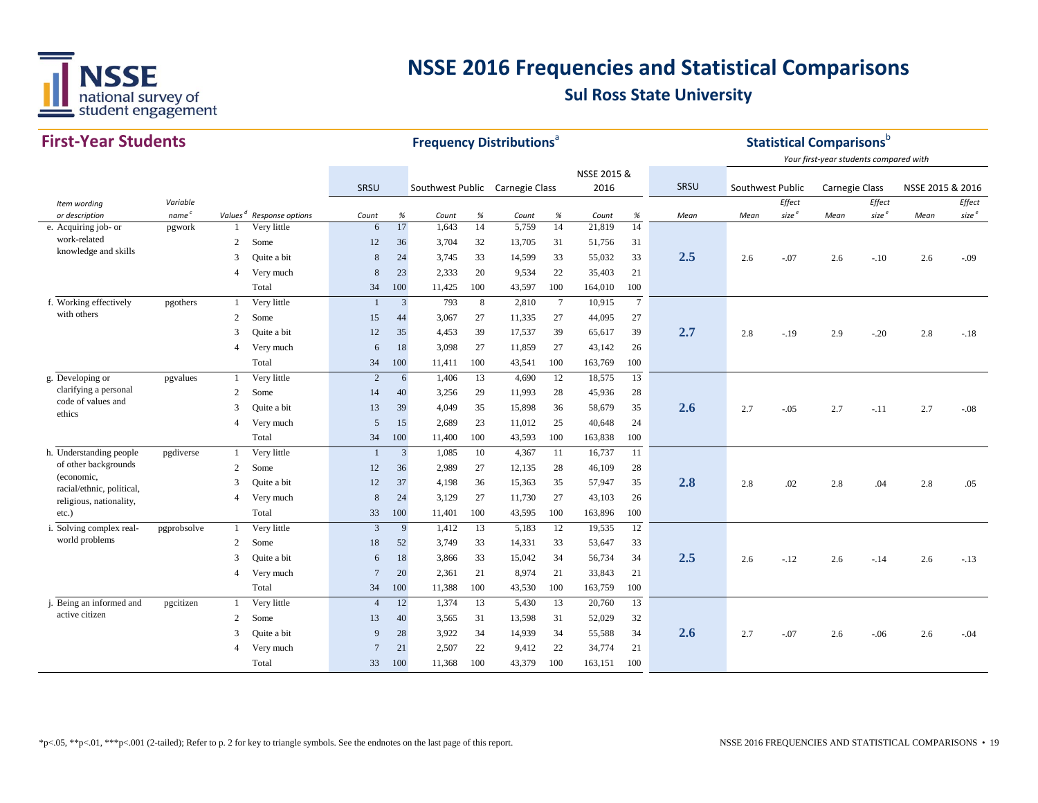# NSSE 2016 Frequencies and Statistical Comparisons

## Sul Ross State University

### First-Year Students

| Item wording or description | Variable name[c] | Values[d] | Response options | SRSU Count | SRSU % | Southwest Public Count | Southwest Public % | Carnegie Class Count | Carnegie Class % | NSSE 2015 & 2016 Count | NSSE 2015 & 2016 % | SRSU Mean | Southwest Public Mean | Southwest Public Effect size[e] | Carnegie Class Mean | Carnegie Class Effect size[e] | NSSE 2015 & 2016 Mean | NSSE 2015 & 2016 Effect size[e] |
|---|---|---|---|---|---|---|---|---|---|---|---|---|---|---|---|---|---|---|
| | | | | **Frequency Distributions[a]** | | | | | | | | **Statistical Comparisons[b]** (Your first-year students compared with) | | | | | | |
| e. Acquiring job- or work-related knowledge and skills | pgwork | 1 | Very little | 6 | 17 | 1,643 | 14 | 5,759 | 14 | 21,819 | 14 | 2.5 | 2.6 | -.07 | 2.6 | -.10 | 2.6 | -.09 |
| | | 2 | Some | 12 | 36 | 3,704 | 32 | 13,705 | 31 | 51,756 | 31 | | | | | | | |
| | | 3 | Quite a bit | 8 | 24 | 3,745 | 33 | 14,599 | 33 | 55,032 | 33 | | | | | | | |
| | | 4 | Very much | 8 | 23 | 2,333 | 20 | 9,534 | 22 | 35,403 | 21 | | | | | | | |
| | | | Total | 34 | 100 | 11,425 | 100 | 43,597 | 100 | 164,010 | 100 | | | | | | | |
| f. Working effectively with others | pgothers | 1 | Very little | 1 | 3 | 793 | 8 | 2,810 | 7 | 10,915 | 7 | 2.7 | 2.8 | -.19 | 2.9 | -.20 | 2.8 | -.18 |
| | | 2 | Some | 15 | 44 | 3,067 | 27 | 11,335 | 27 | 44,095 | 27 | | | | | | | |
| | | 3 | Quite a bit | 12 | 35 | 4,453 | 39 | 17,537 | 39 | 65,617 | 39 | | | | | | | |
| | | 4 | Very much | 6 | 18 | 3,098 | 27 | 11,859 | 27 | 43,142 | 26 | | | | | | | |
| | | | Total | 34 | 100 | 11,411 | 100 | 43,541 | 100 | 163,769 | 100 | | | | | | | |
| g. Developing or clarifying a personal code of values and ethics | pgvalues | 1 | Very little | 2 | 6 | 1,406 | 13 | 4,690 | 12 | 18,575 | 13 | 2.6 | 2.7 | -.05 | 2.7 | -.11 | 2.7 | -.08 |
| | | 2 | Some | 14 | 40 | 3,256 | 29 | 11,993 | 28 | 45,936 | 28 | | | | | | | |
| | | 3 | Quite a bit | 13 | 39 | 4,049 | 35 | 15,898 | 36 | 58,679 | 35 | | | | | | | |
| | | 4 | Very much | 5 | 15 | 2,689 | 23 | 11,012 | 25 | 40,648 | 24 | | | | | | | |
| | | | Total | 34 | 100 | 11,400 | 100 | 43,593 | 100 | 163,838 | 100 | | | | | | | |
| h. Understanding people of other backgrounds (economic, racial/ethnic, political, religious, nationality, etc.) | pgdiverse | 1 | Very little | 1 | 3 | 1,085 | 10 | 4,367 | 11 | 16,737 | 11 | 2.8 | 2.8 | .02 | 2.8 | .04 | 2.8 | .05 |
| | | 2 | Some | 12 | 36 | 2,989 | 27 | 12,135 | 28 | 46,109 | 28 | | | | | | | |
| | | 3 | Quite a bit | 12 | 37 | 4,198 | 36 | 15,363 | 35 | 57,947 | 35 | | | | | | | |
| | | 4 | Very much | 8 | 24 | 3,129 | 27 | 11,730 | 27 | 43,103 | 26 | | | | | | | |
| | | | Total | 33 | 100 | 11,401 | 100 | 43,595 | 100 | 163,896 | 100 | | | | | | | |
| i. Solving complex real-world problems | pgprobsolve | 1 | Very little | 3 | 9 | 1,412 | 13 | 5,183 | 12 | 19,535 | 12 | 2.5 | 2.6 | -.12 | 2.6 | -.14 | 2.6 | -.13 |
| | | 2 | Some | 18 | 52 | 3,749 | 33 | 14,331 | 33 | 53,647 | 33 | | | | | | | |
| | | 3 | Quite a bit | 6 | 18 | 3,866 | 33 | 15,042 | 34 | 56,734 | 34 | | | | | | | |
| | | 4 | Very much | 7 | 20 | 2,361 | 21 | 8,974 | 21 | 33,843 | 21 | | | | | | | |
| | | | Total | 34 | 100 | 11,388 | 100 | 43,530 | 100 | 163,759 | 100 | | | | | | | |
| j. Being an informed and active citizen | pgcitizen | 1 | Very little | 4 | 12 | 1,374 | 13 | 5,430 | 13 | 20,760 | 13 | 2.6 | 2.7 | -.07 | 2.6 | -.06 | 2.6 | -.04 |
| | | 2 | Some | 13 | 40 | 3,565 | 31 | 13,598 | 31 | 52,029 | 32 | | | | | | | |
| | | 3 | Quite a bit | 9 | 28 | 3,922 | 34 | 14,939 | 34 | 55,588 | 34 | | | | | | | |
| | | 4 | Very much | 7 | 21 | 2,507 | 22 | 9,412 | 22 | 34,774 | 21 | | | | | | | |
| | | | Total | 33 | 100 | 11,368 | 100 | 43,379 | 100 | 163,151 | 100 | | | | | | | |

*p<.05, **p<.01, ***p<.001 (2-tailed); Refer to p. 2 for key to triangle symbols. See the endnotes on the last page of this report.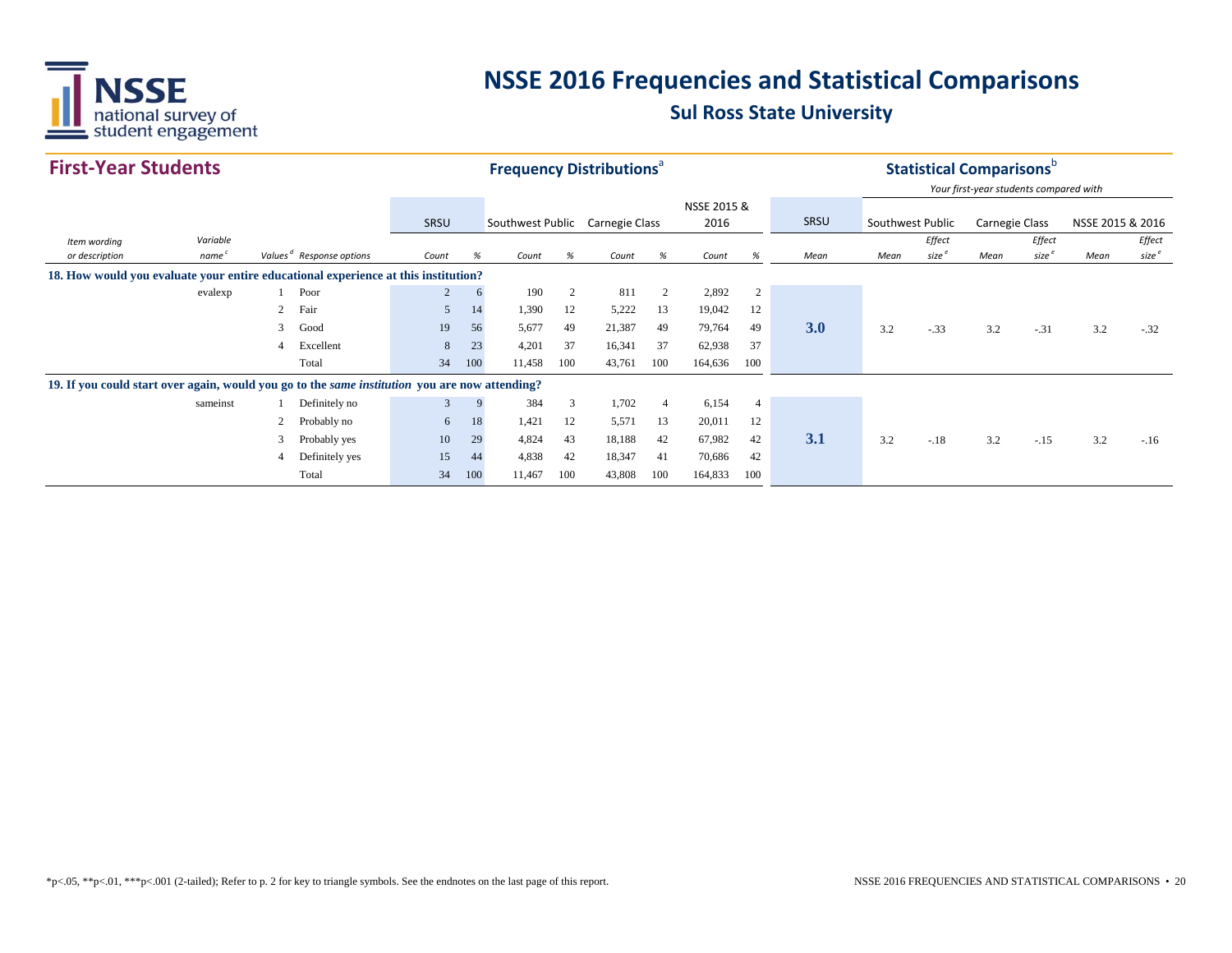# NSSE 2016 Frequencies and Statistical Comparisons

## Sul Ross State University

### First-Year Students

| | | | | **Frequency Distributions**[a] | | | | | | | | **Statistical Comparisons**[b] | | | | | | |
|---|---|---|---|---|---|---|---|---|---|---|---|---|---|---|---|---|---|---|
| | | | | | | | | | | | | | *Your first-year students compared with* | | | | | |
| | | | | SRSU | | Southwest Public | | Carnegie Class | | NSSE 2015 & 2016 | | SRSU | Southwest Public | | Carnegie Class | | NSSE 2015 & 2016 | |
| *Item wording or description* | *Variable name*[c] | *Values*[d] | *Response options* | *Count* | *%* | *Count* | *%* | *Count* | *%* | *Count* | *%* | *Mean* | *Mean* | *Effect size*[e] | *Mean* | *Effect size*[e] | *Mean* | *Effect size*[e] |
| **18. How would you evaluate your entire educational experience at this institution?** | | | | | | | | | | | | | | | | | | |
| | evalexp | 1 | Poor | 2 | 6 | 190 | 2 | 811 | 2 | 2,892 | 2 | | | | | | | |
| | | 2 | Fair | 5 | 14 | 1,390 | 12 | 5,222 | 13 | 19,042 | 12 | | | | | | | |
| | | 3 | Good | 19 | 56 | 5,677 | 49 | 21,387 | 49 | 79,764 | 49 | **3.0** | 3.2 | -.33 | 3.2 | -.31 | 3.2 | -.32 |
| | | 4 | Excellent | 8 | 23 | 4,201 | 37 | 16,341 | 37 | 62,938 | 37 | | | | | | | |
| | | | Total | 34 | 100 | 11,458 | 100 | 43,761 | 100 | 164,636 | 100 | | | | | | | |
| **19. If you could start over again, would you go to the *same institution* you are now attending?** | | | | | | | | | | | | | | | | | | |
| | sameinst | 1 | Definitely no | 3 | 9 | 384 | 3 | 1,702 | 4 | 6,154 | 4 | | | | | | | |
| | | 2 | Probably no | 6 | 18 | 1,421 | 12 | 5,571 | 13 | 20,011 | 12 | | | | | | | |
| | | 3 | Probably yes | 10 | 29 | 4,824 | 43 | 18,188 | 42 | 67,982 | 42 | **3.1** | 3.2 | -.18 | 3.2 | -.15 | 3.2 | -.16 |
| | | 4 | Definitely yes | 15 | 44 | 4,838 | 42 | 18,347 | 41 | 70,686 | 42 | | | | | | | |
| | | | Total | 34 | 100 | 11,467 | 100 | 43,808 | 100 | 164,833 | 100 | | | | | | | |

*p<.05, **p<.01, ***p<.001 (2-tailed); Refer to p. 2 for key to triangle symbols. See the endnotes on the last page of this report.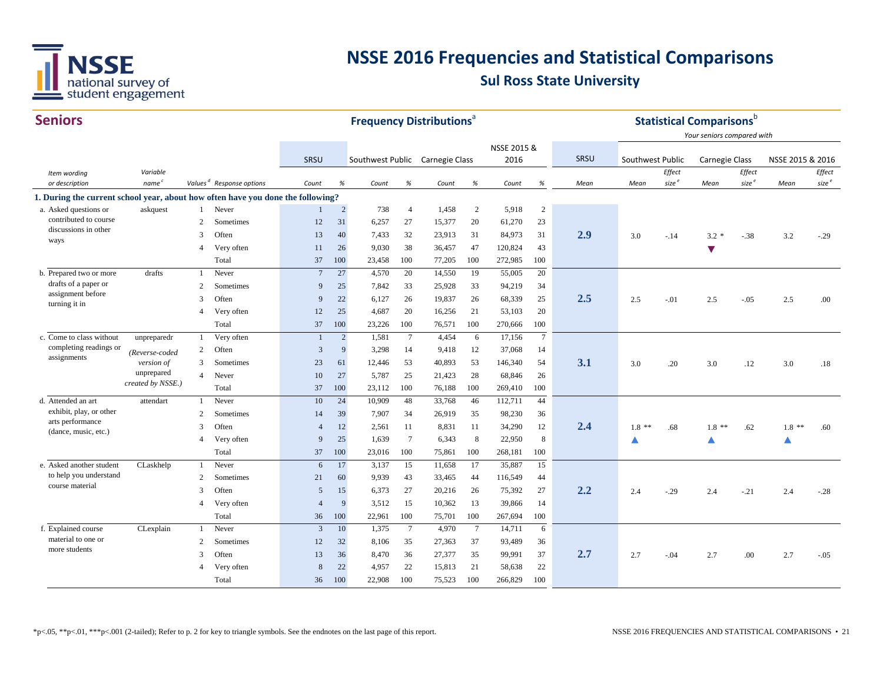# NSSE 2016 Frequencies and Statistical Comparisons

## Sul Ross State University

### Seniors

| Item wording or description | Variable name[c] | Values[d] | Response options | SRSU Count | SRSU % | Southwest Public Count | Southwest Public % | Carnegie Class Count | Carnegie Class % | NSSE 2015 & 2016 Count | NSSE 2015 & 2016 % | SRSU Mean | Southwest Public Mean | Southwest Public Effect size[e] | Carnegie Class Mean | Carnegie Class Effect size[e] | NSSE 2015 & 2016 Mean | NSSE 2015 & 2016 Effect size[e] |
|---|---|---|---|---|---|---|---|---|---|---|---|---|---|---|---|---|---|---|
| **1. During the current school year, about how often have you done the following?** | | | | | | | | | | | | | | | | | | |
| a. Asked questions or contributed to course discussions in other ways | askquest | 1 | Never | 1 | 2 | 738 | 4 | 1,458 | 2 | 5,918 | 2 | 2.9 | 3.0 | -.14 | 3.2 * ▼ | -.38 | 3.2 | -.29 |
| | | 2 | Sometimes | 12 | 31 | 6,257 | 27 | 15,377 | 20 | 61,270 | 23 | | | | | | | |
| | | 3 | Often | 13 | 40 | 7,433 | 32 | 23,913 | 31 | 84,973 | 31 | | | | | | | |
| | | 4 | Very often | 11 | 26 | 9,030 | 38 | 36,457 | 47 | 120,824 | 43 | | | | | | | |
| | | | Total | 37 | 100 | 23,458 | 100 | 77,205 | 100 | 272,985 | 100 | | | | | | | |
| b. Prepared two or more drafts of a paper or assignment before turning it in | drafts | 1 | Never | 7 | 27 | 4,570 | 20 | 14,550 | 19 | 55,005 | 20 | 2.5 | 2.5 | -.01 | 2.5 | -.05 | 2.5 | .00 |
| | | 2 | Sometimes | 9 | 25 | 7,842 | 33 | 25,928 | 33 | 94,219 | 34 | | | | | | | |
| | | 3 | Often | 9 | 22 | 6,127 | 26 | 19,837 | 26 | 68,339 | 25 | | | | | | | |
| | | 4 | Very often | 12 | 25 | 4,687 | 20 | 16,256 | 21 | 53,103 | 20 | | | | | | | |
| | | | Total | 37 | 100 | 23,226 | 100 | 76,571 | 100 | 270,666 | 100 | | | | | | | |
| c. Come to class without completing readings or assignments | unpreparedr (Reverse-coded version of unprepared created by NSSE.) | 1 | Very often | 1 | 2 | 1,581 | 7 | 4,454 | 6 | 17,156 | 7 | 3.1 | 3.0 | .20 | 3.0 | .12 | 3.0 | .18 |
| | | 2 | Often | 3 | 9 | 3,298 | 14 | 9,418 | 12 | 37,068 | 14 | | | | | | | |
| | | 3 | Sometimes | 23 | 61 | 12,446 | 53 | 40,893 | 53 | 146,340 | 54 | | | | | | | |
| | | 4 | Never | 10 | 27 | 5,787 | 25 | 21,423 | 28 | 68,846 | 26 | | | | | | | |
| | | | Total | 37 | 100 | 23,112 | 100 | 76,188 | 100 | 269,410 | 100 | | | | | | | |
| d. Attended an art exhibit, play, or other arts performance (dance, music, etc.) | attendart | 1 | Never | 10 | 24 | 10,909 | 48 | 33,768 | 46 | 112,711 | 44 | 2.4 | 1.8 ** ▲ | .68 | 1.8 ** ▲ | .62 | 1.8 ** ▲ | .60 |
| | | 2 | Sometimes | 14 | 39 | 7,907 | 34 | 26,919 | 35 | 98,230 | 36 | | | | | | | |
| | | 3 | Often | 4 | 12 | 2,561 | 11 | 8,831 | 11 | 34,290 | 12 | | | | | | | |
| | | 4 | Very often | 9 | 25 | 1,639 | 7 | 6,343 | 8 | 22,950 | 8 | | | | | | | |
| | | | Total | 37 | 100 | 23,016 | 100 | 75,861 | 100 | 268,181 | 100 | | | | | | | |
| e. Asked another student to help you understand course material | CLaskhelp | 1 | Never | 6 | 17 | 3,137 | 15 | 11,658 | 17 | 35,887 | 15 | 2.2 | 2.4 | -.29 | 2.4 | -.21 | 2.4 | -.28 |
| | | 2 | Sometimes | 21 | 60 | 9,939 | 43 | 33,465 | 44 | 116,549 | 44 | | | | | | | |
| | | 3 | Often | 5 | 15 | 6,373 | 27 | 20,216 | 26 | 75,392 | 27 | | | | | | | |
| | | 4 | Very often | 4 | 9 | 3,512 | 15 | 10,362 | 13 | 39,866 | 14 | | | | | | | |
| | | | Total | 36 | 100 | 22,961 | 100 | 75,701 | 100 | 267,694 | 100 | | | | | | | |
| f. Explained course material to one or more students | CLexplain | 1 | Never | 3 | 10 | 1,375 | 7 | 4,970 | 7 | 14,711 | 6 | 2.7 | 2.7 | -.04 | 2.7 | .00 | 2.7 | -.05 |
| | | 2 | Sometimes | 12 | 32 | 8,106 | 35 | 27,363 | 37 | 93,489 | 36 | | | | | | | |
| | | 3 | Often | 13 | 36 | 8,470 | 36 | 27,377 | 35 | 99,991 | 37 | | | | | | | |
| | | 4 | Very often | 8 | 22 | 4,957 | 22 | 15,813 | 21 | 58,638 | 22 | | | | | | | |
| | | | Total | 36 | 100 | 22,908 | 100 | 75,523 | 100 | 266,829 | 100 | | | | | | | |

Frequency Distributions[a]; Statistical Comparisons[b] — Your seniors compared with

*p<.05, **p<.01, ***p<.001 (2-tailed); Refer to p. 2 for key to triangle symbols. See the endnotes on the last page of this report.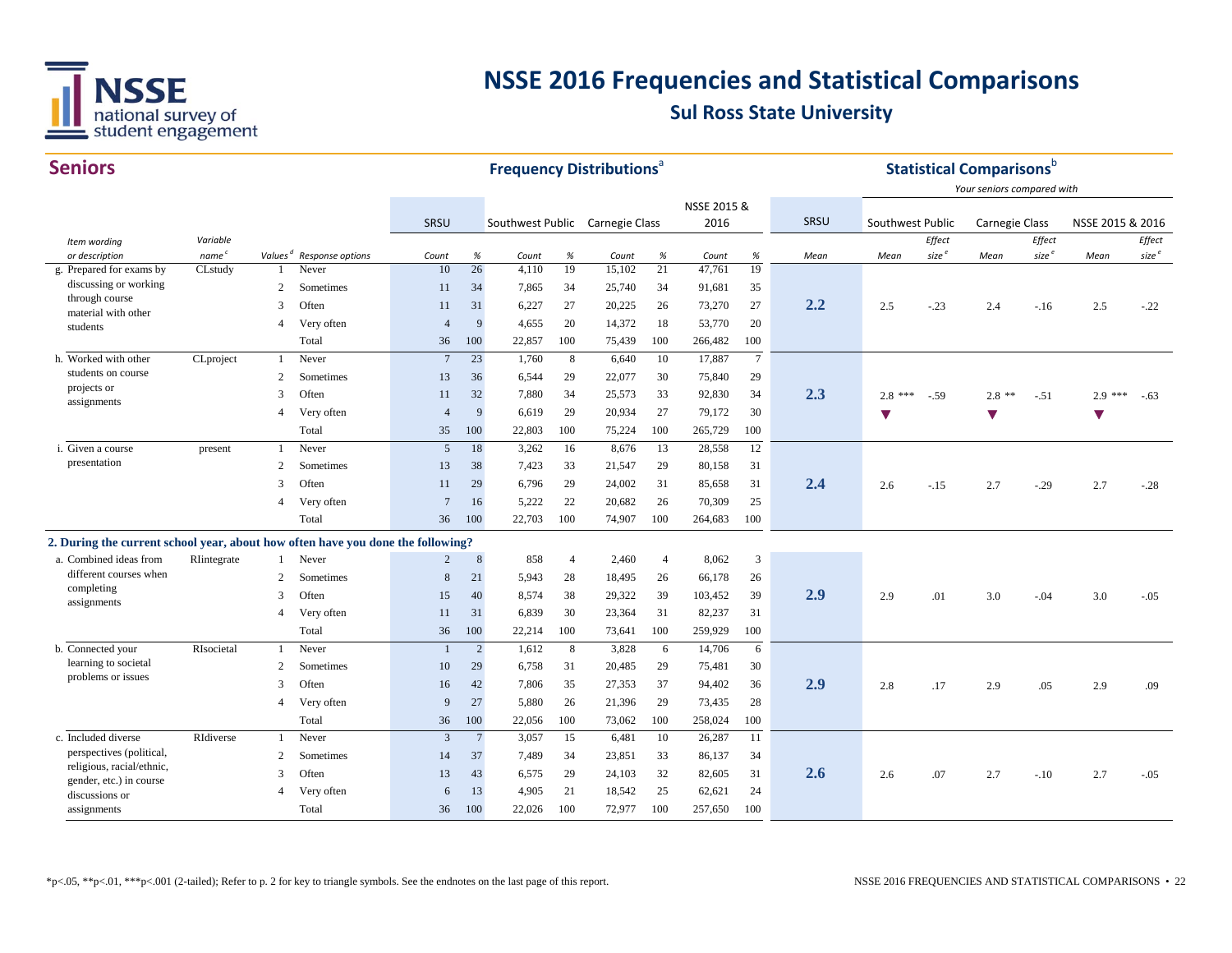# NSSE 2016 Frequencies and Statistical Comparisons

## Sul Ross State University

## Seniors

| | | | | Frequency Distributions[a] | | | | | | | | | | Statistical Comparisons[b] | | | | | | |
|---|---|---|---|---|---|---|---|---|---|---|---|---|---|---|---|---|---|---|---|---|
| | | | | | | | | | | | | | | Your seniors compared with | | | | | | |
| | | | | SRSU | | Southwest Public | | Carnegie Class | | NSSE 2015 & 2016 | | | SRSU | Southwest Public | | Carnegie Class | | NSSE 2015 & 2016 | | |
| Item wording or description | Variable name[c] | Values[d] | Response options | Count | % | Count | % | Count | % | Count | % | | Mean | Mean | Effect size[e] | Mean | Effect size[e] | Mean | Effect size[e] | |
| g. Prepared for exams by discussing or working through course material with other students | CLstudy | 1 | Never | 10 | 26 | 4,110 | 19 | 15,102 | 21 | 47,761 | 19 | | 2.2 | 2.5 | -.23 | 2.4 | -.16 | 2.5 | -.22 | |
| | | 2 | Sometimes | 11 | 34 | 7,865 | 34 | 25,740 | 34 | 91,681 | 35 | | | | | | | | | |
| | | 3 | Often | 11 | 31 | 6,227 | 27 | 20,225 | 26 | 73,270 | 27 | | | | | | | | | |
| | | 4 | Very often | 4 | 9 | 4,655 | 20 | 14,372 | 18 | 53,770 | 20 | | | | | | | | | |
| | | | Total | 36 | 100 | 22,857 | 100 | 75,439 | 100 | 266,482 | 100 | | | | | | | | | |
| h. Worked with other students on course projects or assignments | CLproject | 1 | Never | 7 | 23 | 1,760 | 8 | 6,640 | 10 | 17,887 | 7 | | 2.3 | 2.8 *** ▼ | -.59 | 2.8 ** ▼ | -.51 | 2.9 *** ▼ | -.63 | |
| | | 2 | Sometimes | 13 | 36 | 6,544 | 29 | 22,077 | 30 | 75,840 | 29 | | | | | | | | | |
| | | 3 | Often | 11 | 32 | 7,880 | 34 | 25,573 | 33 | 92,830 | 34 | | | | | | | | | |
| | | 4 | Very often | 4 | 9 | 6,619 | 29 | 20,934 | 27 | 79,172 | 30 | | | | | | | | | |
| | | | Total | 35 | 100 | 22,803 | 100 | 75,224 | 100 | 265,729 | 100 | | | | | | | | | |
| i. Given a course presentation | present | 1 | Never | 5 | 18 | 3,262 | 16 | 8,676 | 13 | 28,558 | 12 | | 2.4 | 2.6 | -.15 | 2.7 | -.29 | 2.7 | -.28 | |
| | | 2 | Sometimes | 13 | 38 | 7,423 | 33 | 21,547 | 29 | 80,158 | 31 | | | | | | | | | |
| | | 3 | Often | 11 | 29 | 6,796 | 29 | 24,002 | 31 | 85,658 | 31 | | | | | | | | | |
| | | 4 | Very often | 7 | 16 | 5,222 | 22 | 20,682 | 26 | 70,309 | 25 | | | | | | | | | |
| | | | Total | 36 | 100 | 22,703 | 100 | 74,907 | 100 | 264,683 | 100 | | | | | | | | | |
| **2. During the current school year, about how often have you done the following?** | | | | | | | | | | | | | | | | | | | | |
| a. Combined ideas from different courses when completing assignments | RIintegrate | 1 | Never | 2 | 8 | 858 | 4 | 2,460 | 4 | 8,062 | 3 | | 2.9 | 2.9 | .01 | 3.0 | -.04 | 3.0 | -.05 | |
| | | 2 | Sometimes | 8 | 21 | 5,943 | 28 | 18,495 | 26 | 66,178 | 26 | | | | | | | | | |
| | | 3 | Often | 15 | 40 | 8,574 | 38 | 29,322 | 39 | 103,452 | 39 | | | | | | | | | |
| | | 4 | Very often | 11 | 31 | 6,839 | 30 | 23,364 | 31 | 82,237 | 31 | | | | | | | | | |
| | | | Total | 36 | 100 | 22,214 | 100 | 73,641 | 100 | 259,929 | 100 | | | | | | | | | |
| b. Connected your learning to societal problems or issues | RIsocietal | 1 | Never | 1 | 2 | 1,612 | 8 | 3,828 | 6 | 14,706 | 6 | | 2.9 | 2.8 | .17 | 2.9 | .05 | 2.9 | .09 | |
| | | 2 | Sometimes | 10 | 29 | 6,758 | 31 | 20,485 | 29 | 75,481 | 30 | | | | | | | | | |
| | | 3 | Often | 16 | 42 | 7,806 | 35 | 27,353 | 37 | 94,402 | 36 | | | | | | | | | |
| | | 4 | Very often | 9 | 27 | 5,880 | 26 | 21,396 | 29 | 73,435 | 28 | | | | | | | | | |
| | | | Total | 36 | 100 | 22,056 | 100 | 73,062 | 100 | 258,024 | 100 | | | | | | | | | |
| c. Included diverse perspectives (political, religious, racial/ethnic, gender, etc.) in course discussions or assignments | RIdiverse | 1 | Never | 3 | 7 | 3,057 | 15 | 6,481 | 10 | 26,287 | 11 | | 2.6 | 2.6 | .07 | 2.7 | -.10 | 2.7 | -.05 | |
| | | 2 | Sometimes | 14 | 37 | 7,489 | 34 | 23,851 | 33 | 86,137 | 34 | | | | | | | | | |
| | | 3 | Often | 13 | 43 | 6,575 | 29 | 24,103 | 32 | 82,605 | 31 | | | | | | | | | |
| | | 4 | Very often | 6 | 13 | 4,905 | 21 | 18,542 | 25 | 62,621 | 24 | | | | | | | | | |
| | | | Total | 36 | 100 | 22,026 | 100 | 72,977 | 100 | 257,650 | 100 | | | | | | | | | |

*p<.05, **p<.01, ***p<.001 (2-tailed); Refer to p. 2 for key to triangle symbols. See the endnotes on the last page of this report.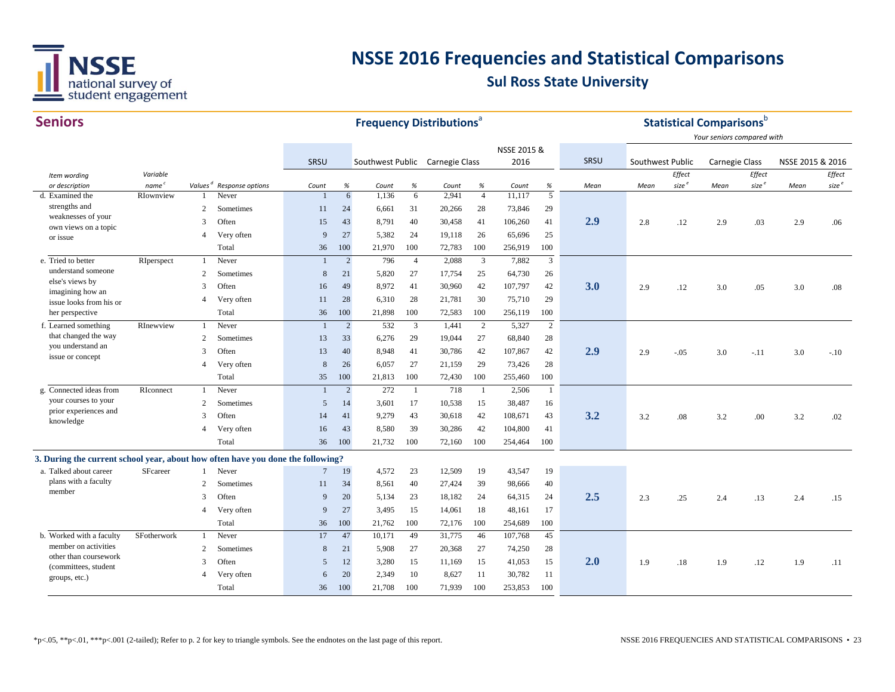# NSSE 2016 Frequencies and Statistical Comparisons

## Sul Ross State University

## Seniors

| Item wording or description | Variable name[c] | Values[d] | Response options | SRSU Count | SRSU % | Southwest Public Count | Southwest Public % | Carnegie Class Count | Carnegie Class % | NSSE 2015 & 2016 Count | NSSE 2015 & 2016 % | SRSU Mean | Southwest Public Mean | Southwest Public Effect size[e] | Carnegie Class Mean | Carnegie Class Effect size[e] | NSSE 2015 & 2016 Mean | NSSE 2015 & 2016 Effect size[e] |
|---|---|---|---|---|---|---|---|---|---|---|---|---|---|---|---|---|---|---|
| d. Examined the strengths and weaknesses of your own views on a topic or issue | RIownview | 1 | Never | 1 | 6 | 1,136 | 6 | 2,941 | 4 | 11,117 | 5 | 2.9 | 2.8 | .12 | 2.9 | .03 | 2.9 | .06 |
| | | 2 | Sometimes | 11 | 24 | 6,661 | 31 | 20,266 | 28 | 73,846 | 29 | | | | | | | |
| | | 3 | Often | 15 | 43 | 8,791 | 40 | 30,458 | 41 | 106,260 | 41 | | | | | | | |
| | | 4 | Very often | 9 | 27 | 5,382 | 24 | 19,118 | 26 | 65,696 | 25 | | | | | | | |
| | | | Total | 36 | 100 | 21,970 | 100 | 72,783 | 100 | 256,919 | 100 | | | | | | | |
| e. Tried to better understand someone else's views by imagining how an issue looks from his or her perspective | RIperspect | 1 | Never | 1 | 2 | 796 | 4 | 2,088 | 3 | 7,882 | 3 | 3.0 | 2.9 | .12 | 3.0 | .05 | 3.0 | .08 |
| | | 2 | Sometimes | 8 | 21 | 5,820 | 27 | 17,754 | 25 | 64,730 | 26 | | | | | | | |
| | | 3 | Often | 16 | 49 | 8,972 | 41 | 30,960 | 42 | 107,797 | 42 | | | | | | | |
| | | 4 | Very often | 11 | 28 | 6,310 | 28 | 21,781 | 30 | 75,710 | 29 | | | | | | | |
| | | | Total | 36 | 100 | 21,898 | 100 | 72,583 | 100 | 256,119 | 100 | | | | | | | |
| f. Learned something that changed the way you understand an issue or concept | RInewview | 1 | Never | 1 | 2 | 532 | 3 | 1,441 | 2 | 5,327 | 2 | 2.9 | 2.9 | -.05 | 3.0 | -.11 | 3.0 | -.10 |
| | | 2 | Sometimes | 13 | 33 | 6,276 | 29 | 19,044 | 27 | 68,840 | 28 | | | | | | | |
| | | 3 | Often | 13 | 40 | 8,948 | 41 | 30,786 | 42 | 107,867 | 42 | | | | | | | |
| | | 4 | Very often | 8 | 26 | 6,057 | 27 | 21,159 | 29 | 73,426 | 28 | | | | | | | |
| | | | Total | 35 | 100 | 21,813 | 100 | 72,430 | 100 | 255,460 | 100 | | | | | | | |
| g. Connected ideas from your courses to your prior experiences and knowledge | RIconnect | 1 | Never | 1 | 2 | 272 | 1 | 718 | 1 | 2,506 | 1 | 3.2 | 3.2 | .08 | 3.2 | .00 | 3.2 | .02 |
| | | 2 | Sometimes | 5 | 14 | 3,601 | 17 | 10,538 | 15 | 38,487 | 16 | | | | | | | |
| | | 3 | Often | 14 | 41 | 9,279 | 43 | 30,618 | 42 | 108,671 | 43 | | | | | | | |
| | | 4 | Very often | 16 | 43 | 8,580 | 39 | 30,286 | 42 | 104,800 | 41 | | | | | | | |
| | | | Total | 36 | 100 | 21,732 | 100 | 72,160 | 100 | 254,464 | 100 | | | | | | | |
| **3. During the current school year, about how often have you done the following?** | | | | | | | | | | | | | | | | | | |
| a. Talked about career plans with a faculty member | SFcareer | 1 | Never | 7 | 19 | 4,572 | 23 | 12,509 | 19 | 43,547 | 19 | 2.5 | 2.3 | .25 | 2.4 | .13 | 2.4 | .15 |
| | | 2 | Sometimes | 11 | 34 | 8,561 | 40 | 27,424 | 39 | 98,666 | 40 | | | | | | | |
| | | 3 | Often | 9 | 20 | 5,134 | 23 | 18,182 | 24 | 64,315 | 24 | | | | | | | |
| | | 4 | Very often | 9 | 27 | 3,495 | 15 | 14,061 | 18 | 48,161 | 17 | | | | | | | |
| | | | Total | 36 | 100 | 21,762 | 100 | 72,176 | 100 | 254,689 | 100 | | | | | | | |
| b. Worked with a faculty member on activities other than coursework (committees, student groups, etc.) | SFotherwork | 1 | Never | 17 | 47 | 10,171 | 49 | 31,775 | 46 | 107,768 | 45 | 2.0 | 1.9 | .18 | 1.9 | .12 | 1.9 | .11 |
| | | 2 | Sometimes | 8 | 21 | 5,908 | 27 | 20,368 | 27 | 74,250 | 28 | | | | | | | |
| | | 3 | Often | 5 | 12 | 3,280 | 15 | 11,169 | 15 | 41,053 | 15 | | | | | | | |
| | | 4 | Very often | 6 | 20 | 2,349 | 10 | 8,627 | 11 | 30,782 | 11 | | | | | | | |
| | | | Total | 36 | 100 | 21,708 | 100 | 71,939 | 100 | 253,853 | 100 | | | | | | | |

Frequency Distributions[a]; Statistical Comparisons[b] — Your seniors compared with

*p<.05, **p<.01, ***p<.001 (2-tailed); Refer to p. 2 for key to triangle symbols. See the endnotes on the last page of this report.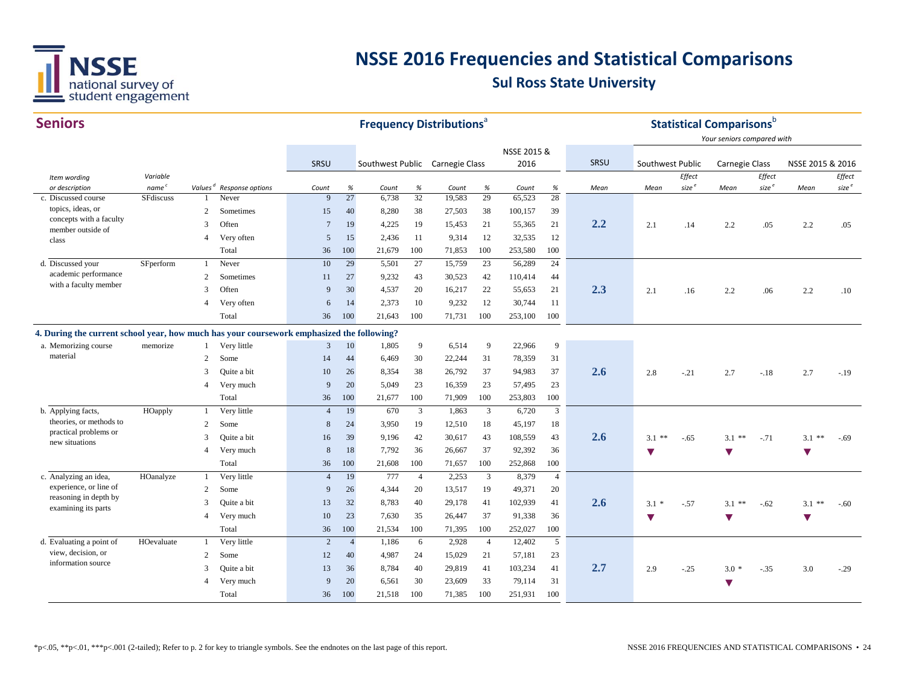# NSSE 2016 Frequencies and Statistical Comparisons

## Sul Ross State University

## Seniors

**Frequency Distributions**[a] | **Statistical Comparisons**[b]

*Your seniors compared with*

| Item wording or description | Variable name[c] | Values[d] | Response options | SRSU Count | SRSU % | Southwest Public Count | Southwest Public % | Carnegie Class Count | Carnegie Class % | NSSE 2015 & 2016 Count | NSSE 2015 & 2016 % | SRSU Mean | Southwest Public Mean | Southwest Public Effect size[e] | Carnegie Class Mean | Carnegie Class Effect size[e] | NSSE 2015 & 2016 Mean | NSSE 2015 & 2016 Effect size[e] |
|---|---|---|---|---|---|---|---|---|---|---|---|---|---|---|---|---|---|---|
| c. Discussed course topics, ideas, or concepts with a faculty member outside of class | SFdiscuss | 1 | Never | 9 | 27 | 6,738 | 32 | 19,583 | 29 | 65,523 | 28 | 2.2 | 2.1 | .14 | 2.2 | .05 | 2.2 | .05 |
| | | 2 | Sometimes | 15 | 40 | 8,280 | 38 | 27,503 | 38 | 100,157 | 39 | | | | | | | |
| | | 3 | Often | 7 | 19 | 4,225 | 19 | 15,453 | 21 | 55,365 | 21 | | | | | | | |
| | | 4 | Very often | 5 | 15 | 2,436 | 11 | 9,314 | 12 | 32,535 | 12 | | | | | | | |
| | | | Total | 36 | 100 | 21,679 | 100 | 71,853 | 100 | 253,580 | 100 | | | | | | | |
| d. Discussed your academic performance with a faculty member | SFperform | 1 | Never | 10 | 29 | 5,501 | 27 | 15,759 | 23 | 56,289 | 24 | 2.3 | 2.1 | .16 | 2.2 | .06 | 2.2 | .10 |
| | | 2 | Sometimes | 11 | 27 | 9,232 | 43 | 30,523 | 42 | 110,414 | 44 | | | | | | | |
| | | 3 | Often | 9 | 30 | 4,537 | 20 | 16,217 | 22 | 55,653 | 21 | | | | | | | |
| | | 4 | Very often | 6 | 14 | 2,373 | 10 | 9,232 | 12 | 30,744 | 11 | | | | | | | |
| | | | Total | 36 | 100 | 21,643 | 100 | 71,731 | 100 | 253,100 | 100 | | | | | | | |
| **4. During the current school year, how much has your coursework emphasized the following?** | | | | | | | | | | | | | | | | | | |
| a. Memorizing course material | memorize | 1 | Very little | 3 | 10 | 1,805 | 9 | 6,514 | 9 | 22,966 | 9 | 2.6 | 2.8 | -.21 | 2.7 | -.18 | 2.7 | -.19 |
| | | 2 | Some | 14 | 44 | 6,469 | 30 | 22,244 | 31 | 78,359 | 31 | | | | | | | |
| | | 3 | Quite a bit | 10 | 26 | 8,354 | 38 | 26,792 | 37 | 94,983 | 37 | | | | | | | |
| | | 4 | Very much | 9 | 20 | 5,049 | 23 | 16,359 | 23 | 57,495 | 23 | | | | | | | |
| | | | Total | 36 | 100 | 21,677 | 100 | 71,909 | 100 | 253,803 | 100 | | | | | | | |
| b. Applying facts, theories, or methods to practical problems or new situations | HOapply | 1 | Very little | 4 | 19 | 670 | 3 | 1,863 | 3 | 6,720 | 3 | 2.6 | 3.1 ** ▼ | -.65 | 3.1 ** ▼ | -.71 | 3.1 ** ▼ | -.69 |
| | | 2 | Some | 8 | 24 | 3,950 | 19 | 12,510 | 18 | 45,197 | 18 | | | | | | | |
| | | 3 | Quite a bit | 16 | 39 | 9,196 | 42 | 30,617 | 43 | 108,559 | 43 | | | | | | | |
| | | 4 | Very much | 8 | 18 | 7,792 | 36 | 26,667 | 37 | 92,392 | 36 | | | | | | | |
| | | | Total | 36 | 100 | 21,608 | 100 | 71,657 | 100 | 252,868 | 100 | | | | | | | |
| c. Analyzing an idea, experience, or line of reasoning in depth by examining its parts | HOanalyze | 1 | Very little | 4 | 19 | 777 | 4 | 2,253 | 3 | 8,379 | 4 | 2.6 | 3.1 * ▼ | -.57 | 3.1 ** ▼ | -.62 | 3.1 ** ▼ | -.60 |
| | | 2 | Some | 9 | 26 | 4,344 | 20 | 13,517 | 19 | 49,371 | 20 | | | | | | | |
| | | 3 | Quite a bit | 13 | 32 | 8,783 | 40 | 29,178 | 41 | 102,939 | 41 | | | | | | | |
| | | 4 | Very much | 10 | 23 | 7,630 | 35 | 26,447 | 37 | 91,338 | 36 | | | | | | | |
| | | | Total | 36 | 100 | 21,534 | 100 | 71,395 | 100 | 252,027 | 100 | | | | | | | |
| d. Evaluating a point of view, decision, or information source | HOevaluate | 1 | Very little | 2 | 4 | 1,186 | 6 | 2,928 | 4 | 12,402 | 5 | 2.7 | 2.9 | -.25 | 3.0 * ▼ | -.35 | 3.0 | -.29 |
| | | 2 | Some | 12 | 40 | 4,987 | 24 | 15,029 | 21 | 57,181 | 23 | | | | | | | |
| | | 3 | Quite a bit | 13 | 36 | 8,784 | 40 | 29,819 | 41 | 103,234 | 41 | | | | | | | |
| | | 4 | Very much | 9 | 20 | 6,561 | 30 | 23,609 | 33 | 79,114 | 31 | | | | | | | |
| | | | Total | 36 | 100 | 21,518 | 100 | 71,385 | 100 | 251,931 | 100 | | | | | | | |

*p<.05, **p<.01, ***p<.001 (2-tailed); Refer to p. 2 for key to triangle symbols. See the endnotes on the last page of this report.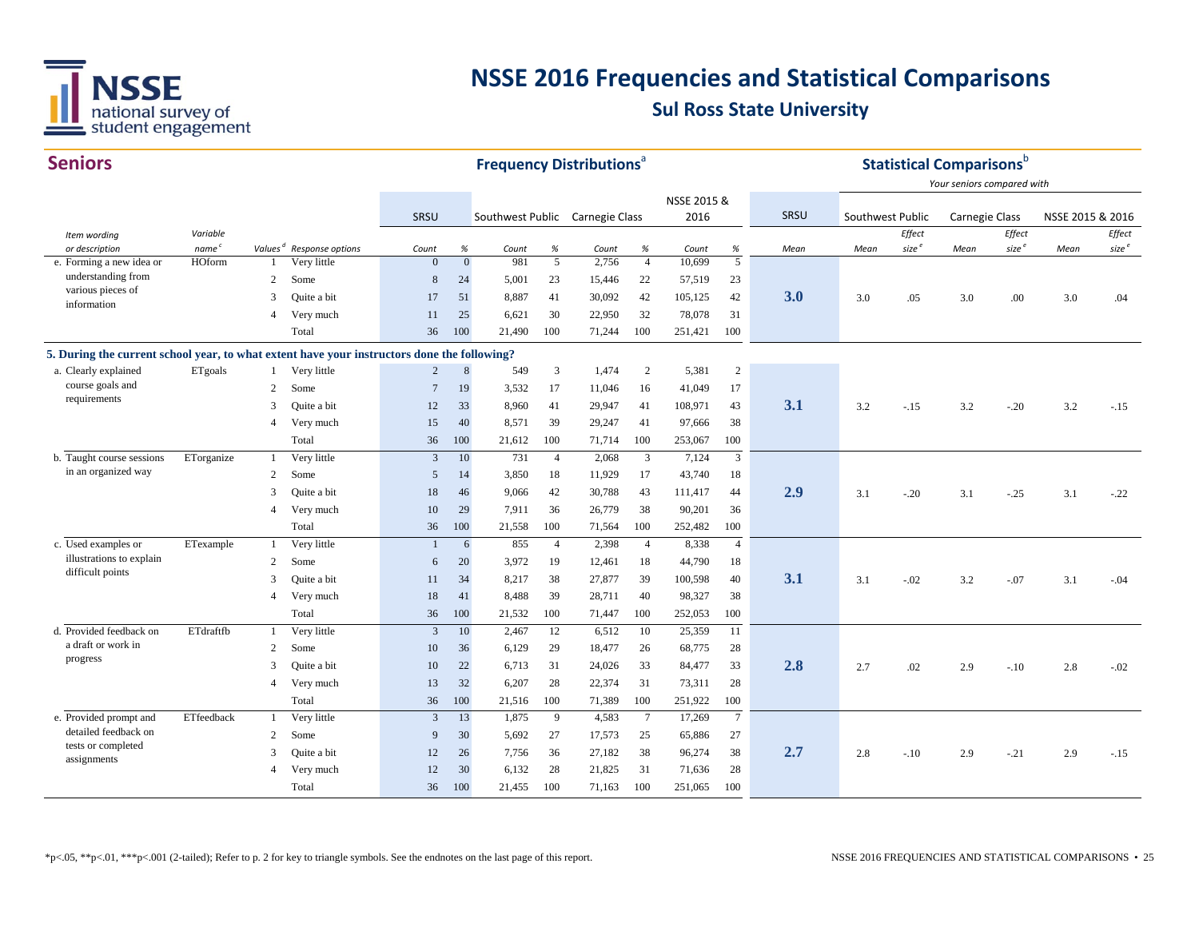# NSSE 2016 Frequencies and Statistical Comparisons

## Sul Ross State University

## Seniors

| Item wording or description | Variable name[c] | Values[d] | Response options | SRSU Count | SRSU % | Southwest Public Count | Southwest Public % | Carnegie Class Count | Carnegie Class % | NSSE 2015 & 2016 Count | NSSE 2015 & 2016 % | SRSU Mean | Southwest Public Mean | Southwest Public Effect size[e] | Carnegie Class Mean | Carnegie Class Effect size[e] | NSSE 2015 & 2016 Mean | NSSE 2015 & 2016 Effect size[e] |
|---|---|---|---|---|---|---|---|---|---|---|---|---|---|---|---|---|---|---|
| e. Forming a new idea or understanding from various pieces of information | HOform | 1 | Very little | 0 | 0 | 981 | 5 | 2,756 | 4 | 10,699 | 5 | **3.0** | 3.0 | .05 | 3.0 | .00 | 3.0 | .04 |
| | | 2 | Some | 8 | 24 | 5,001 | 23 | 15,446 | 22 | 57,519 | 23 | | | | | | | |
| | | 3 | Quite a bit | 17 | 51 | 8,887 | 41 | 30,092 | 42 | 105,125 | 42 | | | | | | | |
| | | 4 | Very much | 11 | 25 | 6,621 | 30 | 22,950 | 32 | 78,078 | 31 | | | | | | | |
| | | | Total | 36 | 100 | 21,490 | 100 | 71,244 | 100 | 251,421 | 100 | | | | | | | |
| **5. During the current school year, to what extent have your instructors done the following?** | | | | | | | | | | | | | | | | | | |
| a. Clearly explained course goals and requirements | ETgoals | 1 | Very little | 2 | 8 | 549 | 3 | 1,474 | 2 | 5,381 | 2 | **3.1** | 3.2 | -.15 | 3.2 | -.20 | 3.2 | -.15 |
| | | 2 | Some | 7 | 19 | 3,532 | 17 | 11,046 | 16 | 41,049 | 17 | | | | | | | |
| | | 3 | Quite a bit | 12 | 33 | 8,960 | 41 | 29,947 | 41 | 108,971 | 43 | | | | | | | |
| | | 4 | Very much | 15 | 40 | 8,571 | 39 | 29,247 | 41 | 97,666 | 38 | | | | | | | |
| | | | Total | 36 | 100 | 21,612 | 100 | 71,714 | 100 | 253,067 | 100 | | | | | | | |
| b. Taught course sessions in an organized way | ETorganize | 1 | Very little | 3 | 10 | 731 | 4 | 2,068 | 3 | 7,124 | 3 | **2.9** | 3.1 | -.20 | 3.1 | -.25 | 3.1 | -.22 |
| | | 2 | Some | 5 | 14 | 3,850 | 18 | 11,929 | 17 | 43,740 | 18 | | | | | | | |
| | | 3 | Quite a bit | 18 | 46 | 9,066 | 42 | 30,788 | 43 | 111,417 | 44 | | | | | | | |
| | | 4 | Very much | 10 | 29 | 7,911 | 36 | 26,779 | 38 | 90,201 | 36 | | | | | | | |
| | | | Total | 36 | 100 | 21,558 | 100 | 71,564 | 100 | 252,482 | 100 | | | | | | | |
| c. Used examples or illustrations to explain difficult points | ETexample | 1 | Very little | 1 | 6 | 855 | 4 | 2,398 | 4 | 8,338 | 4 | **3.1** | 3.1 | -.02 | 3.2 | -.07 | 3.1 | -.04 |
| | | 2 | Some | 6 | 20 | 3,972 | 19 | 12,461 | 18 | 44,790 | 18 | | | | | | | |
| | | 3 | Quite a bit | 11 | 34 | 8,217 | 38 | 27,877 | 39 | 100,598 | 40 | | | | | | | |
| | | 4 | Very much | 18 | 41 | 8,488 | 39 | 28,711 | 40 | 98,327 | 38 | | | | | | | |
| | | | Total | 36 | 100 | 21,532 | 100 | 71,447 | 100 | 252,053 | 100 | | | | | | | |
| d. Provided feedback on a draft or work in progress | ETdraftfb | 1 | Very little | 3 | 10 | 2,467 | 12 | 6,512 | 10 | 25,359 | 11 | **2.8** | 2.7 | .02 | 2.9 | -.10 | 2.8 | -.02 |
| | | 2 | Some | 10 | 36 | 6,129 | 29 | 18,477 | 26 | 68,775 | 28 | | | | | | | |
| | | 3 | Quite a bit | 10 | 22 | 6,713 | 31 | 24,026 | 33 | 84,477 | 33 | | | | | | | |
| | | 4 | Very much | 13 | 32 | 6,207 | 28 | 22,374 | 31 | 73,311 | 28 | | | | | | | |
| | | | Total | 36 | 100 | 21,516 | 100 | 71,389 | 100 | 251,922 | 100 | | | | | | | |
| e. Provided prompt and detailed feedback on tests or completed assignments | ETfeedback | 1 | Very little | 3 | 13 | 1,875 | 9 | 4,583 | 7 | 17,269 | 7 | **2.7** | 2.8 | -.10 | 2.9 | -.21 | 2.9 | -.15 |
| | | 2 | Some | 9 | 30 | 5,692 | 27 | 17,573 | 25 | 65,886 | 27 | | | | | | | |
| | | 3 | Quite a bit | 12 | 26 | 7,756 | 36 | 27,182 | 38 | 96,274 | 38 | | | | | | | |
| | | 4 | Very much | 12 | 30 | 6,132 | 28 | 21,825 | 31 | 71,636 | 28 | | | | | | | |
| | | | Total | 36 | 100 | 21,455 | 100 | 71,163 | 100 | 251,065 | 100 | | | | | | | |

Frequency Distributions[a]; Statistical Comparisons[b] — Your seniors compared with

*p<.05, **p<.01, ***p<.001 (2-tailed); Refer to p. 2 for key to triangle symbols. See the endnotes on the last page of this report.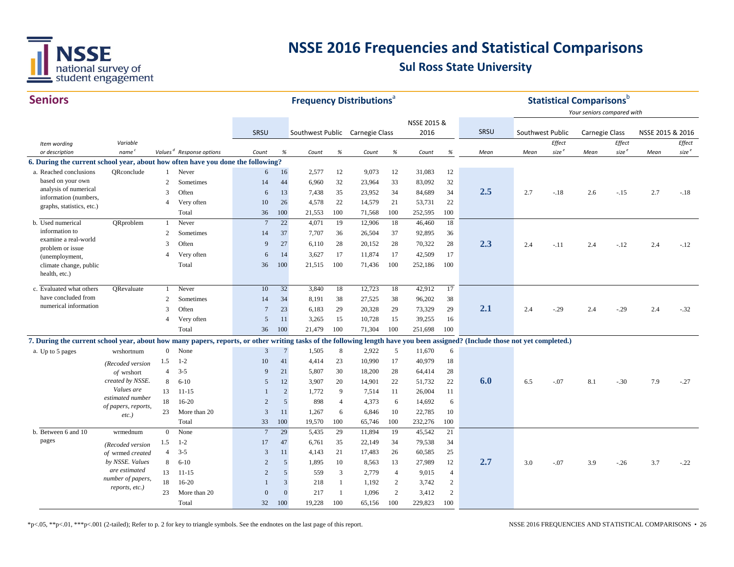# NSSE 2016 Frequencies and Statistical Comparisons

## Sul Ross State University

## Seniors

| Item wording or description | Variable name[c] | Values[d] | Response options | SRSU Count | SRSU % | Southwest Public Count | Southwest Public % | Carnegie Class Count | Carnegie Class % | NSSE 2015 & 2016 Count | NSSE 2015 & 2016 % | SRSU Mean | Southwest Public Mean | Southwest Public Effect size[e] | Carnegie Class Mean | Carnegie Class Effect size[e] | NSSE 2015 & 2016 Mean | NSSE 2015 & 2016 Effect size[e] |
|---|---|---|---|---|---|---|---|---|---|---|---|---|---|---|---|---|---|---|
| **6. During the current school year, about how often have you done the following?** | | | | | | | | | | | | | | | | | | |
| a. Reached conclusions based on your own analysis of numerical information (numbers, graphs, statistics, etc.) | QRconclude | 1 | Never | 6 | 16 | 2,577 | 12 | 9,073 | 12 | 31,083 | 12 | 2.5 | 2.7 | -.18 | 2.6 | -.15 | 2.7 | -.18 |
| | | 2 | Sometimes | 14 | 44 | 6,960 | 32 | 23,964 | 33 | 83,092 | 32 | | | | | | | |
| | | 3 | Often | 6 | 13 | 7,438 | 35 | 23,952 | 34 | 84,689 | 34 | | | | | | | |
| | | 4 | Very often | 10 | 26 | 4,578 | 22 | 14,579 | 21 | 53,731 | 22 | | | | | | | |
| | | | Total | 36 | 100 | 21,553 | 100 | 71,568 | 100 | 252,595 | 100 | | | | | | | |
| b. Used numerical information to examine a real-world problem or issue (unemployment, climate change, public health, etc.) | QRproblem | 1 | Never | 7 | 22 | 4,071 | 19 | 12,906 | 18 | 46,460 | 18 | 2.3 | 2.4 | -.11 | 2.4 | -.12 | 2.4 | -.12 |
| | | 2 | Sometimes | 14 | 37 | 7,707 | 36 | 26,504 | 37 | 92,895 | 36 | | | | | | | |
| | | 3 | Often | 9 | 27 | 6,110 | 28 | 20,152 | 28 | 70,322 | 28 | | | | | | | |
| | | 4 | Very often | 6 | 14 | 3,627 | 17 | 11,874 | 17 | 42,509 | 17 | | | | | | | |
| | | | Total | 36 | 100 | 21,515 | 100 | 71,436 | 100 | 252,186 | 100 | | | | | | | |
| c. Evaluated what others have concluded from numerical information | QRevaluate | 1 | Never | 10 | 32 | 3,840 | 18 | 12,723 | 18 | 42,912 | 17 | 2.1 | 2.4 | -.29 | 2.4 | -.29 | 2.4 | -.32 |
| | | 2 | Sometimes | 14 | 34 | 8,191 | 38 | 27,525 | 38 | 96,202 | 38 | | | | | | | |
| | | 3 | Often | 7 | 23 | 6,183 | 29 | 20,328 | 29 | 73,329 | 29 | | | | | | | |
| | | 4 | Very often | 5 | 11 | 3,265 | 15 | 10,728 | 15 | 39,255 | 16 | | | | | | | |
| | | | Total | 36 | 100 | 21,479 | 100 | 71,304 | 100 | 251,698 | 100 | | | | | | | |
| **7. During the current school year, about how many papers, reports, or other writing tasks of the following length have you been assigned? (Include those not yet completed.)** | | | | | | | | | | | | | | | | | | |
| a. Up to 5 pages | wrshortnum *(Recoded version of wrshort created by NSSE. Values are estimated number of papers, reports, etc.)* | 0 | None | 3 | 7 | 1,505 | 8 | 2,922 | 5 | 11,670 | 6 | 6.0 | 6.5 | -.07 | 8.1 | -.30 | 7.9 | -.27 |
| | | 1.5 | 1-2 | 10 | 41 | 4,414 | 23 | 10,990 | 17 | 40,979 | 18 | | | | | | | |
| | | 4 | 3-5 | 9 | 21 | 5,807 | 30 | 18,200 | 28 | 64,414 | 28 | | | | | | | |
| | | 8 | 6-10 | 5 | 12 | 3,907 | 20 | 14,901 | 22 | 51,732 | 22 | | | | | | | |
| | | 13 | 11-15 | 1 | 2 | 1,772 | 9 | 7,514 | 11 | 26,004 | 11 | | | | | | | |
| | | 18 | 16-20 | 2 | 5 | 898 | 4 | 4,373 | 6 | 14,692 | 6 | | | | | | | |
| | | 23 | More than 20 | 3 | 11 | 1,267 | 6 | 6,846 | 10 | 22,785 | 10 | | | | | | | |
| | | | Total | 33 | 100 | 19,570 | 100 | 65,746 | 100 | 232,276 | 100 | | | | | | | |
| b. Between 6 and 10 pages | wrmednum *(Recoded version of wrmed created by NSSE. Values are estimated number of papers, reports, etc.)* | 0 | None | 7 | 29 | 5,435 | 29 | 11,894 | 19 | 45,542 | 21 | 2.7 | 3.0 | -.07 | 3.9 | -.26 | 3.7 | -.22 |
| | | 1.5 | 1-2 | 17 | 47 | 6,761 | 35 | 22,149 | 34 | 79,538 | 34 | | | | | | | |
| | | 4 | 3-5 | 3 | 11 | 4,143 | 21 | 17,483 | 26 | 60,585 | 25 | | | | | | | |
| | | 8 | 6-10 | 2 | 5 | 1,895 | 10 | 8,563 | 13 | 27,989 | 12 | | | | | | | |
| | | 13 | 11-15 | 2 | 5 | 559 | 3 | 2,779 | 4 | 9,015 | 4 | | | | | | | |
| | | 18 | 16-20 | 1 | 3 | 218 | 1 | 1,192 | 2 | 3,742 | 2 | | | | | | | |
| | | 23 | More than 20 | 0 | 0 | 217 | 1 | 1,096 | 2 | 3,412 | 2 | | | | | | | |
| | | | Total | 32 | 100 | 19,228 | 100 | 65,156 | 100 | 229,823 | 100 | | | | | | | |

Frequency Distributions[a]; Statistical Comparisons[b] — Your seniors compared with

*p<.05, **p<.01, ***p<.001 (2-tailed); Refer to p. 2 for key to triangle symbols. See the endnotes on the last page of this report.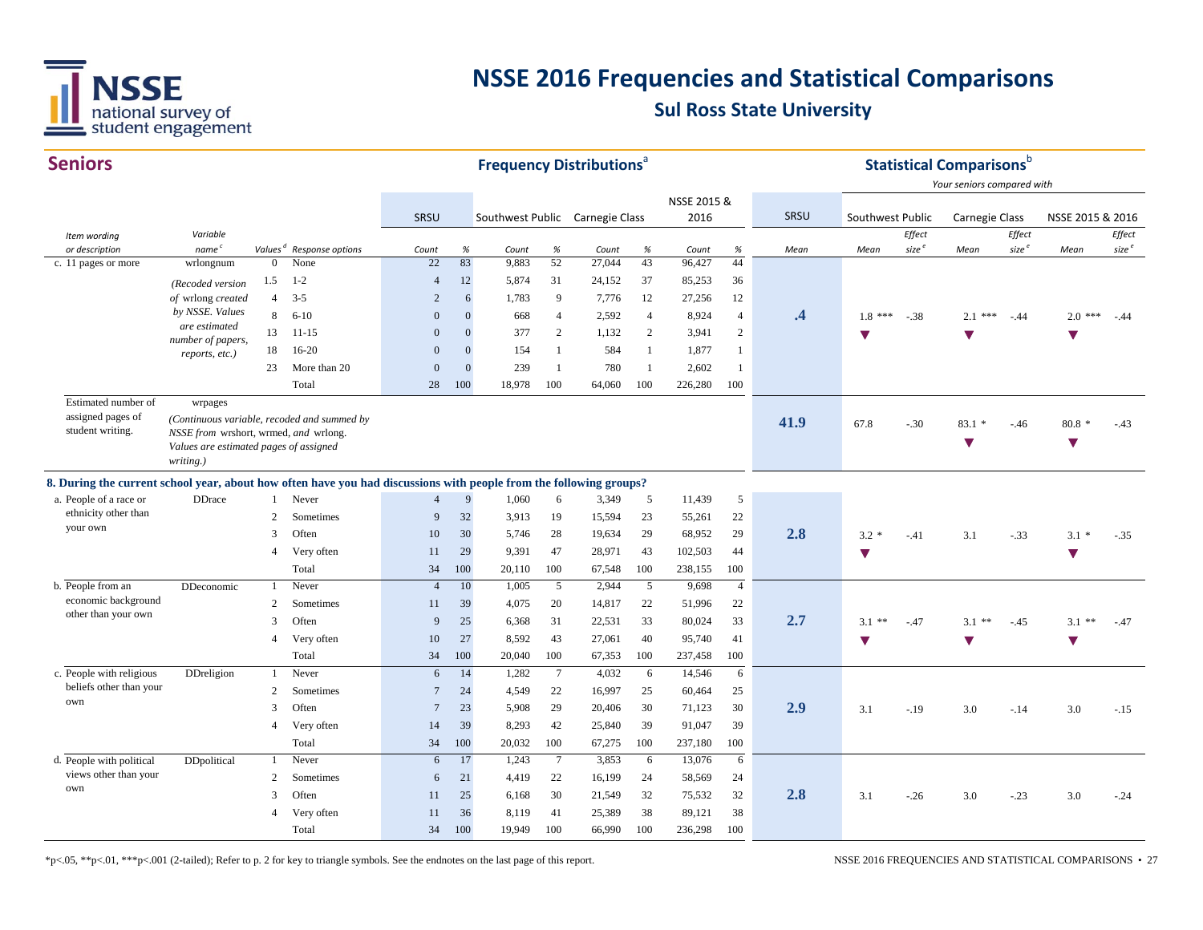# NSSE 2016 Frequencies and Statistical Comparisons

## Sul Ross State University

## Seniors

| Item wording or description | Variable name[c] | Values[d] | Response options | SRSU Count | SRSU % | Southwest Public Count | Southwest Public % | Carnegie Class Count | Carnegie Class % | NSSE 2015 & 2016 Count | NSSE 2015 & 2016 % | SRSU Mean | Southwest Public Mean | Southwest Public Effect size[e] | Carnegie Class Mean | Carnegie Class Effect size[e] | NSSE 2015 & 2016 Mean | NSSE 2015 & 2016 Effect size[e] |
|---|---|---|---|---|---|---|---|---|---|---|---|---|---|---|---|---|---|---|
| c. 11 pages or more | wrlongnum | 0 | None | 22 | 83 | 9,883 | 52 | 27,044 | 43 | 96,427 | 44 | .4 | 1.8 *** ▼ | -.38 | 2.1 *** ▼ | -.44 | 2.0 *** ▼ | -.44 |
| | *(Recoded version of wrlong created by NSSE. Values are estimated number of papers, reports, etc.)* | 1.5 | 1-2 | 4 | 12 | 5,874 | 31 | 24,152 | 37 | 85,253 | 36 | | | | | | | |
| | | 4 | 3-5 | 2 | 6 | 1,783 | 9 | 7,776 | 12 | 27,256 | 12 | | | | | | | |
| | | 8 | 6-10 | 0 | 0 | 668 | 4 | 2,592 | 4 | 8,924 | 4 | | | | | | | |
| | | 13 | 11-15 | 0 | 0 | 377 | 2 | 1,132 | 2 | 3,941 | 2 | | | | | | | |
| | | 18 | 16-20 | 0 | 0 | 154 | 1 | 584 | 1 | 1,877 | 1 | | | | | | | |
| | | 23 | More than 20 | 0 | 0 | 239 | 1 | 780 | 1 | 2,602 | 1 | | | | | | | |
| | | | Total | 28 | 100 | 18,978 | 100 | 64,060 | 100 | 226,280 | 100 | | | | | | | |
| Estimated number of assigned pages of student writing. | wrpages *(Continuous variable, recoded and summed by NSSE from wrshort, wrmed, and wrlong. Values are estimated pages of assigned writing.)* | | | | | | | | | | | 41.9 | 67.8 | -.30 | 83.1 * ▼ | -.46 | 80.8 * ▼ | -.43 |
| **8. During the current school year, about how often have you had discussions with people from the following groups?** | | | | | | | | | | | | | | | | | | |
| a. People of a race or ethnicity other than your own | DDrace | 1 | Never | 4 | 9 | 1,060 | 6 | 3,349 | 5 | 11,439 | 5 | 2.8 | 3.2 * ▼ | -.41 | 3.1 | -.33 | 3.1 * ▼ | -.35 |
| | | 2 | Sometimes | 9 | 32 | 3,913 | 19 | 15,594 | 23 | 55,261 | 22 | | | | | | | |
| | | 3 | Often | 10 | 30 | 5,746 | 28 | 19,634 | 29 | 68,952 | 29 | | | | | | | |
| | | 4 | Very often | 11 | 29 | 9,391 | 47 | 28,971 | 43 | 102,503 | 44 | | | | | | | |
| | | | Total | 34 | 100 | 20,110 | 100 | 67,548 | 100 | 238,155 | 100 | | | | | | | |
| b. People from an economic background other than your own | DDeconomic | 1 | Never | 4 | 10 | 1,005 | 5 | 2,944 | 5 | 9,698 | 4 | 2.7 | 3.1 ** ▼ | -.47 | 3.1 ** ▼ | -.45 | 3.1 ** ▼ | -.47 |
| | | 2 | Sometimes | 11 | 39 | 4,075 | 20 | 14,817 | 22 | 51,996 | 22 | | | | | | | |
| | | 3 | Often | 9 | 25 | 6,368 | 31 | 22,531 | 33 | 80,024 | 33 | | | | | | | |
| | | 4 | Very often | 10 | 27 | 8,592 | 43 | 27,061 | 40 | 95,740 | 41 | | | | | | | |
| | | | Total | 34 | 100 | 20,040 | 100 | 67,353 | 100 | 237,458 | 100 | | | | | | | |
| c. People with religious beliefs other than your own | DDreligion | 1 | Never | 6 | 14 | 1,282 | 7 | 4,032 | 6 | 14,546 | 6 | 2.9 | 3.1 | -.19 | 3.0 | -.14 | 3.0 | -.15 |
| | | 2 | Sometimes | 7 | 24 | 4,549 | 22 | 16,997 | 25 | 60,464 | 25 | | | | | | | |
| | | 3 | Often | 7 | 23 | 5,908 | 29 | 20,406 | 30 | 71,123 | 30 | | | | | | | |
| | | 4 | Very often | 14 | 39 | 8,293 | 42 | 25,840 | 39 | 91,047 | 39 | | | | | | | |
| | | | Total | 34 | 100 | 20,032 | 100 | 67,275 | 100 | 237,180 | 100 | | | | | | | |
| d. People with political views other than your own | DDpolitical | 1 | Never | 6 | 17 | 1,243 | 7 | 3,853 | 6 | 13,076 | 6 | 2.8 | 3.1 | -.26 | 3.0 | -.23 | 3.0 | -.24 |
| | | 2 | Sometimes | 6 | 21 | 4,419 | 22 | 16,199 | 24 | 58,569 | 24 | | | | | | | |
| | | 3 | Often | 11 | 25 | 6,168 | 30 | 21,549 | 32 | 75,532 | 32 | | | | | | | |
| | | 4 | Very often | 11 | 36 | 8,119 | 41 | 25,389 | 38 | 89,121 | 38 | | | | | | | |
| | | | Total | 34 | 100 | 19,949 | 100 | 66,990 | 100 | 236,298 | 100 | | | | | | | |

Frequency Distributions[a]; Statistical Comparisons[b] — Your seniors compared with Southwest Public, Carnegie Class, and NSSE 2015 & 2016.

*p<.05, **p<.01, ***p<.001 (2-tailed); Refer to p. 2 for key to triangle symbols. See the endnotes on the last page of this report.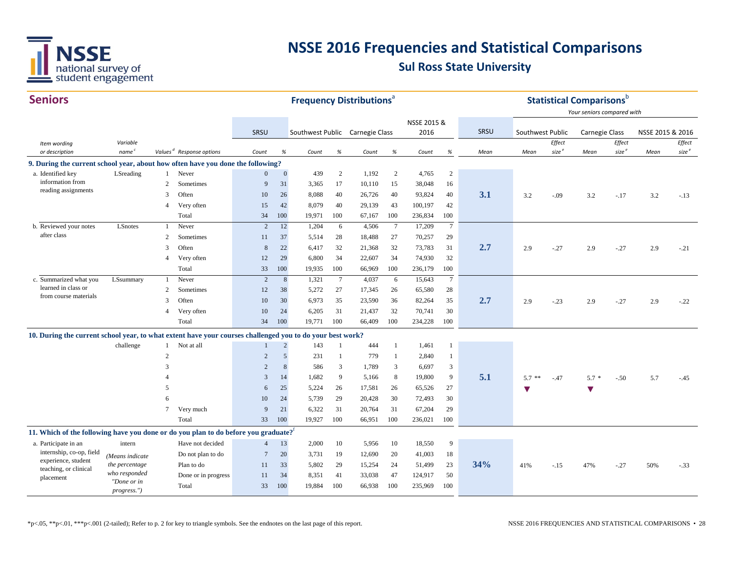# NSSE 2016 Frequencies and Statistical Comparisons

## Sul Ross State University

## Seniors

**Frequency Distributions**[a] | **Statistical Comparisons**[b] — *Your seniors compared with*

| Item wording or description | Variable name[c] | Values[d] | Response options | SRSU Count | SRSU % | Southwest Public Count | Southwest Public % | Carnegie Class Count | Carnegie Class % | NSSE 2015 & 2016 Count | NSSE 2015 & 2016 % | SRSU Mean | Southwest Public Mean | Southwest Public Effect size[e] | Carnegie Class Mean | Carnegie Class Effect size[e] | NSSE 2015 & 2016 Mean | NSSE 2015 & 2016 Effect size[e] |
|---|---|---|---|---|---|---|---|---|---|---|---|---|---|---|---|---|---|---|
| **9. During the current school year, about how often have you done the following?** | | | | | | | | | | | | | | | | | | |
| a. Identified key information from reading assignments | LSreading | 1 | Never | 0 | 0 | 439 | 2 | 1,192 | 2 | 4,765 | 2 | | | | | | | |
| | | 2 | Sometimes | 9 | 31 | 3,365 | 17 | 10,110 | 15 | 38,048 | 16 | | | | | | | |
| | | 3 | Often | 10 | 26 | 8,088 | 40 | 26,726 | 40 | 93,824 | 40 | **3.1** | 3.2 | -.09 | 3.2 | -.17 | 3.2 | -.13 |
| | | 4 | Very often | 15 | 42 | 8,079 | 40 | 29,139 | 43 | 100,197 | 42 | | | | | | | |
| | | | Total | 34 | 100 | 19,971 | 100 | 67,167 | 100 | 236,834 | 100 | | | | | | | |
| b. Reviewed your notes after class | LSnotes | 1 | Never | 2 | 12 | 1,204 | 6 | 4,506 | 7 | 17,209 | 7 | | | | | | | |
| | | 2 | Sometimes | 11 | 37 | 5,514 | 28 | 18,488 | 27 | 70,257 | 29 | | | | | | | |
| | | 3 | Often | 8 | 22 | 6,417 | 32 | 21,368 | 32 | 73,783 | 31 | **2.7** | 2.9 | -.27 | 2.9 | -.27 | 2.9 | -.21 |
| | | 4 | Very often | 12 | 29 | 6,800 | 34 | 22,607 | 34 | 74,930 | 32 | | | | | | | |
| | | | Total | 33 | 100 | 19,935 | 100 | 66,969 | 100 | 236,179 | 100 | | | | | | | |
| c. Summarized what you learned in class or from course materials | LSsummary | 1 | Never | 2 | 8 | 1,321 | 7 | 4,037 | 6 | 15,643 | 7 | | | | | | | |
| | | 2 | Sometimes | 12 | 38 | 5,272 | 27 | 17,345 | 26 | 65,580 | 28 | | | | | | | |
| | | 3 | Often | 10 | 30 | 6,973 | 35 | 23,590 | 36 | 82,264 | 35 | **2.7** | 2.9 | -.23 | 2.9 | -.27 | 2.9 | -.22 |
| | | 4 | Very often | 10 | 24 | 6,205 | 31 | 21,437 | 32 | 70,741 | 30 | | | | | | | |
| | | | Total | 34 | 100 | 19,771 | 100 | 66,409 | 100 | 234,228 | 100 | | | | | | | |
| **10. During the current school year, to what extent have your courses challenged you to do your best work?** | | | | | | | | | | | | | | | | | | |
| | challenge | 1 | Not at all | 1 | 2 | 143 | 1 | 444 | 1 | 1,461 | 1 | | | | | | | |
| | | 2 | | 2 | 5 | 231 | 1 | 779 | 1 | 2,840 | 1 | | | | | | | |
| | | 3 | | 2 | 8 | 586 | 3 | 1,789 | 3 | 6,697 | 3 | | | | | | | |
| | | 4 | | 3 | 14 | 1,682 | 9 | 5,166 | 8 | 19,800 | 9 | **5.1** | 5.7 ** ▼ | -.47 | 5.7 * ▼ | -.50 | 5.7 | -.45 |
| | | 5 | | 6 | 25 | 5,224 | 26 | 17,581 | 26 | 65,526 | 27 | | | | | | | |
| | | 6 | | 10 | 24 | 5,739 | 29 | 20,428 | 30 | 72,493 | 30 | | | | | | | |
| | | 7 | Very much | 9 | 21 | 6,322 | 31 | 20,764 | 31 | 67,204 | 29 | | | | | | | |
| | | | Total | 33 | 100 | 19,927 | 100 | 66,951 | 100 | 236,021 | 100 | | | | | | | |
| **11. Which of the following have you done or do you plan to do before you graduate?**[f] | | | | | | | | | | | | | | | | | | |
| a. Participate in an internship, co-op, field experience, student teaching, or clinical placement | intern (*Means indicate the percentage who responded "Done or in progress."*) | | Have not decided | 4 | 13 | 2,000 | 10 | 5,956 | 10 | 18,550 | 9 | | | | | | | |
| | | | Do not plan to do | 7 | 20 | 3,731 | 19 | 12,690 | 20 | 41,003 | 18 | | | | | | | |
| | | | Plan to do | 11 | 33 | 5,802 | 29 | 15,254 | 24 | 51,499 | 23 | **34%** | 41% | -.15 | 47% | -.27 | 50% | -.33 |
| | | | Done or in progress | 11 | 34 | 8,351 | 41 | 33,038 | 47 | 124,917 | 50 | | | | | | | |
| | | | Total | 33 | 100 | 19,884 | 100 | 66,938 | 100 | 235,969 | 100 | | | | | | | |

*p<.05, **p<.01, ***p<.001 (2-tailed); Refer to p. 2 for key to triangle symbols. See the endnotes on the last page of this report.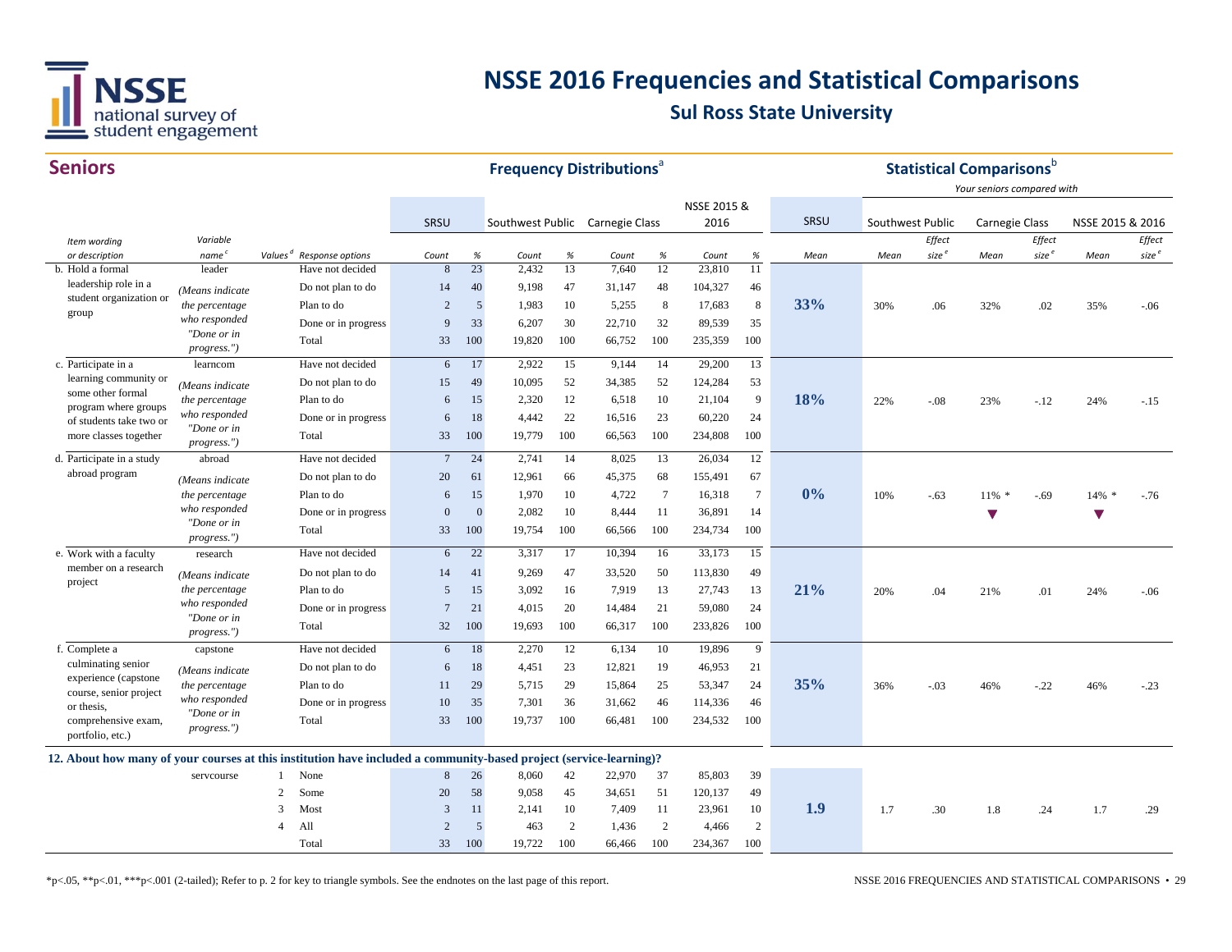# NSSE 2016 Frequencies and Statistical Comparisons

## Sul Ross State University

### Seniors

**Frequency Distributions**[a] / **Statistical Comparisons**[b] (Your seniors compared with)

| Item wording or description | Variable name[c] | Values[d] | Response options | SRSU Count | SRSU % | Southwest Public Count | Southwest Public % | Carnegie Class Count | Carnegie Class % | NSSE 2015 & 2016 Count | NSSE 2015 & 2016 % | SRSU Mean | Southwest Public Mean | Southwest Public Effect size[e] | Carnegie Class Mean | Carnegie Class Effect size[e] | NSSE 2015 & 2016 Mean | NSSE 2015 & 2016 Effect size[e] |
|---|---|---|---|---|---|---|---|---|---|---|---|---|---|---|---|---|---|---|
| b. Hold a formal leadership role in a student organization or group | leader | | Have not decided | 8 | 23 | 2,432 | 13 | 7,640 | 12 | 23,810 | 11 | | | | | | | |
| | (Means indicate the percentage who responded "Done or in progress.") | | Do not plan to do | 14 | 40 | 9,198 | 47 | 31,147 | 48 | 104,327 | 46 | | | | | | | |
| | | | Plan to do | 2 | 5 | 1,983 | 10 | 5,255 | 8 | 17,683 | 8 | **33%** | 30% | .06 | 32% | .02 | 35% | -.06 |
| | | | Done or in progress | 9 | 33 | 6,207 | 30 | 22,710 | 32 | 89,539 | 35 | | | | | | | |
| | | | Total | 33 | 100 | 19,820 | 100 | 66,752 | 100 | 235,359 | 100 | | | | | | | |
| c. Participate in a learning community or some other formal program where groups of students take two or more classes together | learncom | | Have not decided | 6 | 17 | 2,922 | 15 | 9,144 | 14 | 29,200 | 13 | | | | | | | |
| | (Means indicate the percentage who responded "Done or in progress.") | | Do not plan to do | 15 | 49 | 10,095 | 52 | 34,385 | 52 | 124,284 | 53 | | | | | | | |
| | | | Plan to do | 6 | 15 | 2,320 | 12 | 6,518 | 10 | 21,104 | 9 | **18%** | 22% | -.08 | 23% | -.12 | 24% | -.15 |
| | | | Done or in progress | 6 | 18 | 4,442 | 22 | 16,516 | 23 | 60,220 | 24 | | | | | | | |
| | | | Total | 33 | 100 | 19,779 | 100 | 66,563 | 100 | 234,808 | 100 | | | | | | | |
| d. Participate in a study abroad program | abroad | | Have not decided | 7 | 24 | 2,741 | 14 | 8,025 | 13 | 26,034 | 12 | | | | | | | |
| | (Means indicate the percentage who responded "Done or in progress.") | | Do not plan to do | 20 | 61 | 12,961 | 66 | 45,375 | 68 | 155,491 | 67 | | | | | | | |
| | | | Plan to do | 6 | 15 | 1,970 | 10 | 4,722 | 7 | 16,318 | 7 | **0%** | 10% | -.63 | 11% * ▼ | -.69 | 14% * ▼ | -.76 |
| | | | Done or in progress | 0 | 0 | 2,082 | 10 | 8,444 | 11 | 36,891 | 14 | | | | | | | |
| | | | Total | 33 | 100 | 19,754 | 100 | 66,566 | 100 | 234,734 | 100 | | | | | | | |
| e. Work with a faculty member on a research project | research | | Have not decided | 6 | 22 | 3,317 | 17 | 10,394 | 16 | 33,173 | 15 | | | | | | | |
| | (Means indicate the percentage who responded "Done or in progress.") | | Do not plan to do | 14 | 41 | 9,269 | 47 | 33,520 | 50 | 113,830 | 49 | | | | | | | |
| | | | Plan to do | 5 | 15 | 3,092 | 16 | 7,919 | 13 | 27,743 | 13 | **21%** | 20% | .04 | 21% | .01 | 24% | -.06 |
| | | | Done or in progress | 7 | 21 | 4,015 | 20 | 14,484 | 21 | 59,080 | 24 | | | | | | | |
| | | | Total | 32 | 100 | 19,693 | 100 | 66,317 | 100 | 233,826 | 100 | | | | | | | |
| f. Complete a culminating senior experience (capstone course, senior project or thesis, comprehensive exam, portfolio, etc.) | capstone | | Have not decided | 6 | 18 | 2,270 | 12 | 6,134 | 10 | 19,896 | 9 | | | | | | | |
| | (Means indicate the percentage who responded "Done or in progress.") | | Do not plan to do | 6 | 18 | 4,451 | 23 | 12,821 | 19 | 46,953 | 21 | | | | | | | |
| | | | Plan to do | 11 | 29 | 5,715 | 29 | 15,864 | 25 | 53,347 | 24 | **35%** | 36% | -.03 | 46% | -.22 | 46% | -.23 |
| | | | Done or in progress | 10 | 35 | 7,301 | 36 | 31,662 | 46 | 114,336 | 46 | | | | | | | |
| | | | Total | 33 | 100 | 19,737 | 100 | 66,481 | 100 | 234,532 | 100 | | | | | | | |
| **12. About how many of your courses at this institution have included a community-based project (service-learning)?** | | | | | | | | | | | | | | | | | | |
| | servcourse | 1 | None | 8 | 26 | 8,060 | 42 | 22,970 | 37 | 85,803 | 39 | | | | | | | |
| | | 2 | Some | 20 | 58 | 9,058 | 45 | 34,651 | 51 | 120,137 | 49 | | | | | | | |
| | | 3 | Most | 3 | 11 | 2,141 | 10 | 7,409 | 11 | 23,961 | 10 | **1.9** | 1.7 | .30 | 1.8 | .24 | 1.7 | .29 |
| | | 4 | All | 2 | 5 | 463 | 2 | 1,436 | 2 | 4,466 | 2 | | | | | | | |
| | | | Total | 33 | 100 | 19,722 | 100 | 66,466 | 100 | 234,367 | 100 | | | | | | | |

*p<.05, **p<.01, ***p<.001 (2-tailed); Refer to p. 2 for key to triangle symbols. See the endnotes on the last page of this report.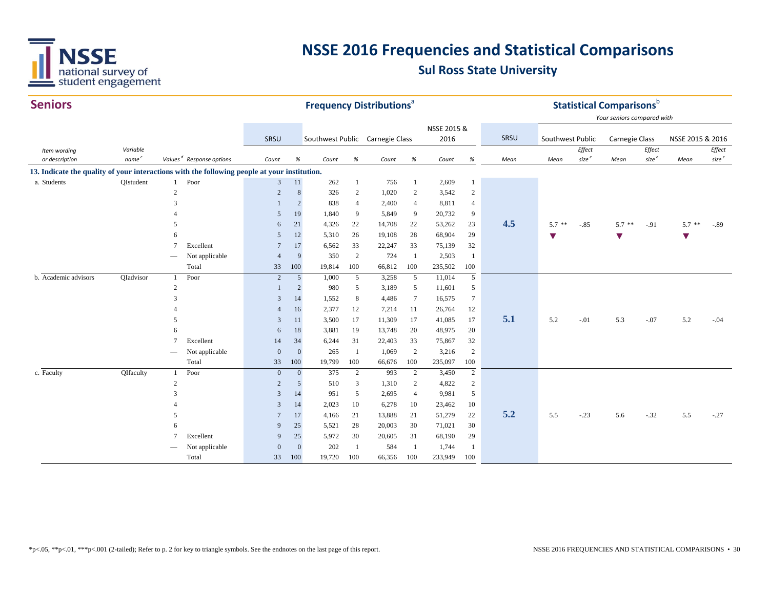# NSSE 2016 Frequencies and Statistical Comparisons

## Sul Ross State University

## Seniors

| Item wording or description | Variable name[c] | Values[d] | Response options | SRSU Count | SRSU % | Southwest Public Count | Southwest Public % | Carnegie Class Count | Carnegie Class % | NSSE 2015 & 2016 Count | NSSE 2015 & 2016 % | SRSU Mean | Southwest Public Mean | Southwest Public Effect size[e] | Carnegie Class Mean | Carnegie Class Effect size[e] | NSSE 2015 & 2016 Mean | NSSE 2015 & 2016 Effect size[e] |
|---|---|---|---|---|---|---|---|---|---|---|---|---|---|---|---|---|---|---|
| **13. Indicate the quality of your interactions with the following people at your institution.** | | | | | | | | | | | | | | | | | | |
| a. Students | QIstudent | 1 | Poor | 3 | 11 | 262 | 1 | 756 | 1 | 2,609 | 1 | | | | | | | |
| | | 2 | | 2 | 8 | 326 | 2 | 1,020 | 2 | 3,542 | 2 | | | | | | | |
| | | 3 | | 1 | 2 | 838 | 4 | 2,400 | 4 | 8,811 | 4 | | | | | | | |
| | | 4 | | 5 | 19 | 1,840 | 9 | 5,849 | 9 | 20,732 | 9 | | | | | | | |
| | | 5 | | 6 | 21 | 4,326 | 22 | 14,708 | 22 | 53,262 | 23 | 4.5 | 5.7 ** ▼ | -.85 | 5.7 ** ▼ | -.91 | 5.7 ** ▼ | -.89 |
| | | 6 | | 5 | 12 | 5,310 | 26 | 19,108 | 28 | 68,904 | 29 | | | | | | | |
| | | 7 | Excellent | 7 | 17 | 6,562 | 33 | 22,247 | 33 | 75,139 | 32 | | | | | | | |
| | | — | Not applicable | 4 | 9 | 350 | 2 | 724 | 1 | 2,503 | 1 | | | | | | | |
| | | | Total | 33 | 100 | 19,814 | 100 | 66,812 | 100 | 235,502 | 100 | | | | | | | |
| b. Academic advisors | QIadvisor | 1 | Poor | 2 | 5 | 1,000 | 5 | 3,258 | 5 | 11,014 | 5 | | | | | | | |
| | | 2 | | 1 | 2 | 980 | 5 | 3,189 | 5 | 11,601 | 5 | | | | | | | |
| | | 3 | | 3 | 14 | 1,552 | 8 | 4,486 | 7 | 16,575 | 7 | | | | | | | |
| | | 4 | | 4 | 16 | 2,377 | 12 | 7,214 | 11 | 26,764 | 12 | | | | | | | |
| | | 5 | | 3 | 11 | 3,500 | 17 | 11,309 | 17 | 41,085 | 17 | 5.1 | 5.2 | -.01 | 5.3 | -.07 | 5.2 | -.04 |
| | | 6 | | 6 | 18 | 3,881 | 19 | 13,748 | 20 | 48,975 | 20 | | | | | | | |
| | | 7 | Excellent | 14 | 34 | 6,244 | 31 | 22,403 | 33 | 75,867 | 32 | | | | | | | |
| | | — | Not applicable | 0 | 0 | 265 | 1 | 1,069 | 2 | 3,216 | 2 | | | | | | | |
| | | | Total | 33 | 100 | 19,799 | 100 | 66,676 | 100 | 235,097 | 100 | | | | | | | |
| c. Faculty | QIfaculty | 1 | Poor | 0 | 0 | 375 | 2 | 993 | 2 | 3,450 | 2 | | | | | | | |
| | | 2 | | 2 | 5 | 510 | 3 | 1,310 | 2 | 4,822 | 2 | | | | | | | |
| | | 3 | | 3 | 14 | 951 | 5 | 2,695 | 4 | 9,981 | 5 | | | | | | | |
| | | 4 | | 3 | 14 | 2,023 | 10 | 6,278 | 10 | 23,462 | 10 | | | | | | | |
| | | 5 | | 7 | 17 | 4,166 | 21 | 13,888 | 21 | 51,279 | 22 | 5.2 | 5.5 | -.23 | 5.6 | -.32 | 5.5 | -.27 |
| | | 6 | | 9 | 25 | 5,521 | 28 | 20,003 | 30 | 71,021 | 30 | | | | | | | |
| | | 7 | Excellent | 9 | 25 | 5,972 | 30 | 20,605 | 31 | 68,190 | 29 | | | | | | | |
| | | — | Not applicable | 0 | 0 | 202 | 1 | 584 | 1 | 1,744 | 1 | | | | | | | |
| | | | Total | 33 | 100 | 19,720 | 100 | 66,356 | 100 | 233,949 | 100 | | | | | | | |

Frequency Distributions[a]; Statistical Comparisons[b] — Your seniors compared with Southwest Public, Carnegie Class, and NSSE 2015 & 2016.

*p<.05, **p<.01, ***p<.001 (2-tailed); Refer to p. 2 for key to triangle symbols. See the endnotes on the last page of this report.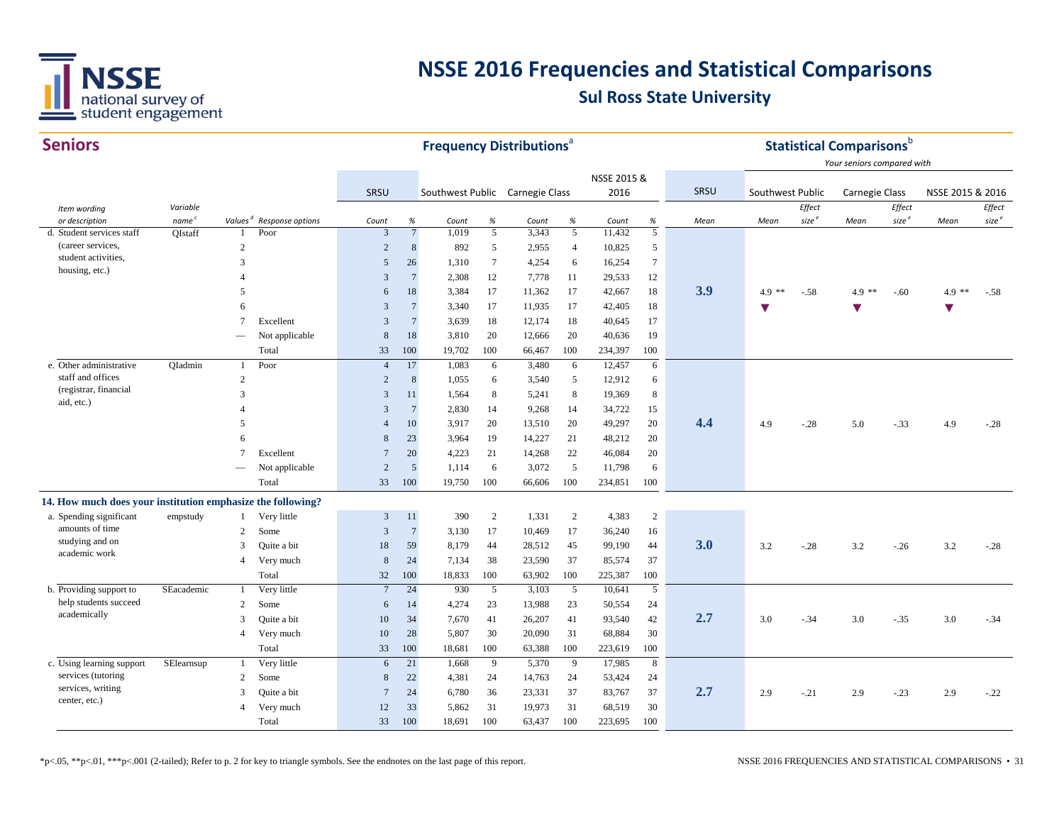# NSSE 2016 Frequencies and Statistical Comparisons

## Sul Ross State University

## Seniors

| | | | | **Frequency Distributions**[a] | | | | | | | | **Statistical Comparisons**[b] | | | | | | |
|---|---|---|---|---|---|---|---|---|---|---|---|---|---|---|---|---|---|---|
| | | | | | | | | | | | | | *Your seniors compared with* | | | | | |
| | | | | SRSU | | Southwest Public | | Carnegie Class | | NSSE 2015 & 2016 | | SRSU | Southwest Public | | Carnegie Class | | NSSE 2015 & 2016 | |
| *Item wording or description* | *Variable name*[c] | *Values*[d] | *Response options* | *Count* | *%* | *Count* | *%* | *Count* | *%* | *Count* | *%* | *Mean* | *Mean* | *Effect size*[e] | *Mean* | *Effect size*[e] | *Mean* | *Effect size*[e] |
| d. Student services staff (career services, student activities, housing, etc.) | QIstaff | 1 | Poor | 3 | 7 | 1,019 | 5 | 3,343 | 5 | 11,432 | 5 | | | | | | | |
| | | 2 | | 2 | 8 | 892 | 5 | 2,955 | 4 | 10,825 | 5 | | | | | | | |
| | | 3 | | 5 | 26 | 1,310 | 7 | 4,254 | 6 | 16,254 | 7 | | | | | | | |
| | | 4 | | 3 | 7 | 2,308 | 12 | 7,778 | 11 | 29,533 | 12 | | | | | | | |
| | | 5 | | 6 | 18 | 3,384 | 17 | 11,362 | 17 | 42,667 | 18 | **3.9** | 4.9 ** ▼ | -.58 | 4.9 ** ▼ | -.60 | 4.9 ** ▼ | -.58 |
| | | 6 | | 3 | 7 | 3,340 | 17 | 11,935 | 17 | 42,405 | 18 | | | | | | | |
| | | 7 | Excellent | 3 | 7 | 3,639 | 18 | 12,174 | 18 | 40,645 | 17 | | | | | | | |
| | | — | Not applicable | 8 | 18 | 3,810 | 20 | 12,666 | 20 | 40,636 | 19 | | | | | | | |
| | | | Total | 33 | 100 | 19,702 | 100 | 66,467 | 100 | 234,397 | 100 | | | | | | | |
| e. Other administrative staff and offices (registrar, financial aid, etc.) | QIadmin | 1 | Poor | 4 | 17 | 1,083 | 6 | 3,480 | 6 | 12,457 | 6 | | | | | | | |
| | | 2 | | 2 | 8 | 1,055 | 6 | 3,540 | 5 | 12,912 | 6 | | | | | | | |
| | | 3 | | 3 | 11 | 1,564 | 8 | 5,241 | 8 | 19,369 | 8 | | | | | | | |
| | | 4 | | 3 | 7 | 2,830 | 14 | 9,268 | 14 | 34,722 | 15 | | | | | | | |
| | | 5 | | 4 | 10 | 3,917 | 20 | 13,510 | 20 | 49,297 | 20 | **4.4** | 4.9 | -.28 | 5.0 | -.33 | 4.9 | -.28 |
| | | 6 | | 8 | 23 | 3,964 | 19 | 14,227 | 21 | 48,212 | 20 | | | | | | | |
| | | 7 | Excellent | 7 | 20 | 4,223 | 21 | 14,268 | 22 | 46,084 | 20 | | | | | | | |
| | | — | Not applicable | 2 | 5 | 1,114 | 6 | 3,072 | 5 | 11,798 | 6 | | | | | | | |
| | | | Total | 33 | 100 | 19,750 | 100 | 66,606 | 100 | 234,851 | 100 | | | | | | | |
| **14. How much does your institution emphasize the following?** | | | | | | | | | | | | | | | | | | |
| a. Spending significant amounts of time studying and on academic work | empstudy | 1 | Very little | 3 | 11 | 390 | 2 | 1,331 | 2 | 4,383 | 2 | | | | | | | |
| | | 2 | Some | 3 | 7 | 3,130 | 17 | 10,469 | 17 | 36,240 | 16 | | | | | | | |
| | | 3 | Quite a bit | 18 | 59 | 8,179 | 44 | 28,512 | 45 | 99,190 | 44 | **3.0** | 3.2 | -.28 | 3.2 | -.26 | 3.2 | -.28 |
| | | 4 | Very much | 8 | 24 | 7,134 | 38 | 23,590 | 37 | 85,574 | 37 | | | | | | | |
| | | | Total | 32 | 100 | 18,833 | 100 | 63,902 | 100 | 225,387 | 100 | | | | | | | |
| b. Providing support to help students succeed academically | SEacademic | 1 | Very little | 7 | 24 | 930 | 5 | 3,103 | 5 | 10,641 | 5 | | | | | | | |
| | | 2 | Some | 6 | 14 | 4,274 | 23 | 13,988 | 23 | 50,554 | 24 | | | | | | | |
| | | 3 | Quite a bit | 10 | 34 | 7,670 | 41 | 26,207 | 41 | 93,540 | 42 | **2.7** | 3.0 | -.34 | 3.0 | -.35 | 3.0 | -.34 |
| | | 4 | Very much | 10 | 28 | 5,807 | 30 | 20,090 | 31 | 68,884 | 30 | | | | | | | |
| | | | Total | 33 | 100 | 18,681 | 100 | 63,388 | 100 | 223,619 | 100 | | | | | | | |
| c. Using learning support services (tutoring services, writing center, etc.) | SElearnsup | 1 | Very little | 6 | 21 | 1,668 | 9 | 5,370 | 9 | 17,985 | 8 | | | | | | | |
| | | 2 | Some | 8 | 22 | 4,381 | 24 | 14,763 | 24 | 53,424 | 24 | | | | | | | |
| | | 3 | Quite a bit | 7 | 24 | 6,780 | 36 | 23,331 | 37 | 83,767 | 37 | **2.7** | 2.9 | -.21 | 2.9 | -.23 | 2.9 | -.22 |
| | | 4 | Very much | 12 | 33 | 5,862 | 31 | 19,973 | 31 | 68,519 | 30 | | | | | | | |
| | | | Total | 33 | 100 | 18,691 | 100 | 63,437 | 100 | 223,695 | 100 | | | | | | | |

*p<.05, **p<.01, ***p<.001 (2-tailed); Refer to p. 2 for key to triangle symbols. See the endnotes on the last page of this report.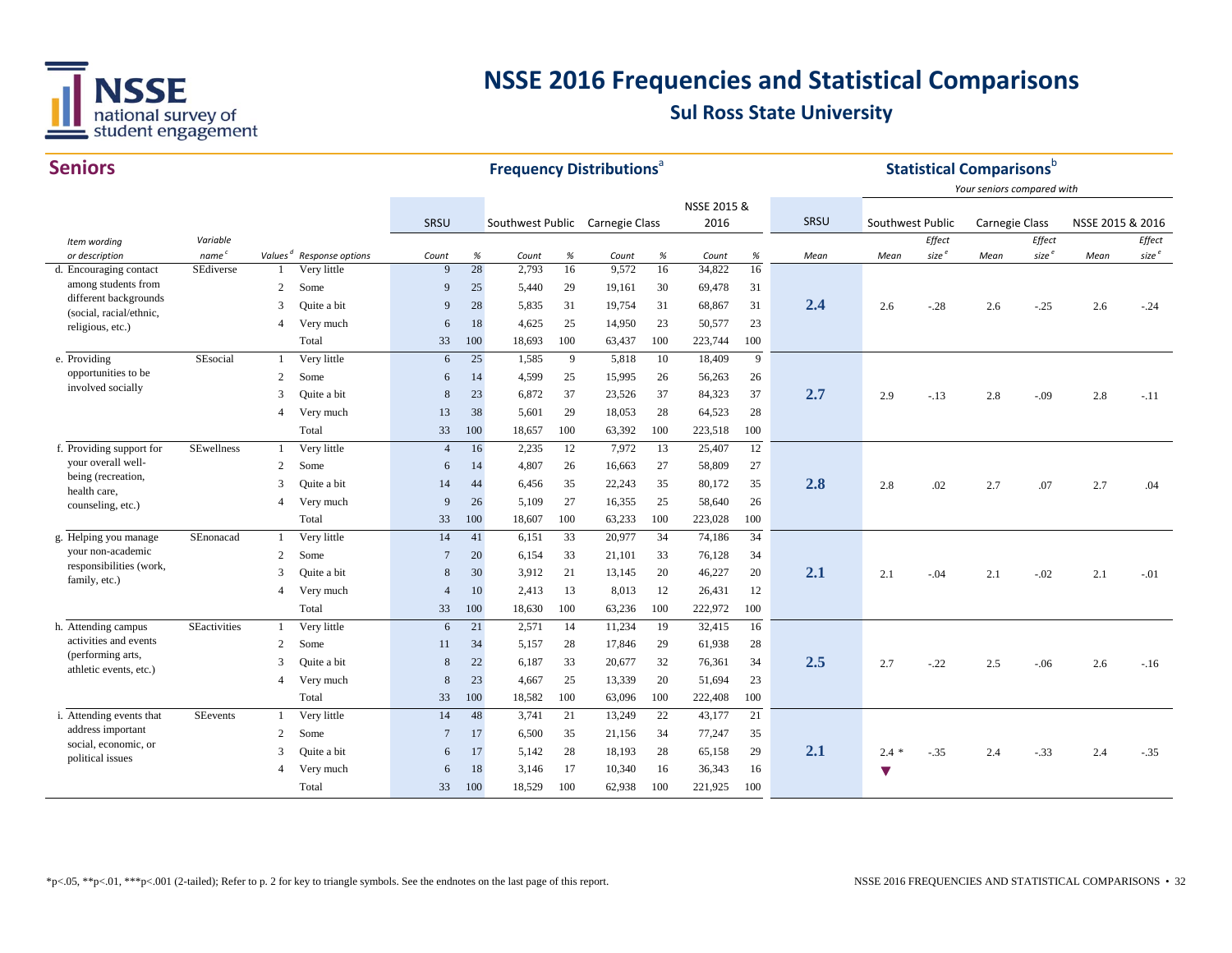# NSSE 2016 Frequencies and Statistical Comparisons

## Sul Ross State University

## Seniors

| | | | | **Frequency Distributions**[a] | | | | | | | | | **Statistical Comparisons**[b] | | | | | | |
|---|---|---|---|---|---|---|---|---|---|---|---|---|---|---|---|---|---|---|---|
| | | | | | | | | | | | | | | *Your seniors compared with* | | | | | |
| | | | | SRSU | | Southwest Public | | Carnegie Class | | NSSE 2015 & 2016 | | SRSU | Southwest Public | | Carnegie Class | | NSSE 2015 & 2016 | |
| *Item wording or description* | *Variable name*[c] | *Values*[d] | *Response options* | *Count* | *%* | *Count* | *%* | *Count* | *%* | *Count* | *%* | *Mean* | *Mean* | *Effect size*[e] | *Mean* | *Effect size*[e] | *Mean* | *Effect size*[e] |
| d. Encouraging contact among students from different backgrounds (social, racial/ethnic, religious, etc.) | SEdiverse | 1 | Very little | 9 | 28 | 2,793 | 16 | 9,572 | 16 | 34,822 | 16 | 2.4 | 2.6 | -.28 | 2.6 | -.25 | 2.6 | -.24 |
| | | 2 | Some | 9 | 25 | 5,440 | 29 | 19,161 | 30 | 69,478 | 31 | | | | | | | |
| | | 3 | Quite a bit | 9 | 28 | 5,835 | 31 | 19,754 | 31 | 68,867 | 31 | | | | | | | |
| | | 4 | Very much | 6 | 18 | 4,625 | 25 | 14,950 | 23 | 50,577 | 23 | | | | | | | |
| | | | Total | 33 | 100 | 18,693 | 100 | 63,437 | 100 | 223,744 | 100 | | | | | | | |
| e. Providing opportunities to be involved socially | SEsocial | 1 | Very little | 6 | 25 | 1,585 | 9 | 5,818 | 10 | 18,409 | 9 | 2.7 | 2.9 | -.13 | 2.8 | -.09 | 2.8 | -.11 |
| | | 2 | Some | 6 | 14 | 4,599 | 25 | 15,995 | 26 | 56,263 | 26 | | | | | | | |
| | | 3 | Quite a bit | 8 | 23 | 6,872 | 37 | 23,526 | 37 | 84,323 | 37 | | | | | | | |
| | | 4 | Very much | 13 | 38 | 5,601 | 29 | 18,053 | 28 | 64,523 | 28 | | | | | | | |
| | | | Total | 33 | 100 | 18,657 | 100 | 63,392 | 100 | 223,518 | 100 | | | | | | | |
| f. Providing support for your overall well-being (recreation, health care, counseling, etc.) | SEwellness | 1 | Very little | 4 | 16 | 2,235 | 12 | 7,972 | 13 | 25,407 | 12 | 2.8 | 2.8 | .02 | 2.7 | .07 | 2.7 | .04 |
| | | 2 | Some | 6 | 14 | 4,807 | 26 | 16,663 | 27 | 58,809 | 27 | | | | | | | |
| | | 3 | Quite a bit | 14 | 44 | 6,456 | 35 | 22,243 | 35 | 80,172 | 35 | | | | | | | |
| | | 4 | Very much | 9 | 26 | 5,109 | 27 | 16,355 | 25 | 58,640 | 26 | | | | | | | |
| | | | Total | 33 | 100 | 18,607 | 100 | 63,233 | 100 | 223,028 | 100 | | | | | | | |
| g. Helping you manage your non-academic responsibilities (work, family, etc.) | SEnonacad | 1 | Very little | 14 | 41 | 6,151 | 33 | 20,977 | 34 | 74,186 | 34 | 2.1 | 2.1 | -.04 | 2.1 | -.02 | 2.1 | -.01 |
| | | 2 | Some | 7 | 20 | 6,154 | 33 | 21,101 | 33 | 76,128 | 34 | | | | | | | |
| | | 3 | Quite a bit | 8 | 30 | 3,912 | 21 | 13,145 | 20 | 46,227 | 20 | | | | | | | |
| | | 4 | Very much | 4 | 10 | 2,413 | 13 | 8,013 | 12 | 26,431 | 12 | | | | | | | |
| | | | Total | 33 | 100 | 18,630 | 100 | 63,236 | 100 | 222,972 | 100 | | | | | | | |
| h. Attending campus activities and events (performing arts, athletic events, etc.) | SEactivities | 1 | Very little | 6 | 21 | 2,571 | 14 | 11,234 | 19 | 32,415 | 16 | 2.5 | 2.7 | -.22 | 2.5 | -.06 | 2.6 | -.16 |
| | | 2 | Some | 11 | 34 | 5,157 | 28 | 17,846 | 29 | 61,938 | 28 | | | | | | | |
| | | 3 | Quite a bit | 8 | 22 | 6,187 | 33 | 20,677 | 32 | 76,361 | 34 | | | | | | | |
| | | 4 | Very much | 8 | 23 | 4,667 | 25 | 13,339 | 20 | 51,694 | 23 | | | | | | | |
| | | | Total | 33 | 100 | 18,582 | 100 | 63,096 | 100 | 222,408 | 100 | | | | | | | |
| i. Attending events that address important social, economic, or political issues | SEevents | 1 | Very little | 14 | 48 | 3,741 | 21 | 13,249 | 22 | 43,177 | 21 | 2.1 | 2.4 * ▼ | -.35 | 2.4 | -.33 | 2.4 | -.35 |
| | | 2 | Some | 7 | 17 | 6,500 | 35 | 21,156 | 34 | 77,247 | 35 | | | | | | | |
| | | 3 | Quite a bit | 6 | 17 | 5,142 | 28 | 18,193 | 28 | 65,158 | 29 | | | | | | | |
| | | 4 | Very much | 6 | 18 | 3,146 | 17 | 10,340 | 16 | 36,343 | 16 | | | | | | | |
| | | | Total | 33 | 100 | 18,529 | 100 | 62,938 | 100 | 221,925 | 100 | | | | | | | |

*p<.05, **p<.01, ***p<.001 (2-tailed); Refer to p. 2 for key to triangle symbols. See the endnotes on the last page of this report.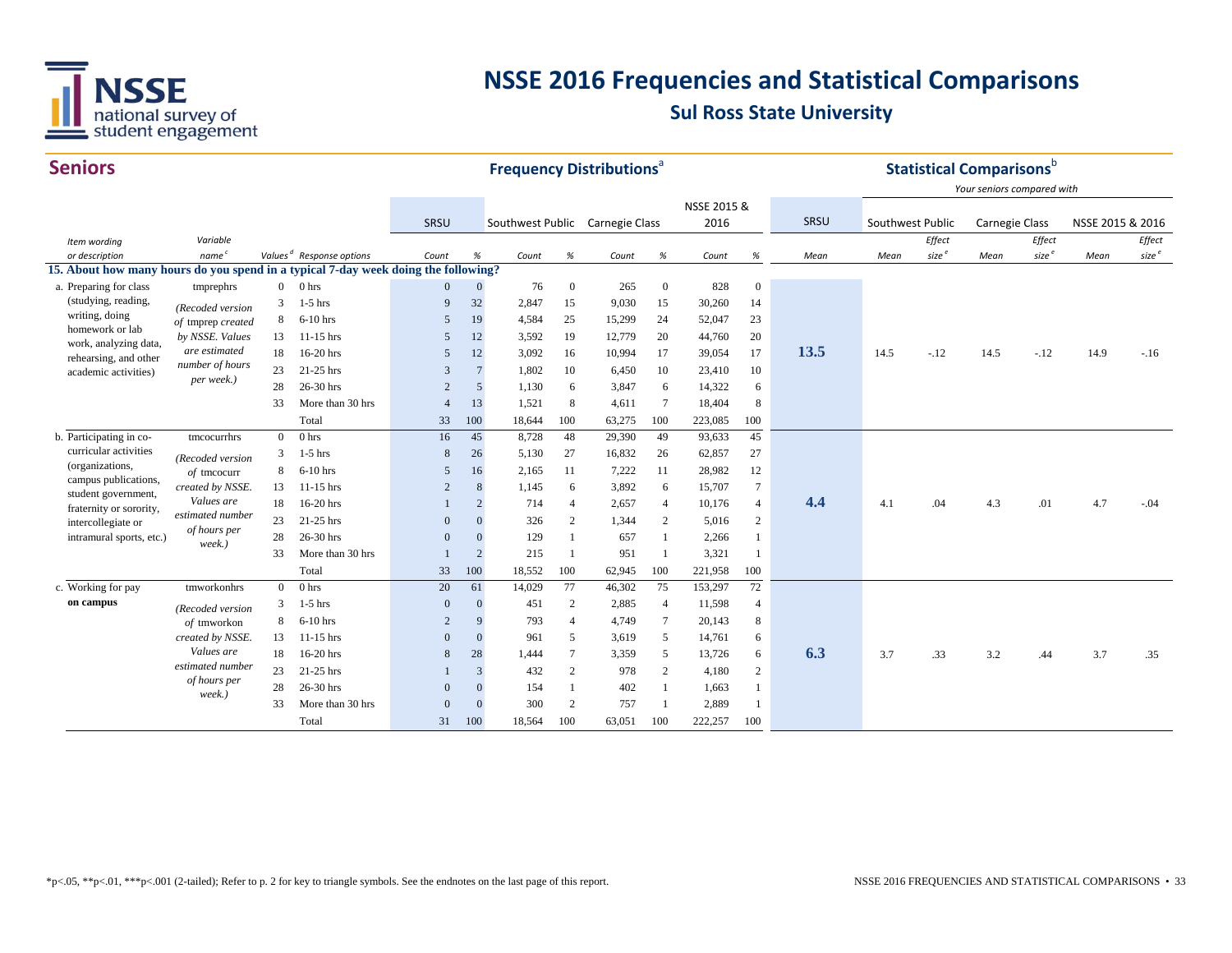# NSSE 2016 Frequencies and Statistical Comparisons

## Sul Ross State University

### Seniors

| Item wording or description | Variable name[c] | Values[d] | Response options | SRSU Count | SRSU % | Southwest Public Count | Southwest Public % | Carnegie Class Count | Carnegie Class % | NSSE 2015 & 2016 Count | NSSE 2015 & 2016 % | SRSU Mean | Southwest Public Mean | Southwest Public Effect size[e] | Carnegie Class Mean | Carnegie Class Effect size[e] | NSSE 2015 & 2016 Mean | NSSE 2015 & 2016 Effect size[e] |
|---|---|---|---|---|---|---|---|---|---|---|---|---|---|---|---|---|---|---|
| **15. About how many hours do you spend in a typical 7-day week doing the following?** | | | | | | | | | | | | | | | | | | |
| a. Preparing for class (studying, reading, writing, doing homework or lab work, analyzing data, rehearsing, and other academic activities) | tmprephrs (Recoded version of tmprep created by NSSE. Values are estimated number of hours per week.) | 0 | 0 hrs | 0 | 0 | 76 | 0 | 265 | 0 | 828 | 0 | 13.5 | 14.5 | -.12 | 14.5 | -.12 | 14.9 | -.16 |
| | | 3 | 1-5 hrs | 9 | 32 | 2,847 | 15 | 9,030 | 15 | 30,260 | 14 | | | | | | | |
| | | 8 | 6-10 hrs | 5 | 19 | 4,584 | 25 | 15,299 | 24 | 52,047 | 23 | | | | | | | |
| | | 13 | 11-15 hrs | 5 | 12 | 3,592 | 19 | 12,779 | 20 | 44,760 | 20 | | | | | | | |
| | | 18 | 16-20 hrs | 5 | 12 | 3,092 | 16 | 10,994 | 17 | 39,054 | 17 | | | | | | | |
| | | 23 | 21-25 hrs | 3 | 7 | 1,802 | 10 | 6,450 | 10 | 23,410 | 10 | | | | | | | |
| | | 28 | 26-30 hrs | 2 | 5 | 1,130 | 6 | 3,847 | 6 | 14,322 | 6 | | | | | | | |
| | | 33 | More than 30 hrs | 4 | 13 | 1,521 | 8 | 4,611 | 7 | 18,404 | 8 | | | | | | | |
| | | | Total | 33 | 100 | 18,644 | 100 | 63,275 | 100 | 223,085 | 100 | | | | | | | |
| b. Participating in co-curricular activities (organizations, campus publications, student government, fraternity or sorority, intercollegiate or intramural sports, etc.) | tmcocurrhrs (Recoded version of tmcocurr created by NSSE. Values are estimated number of hours per week.) | 0 | 0 hrs | 16 | 45 | 8,728 | 48 | 29,390 | 49 | 93,633 | 45 | 4.4 | 4.1 | .04 | 4.3 | .01 | 4.7 | -.04 |
| | | 3 | 1-5 hrs | 8 | 26 | 5,130 | 27 | 16,832 | 26 | 62,857 | 27 | | | | | | | |
| | | 8 | 6-10 hrs | 5 | 16 | 2,165 | 11 | 7,222 | 11 | 28,982 | 12 | | | | | | | |
| | | 13 | 11-15 hrs | 2 | 8 | 1,145 | 6 | 3,892 | 6 | 15,707 | 7 | | | | | | | |
| | | 18 | 16-20 hrs | 1 | 2 | 714 | 4 | 2,657 | 4 | 10,176 | 4 | | | | | | | |
| | | 23 | 21-25 hrs | 0 | 0 | 326 | 2 | 1,344 | 2 | 5,016 | 2 | | | | | | | |
| | | 28 | 26-30 hrs | 0 | 0 | 129 | 1 | 657 | 1 | 2,266 | 1 | | | | | | | |
| | | 33 | More than 30 hrs | 1 | 2 | 215 | 1 | 951 | 1 | 3,321 | 1 | | | | | | | |
| | | | Total | 33 | 100 | 18,552 | 100 | 62,945 | 100 | 221,958 | 100 | | | | | | | |
| c. Working for pay **on campus** | tmworkonhrs (Recoded version of tmworkon created by NSSE. Values are estimated number of hours per week.) | 0 | 0 hrs | 20 | 61 | 14,029 | 77 | 46,302 | 75 | 153,297 | 72 | 6.3 | 3.7 | .33 | 3.2 | .44 | 3.7 | .35 |
| | | 3 | 1-5 hrs | 0 | 0 | 451 | 2 | 2,885 | 4 | 11,598 | 4 | | | | | | | |
| | | 8 | 6-10 hrs | 2 | 9 | 793 | 4 | 4,749 | 7 | 20,143 | 8 | | | | | | | |
| | | 13 | 11-15 hrs | 0 | 0 | 961 | 5 | 3,619 | 5 | 14,761 | 6 | | | | | | | |
| | | 18 | 16-20 hrs | 8 | 28 | 1,444 | 7 | 3,359 | 5 | 13,726 | 6 | | | | | | | |
| | | 23 | 21-25 hrs | 1 | 3 | 432 | 2 | 978 | 2 | 4,180 | 2 | | | | | | | |
| | | 28 | 26-30 hrs | 0 | 0 | 154 | 1 | 402 | 1 | 1,663 | 1 | | | | | | | |
| | | 33 | More than 30 hrs | 0 | 0 | 300 | 2 | 757 | 1 | 2,889 | 1 | | | | | | | |
| | | | Total | 31 | 100 | 18,564 | 100 | 63,051 | 100 | 222,257 | 100 | | | | | | | |

Frequency Distributions[a]; Statistical Comparisons[b] — Your seniors compared with Southwest Public, Carnegie Class, NSSE 2015 & 2016.

*p<.05, **p<.01, ***p<.001 (2-tailed); Refer to p. 2 for key to triangle symbols. See the endnotes on the last page of this report.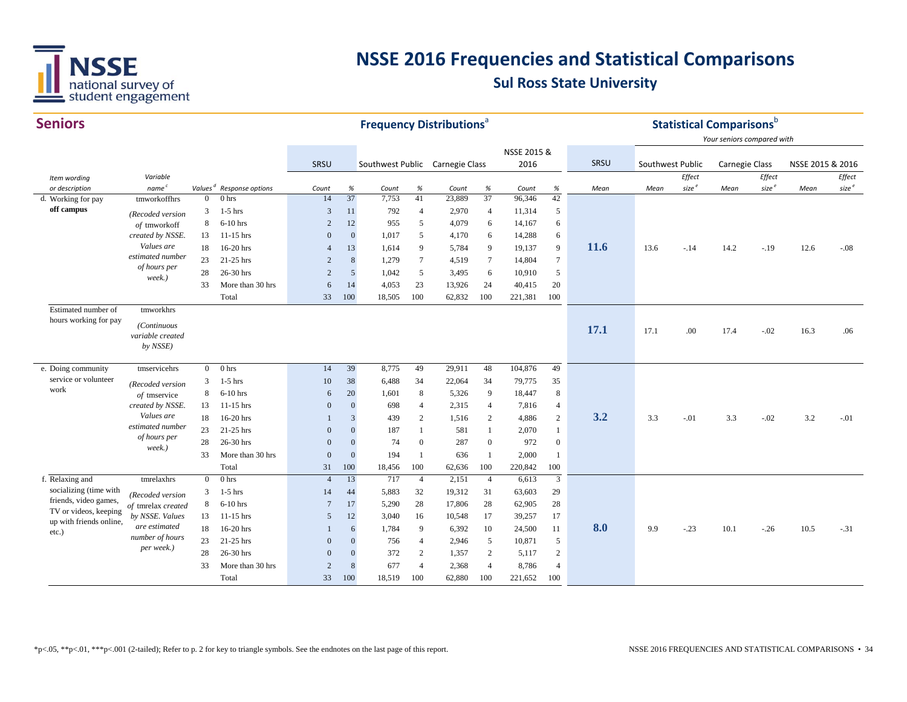# NSSE 2016 Frequencies and Statistical Comparisons

## Sul Ross State University

## Seniors

| | | | | Frequency Distributions[a] | | | | | | | | | Statistical Comparisons[b] | | | | | | |
|---|---|---|---|---|---|---|---|---|---|---|---|---|---|---|---|---|---|---|---|
| | | | | | | | | | | | | | | *Your seniors compared with* | | | | | |
| | | | | SRSU | | Southwest Public | | Carnegie Class | | NSSE 2015 & 2016 | | SRSU | Southwest Public | | Carnegie Class | | NSSE 2015 & 2016 | |
| *Item wording or description* | *Variable name*[c] | *Values*[d] | *Response options* | *Count* | *%* | *Count* | *%* | *Count* | *%* | *Count* | *%* | *Mean* | *Mean* | *Effect size*[e] | *Mean* | *Effect size*[e] | *Mean* | *Effect size*[e] |
| d. Working for pay **off campus** | tmworkoffhrs *(Recoded version of* tmworkoff *created by NSSE. Values are estimated number of hours per week.)* | 0 | 0 hrs | 14 | 37 | 7,753 | 41 | 23,889 | 37 | 96,346 | 42 | **11.6** | 13.6 | -.14 | 14.2 | -.19 | 12.6 | -.08 |
| | | 3 | 1-5 hrs | 3 | 11 | 792 | 4 | 2,970 | 4 | 11,314 | 5 | | | | | | | |
| | | 8 | 6-10 hrs | 2 | 12 | 955 | 5 | 4,079 | 6 | 14,167 | 6 | | | | | | | |
| | | 13 | 11-15 hrs | 0 | 0 | 1,017 | 5 | 4,170 | 6 | 14,288 | 6 | | | | | | | |
| | | 18 | 16-20 hrs | 4 | 13 | 1,614 | 9 | 5,784 | 9 | 19,137 | 9 | | | | | | | |
| | | 23 | 21-25 hrs | 2 | 8 | 1,279 | 7 | 4,519 | 7 | 14,804 | 7 | | | | | | | |
| | | 28 | 26-30 hrs | 2 | 5 | 1,042 | 5 | 3,495 | 6 | 10,910 | 5 | | | | | | | |
| | | 33 | More than 30 hrs | 6 | 14 | 4,053 | 23 | 13,926 | 24 | 40,415 | 20 | | | | | | | |
| | | | Total | 33 | 100 | 18,505 | 100 | 62,832 | 100 | 221,381 | 100 | | | | | | | |
| Estimated number of hours working for pay | tmworkhrs *(Continuous variable created by NSSE)* | | | | | | | | | | | **17.1** | 17.1 | .00 | 17.4 | -.02 | 16.3 | .06 |
| e. Doing community service or volunteer work | tmservicehrs *(Recoded version of* tmservice *created by NSSE. Values are estimated number of hours per week.)* | 0 | 0 hrs | 14 | 39 | 8,775 | 49 | 29,911 | 48 | 104,876 | 49 | **3.2** | 3.3 | -.01 | 3.3 | -.02 | 3.2 | -.01 |
| | | 3 | 1-5 hrs | 10 | 38 | 6,488 | 34 | 22,064 | 34 | 79,775 | 35 | | | | | | | |
| | | 8 | 6-10 hrs | 6 | 20 | 1,601 | 8 | 5,326 | 9 | 18,447 | 8 | | | | | | | |
| | | 13 | 11-15 hrs | 0 | 0 | 698 | 4 | 2,315 | 4 | 7,816 | 4 | | | | | | | |
| | | 18 | 16-20 hrs | 1 | 3 | 439 | 2 | 1,516 | 2 | 4,886 | 2 | | | | | | | |
| | | 23 | 21-25 hrs | 0 | 0 | 187 | 1 | 581 | 1 | 2,070 | 1 | | | | | | | |
| | | 28 | 26-30 hrs | 0 | 0 | 74 | 0 | 287 | 0 | 972 | 0 | | | | | | | |
| | | 33 | More than 30 hrs | 0 | 0 | 194 | 1 | 636 | 1 | 2,000 | 1 | | | | | | | |
| | | | Total | 31 | 100 | 18,456 | 100 | 62,636 | 100 | 220,842 | 100 | | | | | | | |
| f. Relaxing and socializing (time with friends, video games, TV or videos, keeping up with friends online, etc.) | tmrelaxhrs *(Recoded version of* tmrelax *created by NSSE. Values are estimated number of hours per week.)* | 0 | 0 hrs | 4 | 13 | 717 | 4 | 2,151 | 4 | 6,613 | 3 | **8.0** | 9.9 | -.23 | 10.1 | -.26 | 10.5 | -.31 |
| | | 3 | 1-5 hrs | 14 | 44 | 5,883 | 32 | 19,312 | 31 | 63,603 | 29 | | | | | | | |
| | | 8 | 6-10 hrs | 7 | 17 | 5,290 | 28 | 17,806 | 28 | 62,905 | 28 | | | | | | | |
| | | 13 | 11-15 hrs | 5 | 12 | 3,040 | 16 | 10,548 | 17 | 39,257 | 17 | | | | | | | |
| | | 18 | 16-20 hrs | 1 | 6 | 1,784 | 9 | 6,392 | 10 | 24,500 | 11 | | | | | | | |
| | | 23 | 21-25 hrs | 0 | 0 | 756 | 4 | 2,946 | 5 | 10,871 | 5 | | | | | | | |
| | | 28 | 26-30 hrs | 0 | 0 | 372 | 2 | 1,357 | 2 | 5,117 | 2 | | | | | | | |
| | | 33 | More than 30 hrs | 2 | 8 | 677 | 4 | 2,368 | 4 | 8,786 | 4 | | | | | | | |
| | | | Total | 33 | 100 | 18,519 | 100 | 62,880 | 100 | 221,652 | 100 | | | | | | | |

*p<.05, **p<.01, ***p<.001 (2-tailed); Refer to p. 2 for key to triangle symbols. See the endnotes on the last page of this report.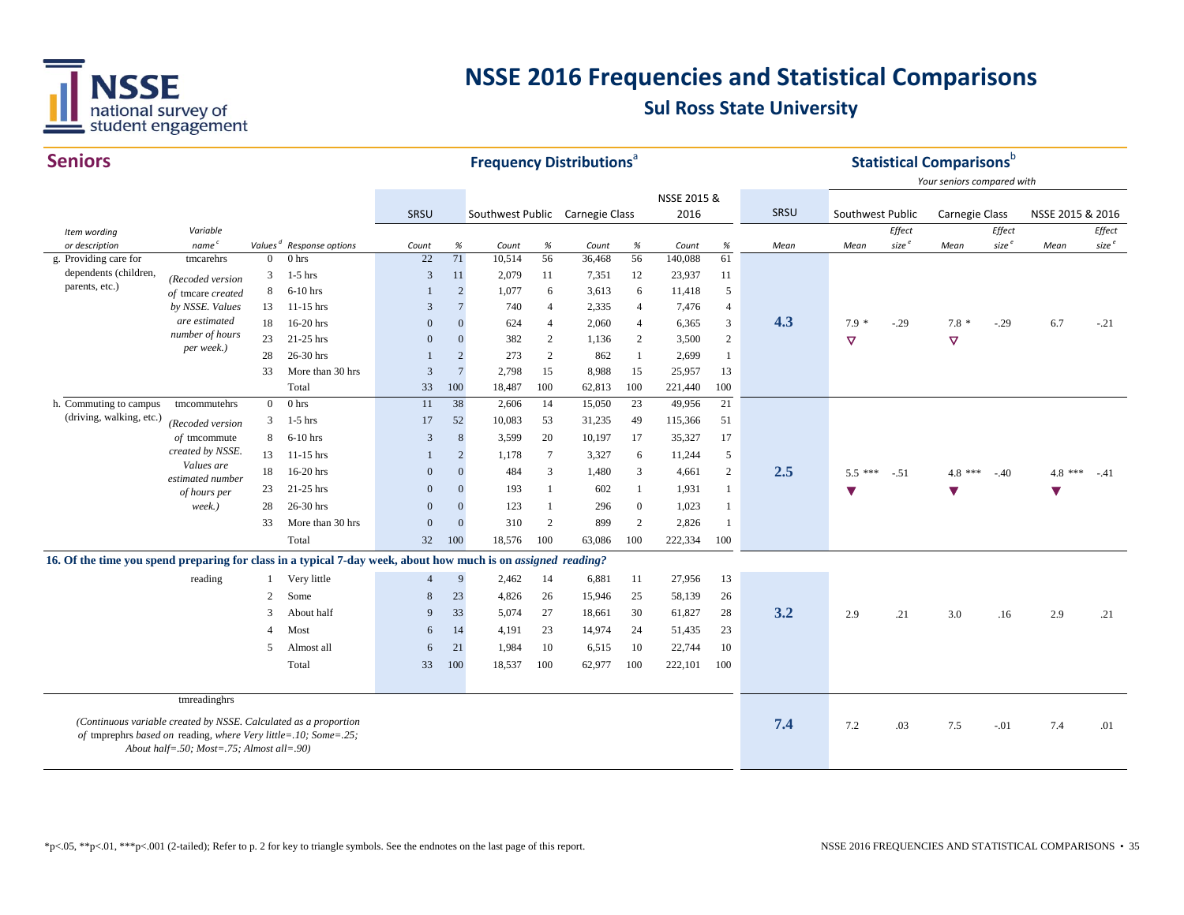# NSSE 2016 Frequencies and Statistical Comparisons

## Sul Ross State University

### Seniors

**Frequency Distributions**[a] / **Statistical Comparisons**[b] (*Your seniors compared with*)

| Item wording or description | Variable name[c] | Values[d] | Response options | SRSU Count | SRSU % | Southwest Public Count | Southwest Public % | Carnegie Class Count | Carnegie Class % | NSSE 2015 & 2016 Count | NSSE 2015 & 2016 % | SRSU Mean | Southwest Public Mean | Southwest Public Effect size[e] | Carnegie Class Mean | Carnegie Class Effect size[e] | NSSE 2015 & 2016 Mean | NSSE 2015 & 2016 Effect size[e] |
|---|---|---|---|---|---|---|---|---|---|---|---|---|---|---|---|---|---|---|
| g. Providing care for dependents (children, parents, etc.) | tmcarehrs | 0 | 0 hrs | 22 | 71 | 10,514 | 56 | 36,468 | 56 | 140,088 | 61 | | | | | | | |
| | *(Recoded version of tmcare created by NSSE. Values are estimated number of hours per week.)* | 3 | 1-5 hrs | 3 | 11 | 2,079 | 11 | 7,351 | 12 | 23,937 | 11 | | | | | | | |
| | | 8 | 6-10 hrs | 1 | 2 | 1,077 | 6 | 3,613 | 6 | 11,418 | 5 | | | | | | | |
| | | 13 | 11-15 hrs | 3 | 7 | 740 | 4 | 2,335 | 4 | 7,476 | 4 | | | | | | | |
| | | 18 | 16-20 hrs | 0 | 0 | 624 | 4 | 2,060 | 4 | 6,365 | 3 | 4.3 | 7.9 * ▽ | -.29 | 7.8 * ▽ | -.29 | 6.7 | -.21 |
| | | 23 | 21-25 hrs | 0 | 0 | 382 | 2 | 1,136 | 2 | 3,500 | 2 | | | | | | | |
| | | 28 | 26-30 hrs | 1 | 2 | 273 | 2 | 862 | 1 | 2,699 | 1 | | | | | | | |
| | | 33 | More than 30 hrs | 3 | 7 | 2,798 | 15 | 8,988 | 15 | 25,957 | 13 | | | | | | | |
| | | | Total | 33 | 100 | 18,487 | 100 | 62,813 | 100 | 221,440 | 100 | | | | | | | |
| h. Commuting to campus (driving, walking, etc.) | tmcommutehrs | 0 | 0 hrs | 11 | 38 | 2,606 | 14 | 15,050 | 23 | 49,956 | 21 | | | | | | | |
| | *(Recoded version of tmcommute created by NSSE. Values are estimated number of hours per week.)* | 3 | 1-5 hrs | 17 | 52 | 10,083 | 53 | 31,235 | 49 | 115,366 | 51 | | | | | | | |
| | | 8 | 6-10 hrs | 3 | 8 | 3,599 | 20 | 10,197 | 17 | 35,327 | 17 | | | | | | | |
| | | 13 | 11-15 hrs | 1 | 2 | 1,178 | 7 | 3,327 | 6 | 11,244 | 5 | | | | | | | |
| | | 18 | 16-20 hrs | 0 | 0 | 484 | 3 | 1,480 | 3 | 4,661 | 2 | 2.5 | 5.5 *** ▼ | -.51 | 4.8 *** ▼ | -.40 | 4.8 *** ▼ | -.41 |
| | | 23 | 21-25 hrs | 0 | 0 | 193 | 1 | 602 | 1 | 1,931 | 1 | | | | | | | |
| | | 28 | 26-30 hrs | 0 | 0 | 123 | 1 | 296 | 0 | 1,023 | 1 | | | | | | | |
| | | 33 | More than 30 hrs | 0 | 0 | 310 | 2 | 899 | 2 | 2,826 | 1 | | | | | | | |
| | | | Total | 32 | 100 | 18,576 | 100 | 63,086 | 100 | 222,334 | 100 | | | | | | | |
| **16. Of the time you spend preparing for class in a typical 7-day week, about how much is on *assigned reading?*** | | | | | | | | | | | | | | | | | | |
| | reading | 1 | Very little | 4 | 9 | 2,462 | 14 | 6,881 | 11 | 27,956 | 13 | | | | | | | |
| | | 2 | Some | 8 | 23 | 4,826 | 26 | 15,946 | 25 | 58,139 | 26 | | | | | | | |
| | | 3 | About half | 9 | 33 | 5,074 | 27 | 18,661 | 30 | 61,827 | 28 | 3.2 | 2.9 | .21 | 3.0 | .16 | 2.9 | .21 |
| | | 4 | Most | 6 | 14 | 4,191 | 23 | 14,974 | 24 | 51,435 | 23 | | | | | | | |
| | | 5 | Almost all | 6 | 21 | 1,984 | 10 | 6,515 | 10 | 22,744 | 10 | | | | | | | |
| | | | Total | 33 | 100 | 18,537 | 100 | 62,977 | 100 | 222,101 | 100 | | | | | | | |
| *(Continuous variable created by NSSE. Calculated as a proportion of tmprephrs based on reading, where Very little=.10; Some=.25; About half=.50; Most=.75; Almost all=.90)* | tmreadinghrs | | | | | | | | | | | 7.4 | 7.2 | .03 | 7.5 | -.01 | 7.4 | .01 |

*p<.05, **p<.01, ***p<.001 (2-tailed); Refer to p. 2 for key to triangle symbols. See the endnotes on the last page of this report.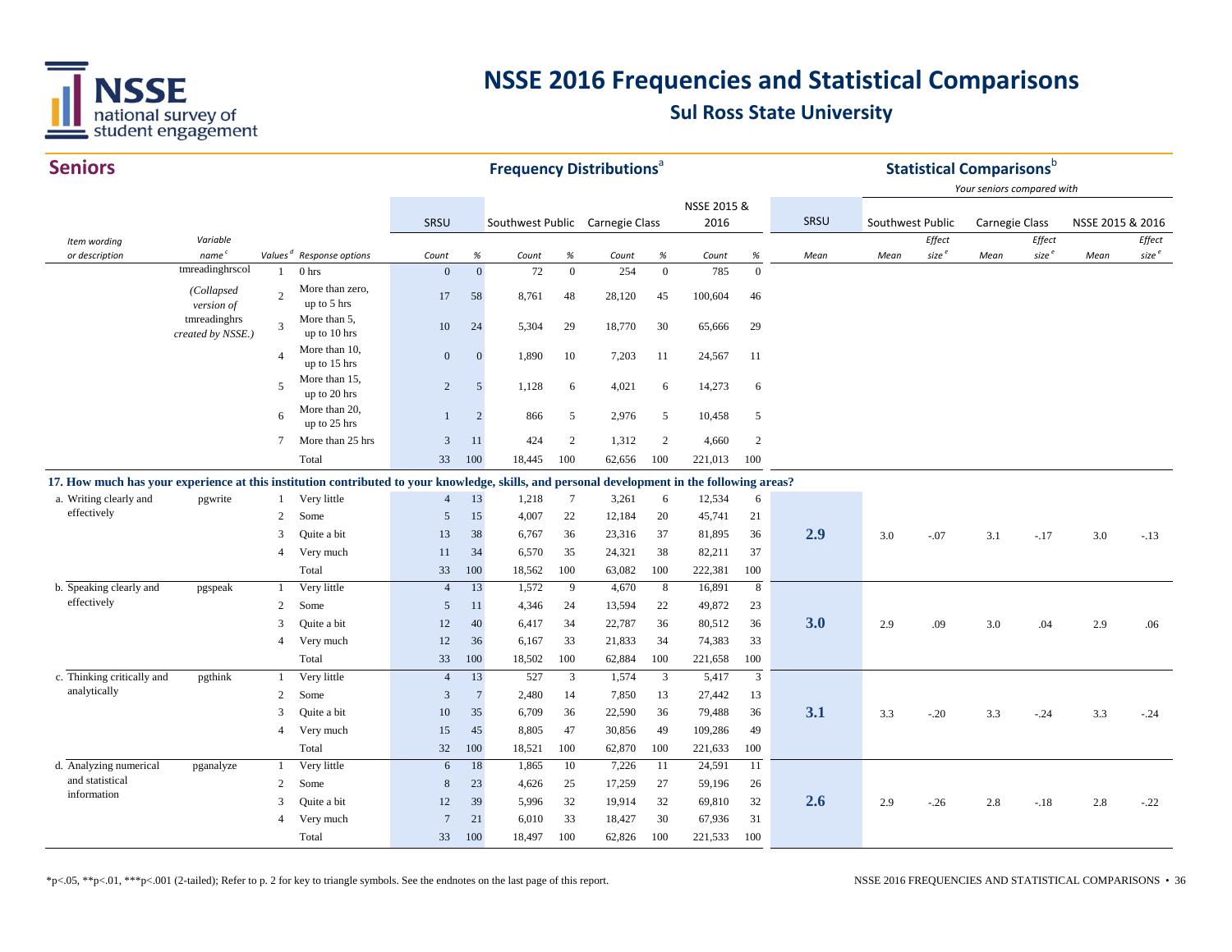# NSSE 2016 Frequencies and Statistical Comparisons

## Sul Ross State University

### Seniors

| | | | | Frequency Distributions[a] | | | | | | | | | Statistical Comparisons[b] | | | | | | |
|---|---|---|---|---|---|---|---|---|---|---|---|---|---|---|---|---|---|---|---|
| | | | | | | | | | | | | | | *Your seniors compared with* | | | | | |
| | | | | SRSU | | Southwest Public | | Carnegie Class | | NSSE 2015 & 2016 | | | SRSU | Southwest Public | | Carnegie Class | | NSSE 2015 & 2016 | |
| *Item wording or description* | *Variable name[c]* | *Values[d]* | *Response options* | *Count* | *%* | *Count* | *%* | *Count* | *%* | *Count* | *%* | | *Mean* | *Mean* | *Effect size[e]* | *Mean* | *Effect size[e]* | *Mean* | *Effect size[e]* |
| | tmreadinghrscol | 1 | 0 hrs | 0 | 0 | 72 | 0 | 254 | 0 | 785 | 0 | | | | | | | | |
| | *(Collapsed version of* | 2 | More than zero, up to 5 hrs | 17 | 58 | 8,761 | 48 | 28,120 | 45 | 100,604 | 46 | | | | | | | | |
| | tmreadinghrs | 3 | More than 5, up to 10 hrs | 10 | 24 | 5,304 | 29 | 18,770 | 30 | 65,666 | 29 | | | | | | | | |
| | *created by NSSE.)* | 4 | More than 10, up to 15 hrs | 0 | 0 | 1,890 | 10 | 7,203 | 11 | 24,567 | 11 | | | | | | | | |
| | | 5 | More than 15, up to 20 hrs | 2 | 5 | 1,128 | 6 | 4,021 | 6 | 14,273 | 6 | | | | | | | | |
| | | 6 | More than 20, up to 25 hrs | 1 | 2 | 866 | 5 | 2,976 | 5 | 10,458 | 5 | | | | | | | | |
| | | 7 | More than 25 hrs | 3 | 11 | 424 | 2 | 1,312 | 2 | 4,660 | 2 | | | | | | | | |
| | | | Total | 33 | 100 | 18,445 | 100 | 62,656 | 100 | 221,013 | 100 | | | | | | | | |
| **17. How much has your experience at this institution contributed to your knowledge, skills, and personal development in the following areas?** | | | | | | | | | | | | | | | | | | | |
| a. Writing clearly and effectively | pgwrite | 1 | Very little | 4 | 13 | 1,218 | 7 | 3,261 | 6 | 12,534 | 6 | | | | | | | | |
| | | 2 | Some | 5 | 15 | 4,007 | 22 | 12,184 | 20 | 45,741 | 21 | | | | | | | | |
| | | 3 | Quite a bit | 13 | 38 | 6,767 | 36 | 23,316 | 37 | 81,895 | 36 | | **2.9** | 3.0 | -.07 | 3.1 | -.17 | 3.0 | -.13 |
| | | 4 | Very much | 11 | 34 | 6,570 | 35 | 24,321 | 38 | 82,211 | 37 | | | | | | | | |
| | | | Total | 33 | 100 | 18,562 | 100 | 63,082 | 100 | 222,381 | 100 | | | | | | | | |
| b. Speaking clearly and effectively | pgspeak | 1 | Very little | 4 | 13 | 1,572 | 9 | 4,670 | 8 | 16,891 | 8 | | | | | | | | |
| | | 2 | Some | 5 | 11 | 4,346 | 24 | 13,594 | 22 | 49,872 | 23 | | | | | | | | |
| | | 3 | Quite a bit | 12 | 40 | 6,417 | 34 | 22,787 | 36 | 80,512 | 36 | | **3.0** | 2.9 | .09 | 3.0 | .04 | 2.9 | .06 |
| | | 4 | Very much | 12 | 36 | 6,167 | 33 | 21,833 | 34 | 74,383 | 33 | | | | | | | | |
| | | | Total | 33 | 100 | 18,502 | 100 | 62,884 | 100 | 221,658 | 100 | | | | | | | | |
| c. Thinking critically and analytically | pgthink | 1 | Very little | 4 | 13 | 527 | 3 | 1,574 | 3 | 5,417 | 3 | | | | | | | | |
| | | 2 | Some | 3 | 7 | 2,480 | 14 | 7,850 | 13 | 27,442 | 13 | | | | | | | | |
| | | 3 | Quite a bit | 10 | 35 | 6,709 | 36 | 22,590 | 36 | 79,488 | 36 | | **3.1** | 3.3 | -.20 | 3.3 | -.24 | 3.3 | -.24 |
| | | 4 | Very much | 15 | 45 | 8,805 | 47 | 30,856 | 49 | 109,286 | 49 | | | | | | | | |
| | | | Total | 32 | 100 | 18,521 | 100 | 62,870 | 100 | 221,633 | 100 | | | | | | | | |
| d. Analyzing numerical and statistical information | pganalyze | 1 | Very little | 6 | 18 | 1,865 | 10 | 7,226 | 11 | 24,591 | 11 | | | | | | | | |
| | | 2 | Some | 8 | 23 | 4,626 | 25 | 17,259 | 27 | 59,196 | 26 | | | | | | | | |
| | | 3 | Quite a bit | 12 | 39 | 5,996 | 32 | 19,914 | 32 | 69,810 | 32 | | **2.6** | 2.9 | -.26 | 2.8 | -.18 | 2.8 | -.22 |
| | | 4 | Very much | 7 | 21 | 6,010 | 33 | 18,427 | 30 | 67,936 | 31 | | | | | | | | |
| | | | Total | 33 | 100 | 18,497 | 100 | 62,826 | 100 | 221,533 | 100 | | | | | | | | |

*p<.05, **p<.01, ***p<.001 (2-tailed); Refer to p. 2 for key to triangle symbols. See the endnotes on the last page of this report.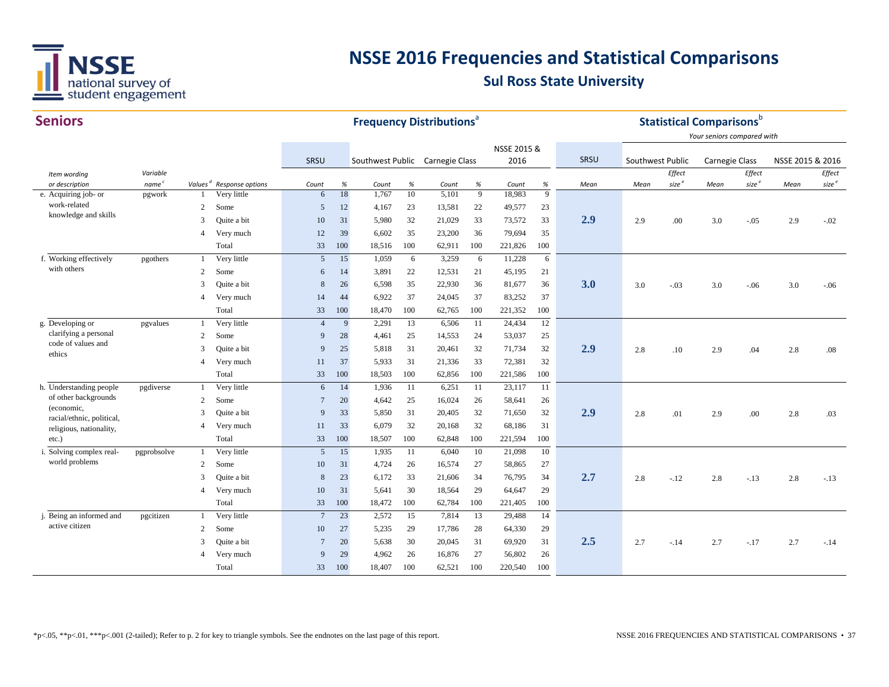# NSSE 2016 Frequencies and Statistical Comparisons

## Sul Ross State University

## Seniors

| | | | | Frequency Distributions[a] | | | | | | | | | | Statistical Comparisons[b] | | | | | | |
|---|---|---|---|---|---|---|---|---|---|---|---|---|---|---|---|---|---|---|---|---|
| | | | | | | | | | | | | | | | *Your seniors compared with* | | | | | |
| | | | | SRSU | | Southwest Public | | Carnegie Class | | NSSE 2015 & 2016 | | | SRSU | Southwest Public | | Carnegie Class | | NSSE 2015 & 2016 | |
| *Item wording or description* | *Variable name[c]* | *Values[d]* | *Response options* | *Count* | *%* | *Count* | *%* | *Count* | *%* | *Count* | *%* | | *Mean* | *Mean* | *Effect size[e]* | *Mean* | *Effect size[e]* | *Mean* | *Effect size[e]* |
| e. Acquiring job- or work-related knowledge and skills | pgwork | 1 | Very little | 6 | 18 | 1,767 | 10 | 5,101 | 9 | 18,983 | 9 | | 2.9 | 2.9 | .00 | 3.0 | -.05 | 2.9 | -.02 |
| | | 2 | Some | 5 | 12 | 4,167 | 23 | 13,581 | 22 | 49,577 | 23 | | | | | | | | |
| | | 3 | Quite a bit | 10 | 31 | 5,980 | 32 | 21,029 | 33 | 73,572 | 33 | | | | | | | | |
| | | 4 | Very much | 12 | 39 | 6,602 | 35 | 23,200 | 36 | 79,694 | 35 | | | | | | | | |
| | | | Total | 33 | 100 | 18,516 | 100 | 62,911 | 100 | 221,826 | 100 | | | | | | | | |
| f. Working effectively with others | pgothers | 1 | Very little | 5 | 15 | 1,059 | 6 | 3,259 | 6 | 11,228 | 6 | | 3.0 | 3.0 | -.03 | 3.0 | -.06 | 3.0 | -.06 |
| | | 2 | Some | 6 | 14 | 3,891 | 22 | 12,531 | 21 | 45,195 | 21 | | | | | | | | |
| | | 3 | Quite a bit | 8 | 26 | 6,598 | 35 | 22,930 | 36 | 81,677 | 36 | | | | | | | | |
| | | 4 | Very much | 14 | 44 | 6,922 | 37 | 24,045 | 37 | 83,252 | 37 | | | | | | | | |
| | | | Total | 33 | 100 | 18,470 | 100 | 62,765 | 100 | 221,352 | 100 | | | | | | | | |
| g. Developing or clarifying a personal code of values and ethics | pgvalues | 1 | Very little | 4 | 9 | 2,291 | 13 | 6,506 | 11 | 24,434 | 12 | | 2.9 | 2.8 | .10 | 2.9 | .04 | 2.8 | .08 |
| | | 2 | Some | 9 | 28 | 4,461 | 25 | 14,553 | 24 | 53,037 | 25 | | | | | | | | |
| | | 3 | Quite a bit | 9 | 25 | 5,818 | 31 | 20,461 | 32 | 71,734 | 32 | | | | | | | | |
| | | 4 | Very much | 11 | 37 | 5,933 | 31 | 21,336 | 33 | 72,381 | 32 | | | | | | | | |
| | | | Total | 33 | 100 | 18,503 | 100 | 62,856 | 100 | 221,586 | 100 | | | | | | | | |
| h. Understanding people of other backgrounds (economic, racial/ethnic, political, religious, nationality, etc.) | pgdiverse | 1 | Very little | 6 | 14 | 1,936 | 11 | 6,251 | 11 | 23,117 | 11 | | 2.9 | 2.8 | .01 | 2.9 | .00 | 2.8 | .03 |
| | | 2 | Some | 7 | 20 | 4,642 | 25 | 16,024 | 26 | 58,641 | 26 | | | | | | | | |
| | | 3 | Quite a bit | 9 | 33 | 5,850 | 31 | 20,405 | 32 | 71,650 | 32 | | | | | | | | |
| | | 4 | Very much | 11 | 33 | 6,079 | 32 | 20,168 | 32 | 68,186 | 31 | | | | | | | | |
| | | | Total | 33 | 100 | 18,507 | 100 | 62,848 | 100 | 221,594 | 100 | | | | | | | | |
| i. Solving complex real-world problems | pgprobsolve | 1 | Very little | 5 | 15 | 1,935 | 11 | 6,040 | 10 | 21,098 | 10 | | 2.7 | 2.8 | -.12 | 2.8 | -.13 | 2.8 | -.13 |
| | | 2 | Some | 10 | 31 | 4,724 | 26 | 16,574 | 27 | 58,865 | 27 | | | | | | | | |
| | | 3 | Quite a bit | 8 | 23 | 6,172 | 33 | 21,606 | 34 | 76,795 | 34 | | | | | | | | |
| | | 4 | Very much | 10 | 31 | 5,641 | 30 | 18,564 | 29 | 64,647 | 29 | | | | | | | | |
| | | | Total | 33 | 100 | 18,472 | 100 | 62,784 | 100 | 221,405 | 100 | | | | | | | | |
| j. Being an informed and active citizen | pgcitizen | 1 | Very little | 7 | 23 | 2,572 | 15 | 7,814 | 13 | 29,488 | 14 | | 2.5 | 2.7 | -.14 | 2.7 | -.17 | 2.7 | -.14 |
| | | 2 | Some | 10 | 27 | 5,235 | 29 | 17,786 | 28 | 64,330 | 29 | | | | | | | | |
| | | 3 | Quite a bit | 7 | 20 | 5,638 | 30 | 20,045 | 31 | 69,920 | 31 | | | | | | | | |
| | | 4 | Very much | 9 | 29 | 4,962 | 26 | 16,876 | 27 | 56,802 | 26 | | | | | | | | |
| | | | Total | 33 | 100 | 18,407 | 100 | 62,521 | 100 | 220,540 | 100 | | | | | | | | |

*p<.05, **p<.01, ***p<.001 (2-tailed); Refer to p. 2 for key to triangle symbols. See the endnotes on the last page of this report.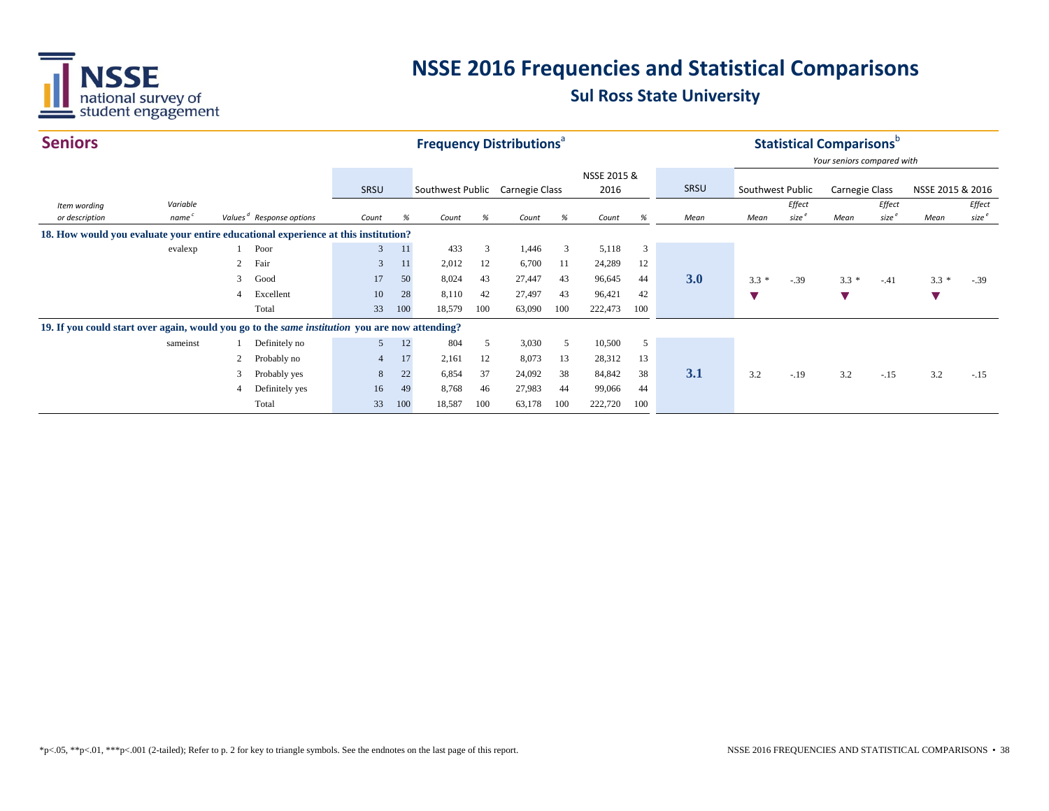# NSSE 2016 Frequencies and Statistical Comparisons

## Sul Ross State University

## Seniors

| Item wording or description | Variable name[c] | Values[d] | Response options | SRSU Count | SRSU % | Southwest Public Count | Southwest Public % | Carnegie Class Count | Carnegie Class % | NSSE 2015 & 2016 Count | NSSE 2015 & 2016 % | SRSU Mean | Southwest Public Mean | Southwest Public Effect size[e] | Carnegie Class Mean | Carnegie Class Effect size[e] | NSSE 2015 & 2016 Mean | NSSE 2015 & 2016 Effect size[e] |
|---|---|---|---|---|---|---|---|---|---|---|---|---|---|---|---|---|---|---|
| **18. How would you evaluate your entire educational experience at this institution?** | | | | | | | | | | | | | | | | | | |
| | evalexp | 1 | Poor | 3 | 11 | 433 | 3 | 1,446 | 3 | 5,118 | 3 | | | | | | | |
| | | 2 | Fair | 3 | 11 | 2,012 | 12 | 6,700 | 11 | 24,289 | 12 | | | | | | | |
| | | 3 | Good | 17 | 50 | 8,024 | 43 | 27,447 | 43 | 96,645 | 44 | **3.0** | 3.3 * ▼ | -.39 | 3.3 * ▼ | -.41 | 3.3 * ▼ | -.39 |
| | | 4 | Excellent | 10 | 28 | 8,110 | 42 | 27,497 | 43 | 96,421 | 42 | | | | | | | |
| | | | Total | 33 | 100 | 18,579 | 100 | 63,090 | 100 | 222,473 | 100 | | | | | | | |
| **19. If you could start over again, would you go to the *same institution* you are now attending?** | | | | | | | | | | | | | | | | | | |
| | sameinst | 1 | Definitely no | 5 | 12 | 804 | 5 | 3,030 | 5 | 10,500 | 5 | | | | | | | |
| | | 2 | Probably no | 4 | 17 | 2,161 | 12 | 8,073 | 13 | 28,312 | 13 | | | | | | | |
| | | 3 | Probably yes | 8 | 22 | 6,854 | 37 | 24,092 | 38 | 84,842 | 38 | **3.1** | 3.2 | -.19 | 3.2 | -.15 | 3.2 | -.15 |
| | | 4 | Definitely yes | 16 | 49 | 8,768 | 46 | 27,983 | 44 | 99,066 | 44 | | | | | | | |
| | | | Total | 33 | 100 | 18,587 | 100 | 63,178 | 100 | 222,720 | 100 | | | | | | | |

Frequency Distributions[a]; Statistical Comparisons[b] — Your seniors compared with

*p<.05, **p<.01, ***p<.001 (2-tailed); Refer to p. 2 for key to triangle symbols. See the endnotes on the last page of this report.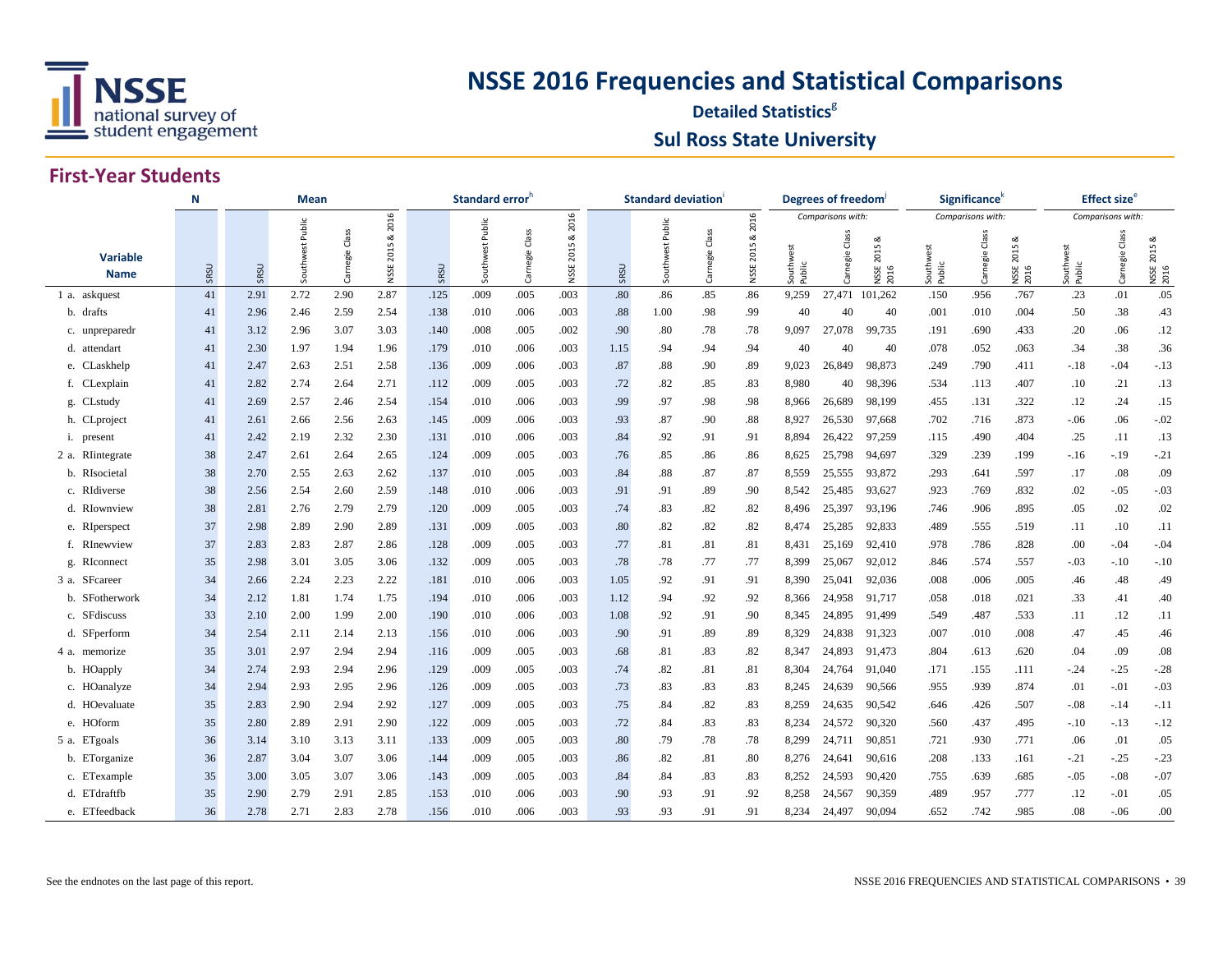# NSSE 2016 Frequencies and Statistical Comparisons

**Detailed Statistics**[g]

## Sul Ross State University

### First-Year Students

| Variable Name | N | Mean | | | | Standard error[h] | | | | Standard deviation[i] | | | | Degrees of freedom[j] | | | Significance[k] | | | Effect size[e] | | |
|---|---|---|---|---|---|---|---|---|---|---|---|---|---|---|---|---|---|---|---|---|---|---|
| | | | | | | | | | | | | | | *Comparisons with:* | | | *Comparisons with:* | | | *Comparisons with:* | | |
| | SRSU | SRSU | Southwest Public | Carnegie Class | NSSE 2015 & 2016 | SRSU | Southwest Public | Carnegie Class | NSSE 2015 & 2016 | SRSU | Southwest Public | Carnegie Class | NSSE 2015 & 2016 | Southwest Public | Carnegie Class | NSSE 2015 & 2016 | Southwest Public | Carnegie Class | NSSE 2015 & 2016 | Southwest Public | Carnegie Class | NSSE 2015 & 2016 |
| 1 a. askquest | 41 | 2.91 | 2.72 | 2.90 | 2.87 | .125 | .009 | .005 | .003 | .80 | .86 | .85 | .86 | 9,259 | 27,471 | 101,262 | .150 | .956 | .767 | .23 | .01 | .05 |
| b. drafts | 41 | 2.96 | 2.46 | 2.59 | 2.54 | .138 | .010 | .006 | .003 | .88 | 1.00 | .98 | .99 | 40 | 40 | 40 | .001 | .010 | .004 | .50 | .38 | .43 |
| c. unpreparedr | 41 | 3.12 | 2.96 | 3.07 | 3.03 | .140 | .008 | .005 | .002 | .90 | .80 | .78 | .78 | 9,097 | 27,078 | 99,735 | .191 | .690 | .433 | .20 | .06 | .12 |
| d. attendart | 41 | 2.30 | 1.97 | 1.94 | 1.96 | .179 | .010 | .006 | .003 | 1.15 | .94 | .94 | .94 | 40 | 40 | 40 | .078 | .052 | .063 | .34 | .38 | .36 |
| e. CLaskhelp | 41 | 2.47 | 2.63 | 2.51 | 2.58 | .136 | .009 | .006 | .003 | .87 | .88 | .90 | .89 | 9,023 | 26,849 | 98,873 | .249 | .790 | .411 | -.18 | -.04 | -.13 |
| f. CLexplain | 41 | 2.82 | 2.74 | 2.64 | 2.71 | .112 | .009 | .005 | .003 | .72 | .82 | .85 | .83 | 8,980 | 40 | 98,396 | .534 | .113 | .407 | .10 | .21 | .13 |
| g. CLstudy | 41 | 2.69 | 2.57 | 2.46 | 2.54 | .154 | .010 | .006 | .003 | .99 | .97 | .98 | .98 | 8,966 | 26,689 | 98,199 | .455 | .131 | .322 | .12 | .24 | .15 |
| h. CLproject | 41 | 2.61 | 2.66 | 2.56 | 2.63 | .145 | .009 | .006 | .003 | .93 | .87 | .90 | .88 | 8,927 | 26,530 | 97,668 | .702 | .716 | .873 | -.06 | .06 | -.02 |
| i. present | 41 | 2.42 | 2.19 | 2.32 | 2.30 | .131 | .010 | .006 | .003 | .84 | .92 | .91 | .91 | 8,894 | 26,422 | 97,259 | .115 | .490 | .404 | .25 | .11 | .13 |
| 2 a. RIintegrate | 38 | 2.47 | 2.61 | 2.64 | 2.65 | .124 | .009 | .005 | .003 | .76 | .85 | .86 | .86 | 8,625 | 25,798 | 94,697 | .329 | .239 | .199 | -.16 | -.19 | -.21 |
| b. RIsocietal | 38 | 2.70 | 2.55 | 2.63 | 2.62 | .137 | .010 | .005 | .003 | .84 | .88 | .87 | .87 | 8,559 | 25,555 | 93,872 | .293 | .641 | .597 | .17 | .08 | .09 |
| c. RIdiverse | 38 | 2.56 | 2.54 | 2.60 | 2.59 | .148 | .010 | .006 | .003 | .91 | .91 | .89 | .90 | 8,542 | 25,485 | 93,627 | .923 | .769 | .832 | .02 | -.05 | -.03 |
| d. RIownview | 38 | 2.81 | 2.76 | 2.79 | 2.79 | .120 | .009 | .005 | .003 | .74 | .83 | .82 | .82 | 8,496 | 25,397 | 93,196 | .746 | .906 | .895 | .05 | .02 | .02 |
| e. RIperspect | 37 | 2.98 | 2.89 | 2.90 | 2.89 | .131 | .009 | .005 | .003 | .80 | .82 | .82 | .82 | 8,474 | 25,285 | 92,833 | .489 | .555 | .519 | .11 | .10 | .11 |
| f. RInewview | 37 | 2.83 | 2.83 | 2.87 | 2.86 | .128 | .009 | .005 | .003 | .77 | .81 | .81 | .81 | 8,431 | 25,169 | 92,410 | .978 | .786 | .828 | .00 | -.04 | -.04 |
| g. RIconnect | 35 | 2.98 | 3.01 | 3.05 | 3.06 | .132 | .009 | .005 | .003 | .78 | .78 | .77 | .77 | 8,399 | 25,067 | 92,012 | .846 | .574 | .557 | -.03 | -.10 | -.10 |
| 3 a. SFcareer | 34 | 2.66 | 2.24 | 2.23 | 2.22 | .181 | .010 | .006 | .003 | 1.05 | .92 | .91 | .91 | 8,390 | 25,041 | 92,036 | .008 | .006 | .005 | .46 | .48 | .49 |
| b. SFotherwork | 34 | 2.12 | 1.81 | 1.74 | 1.75 | .194 | .010 | .006 | .003 | 1.12 | .94 | .92 | .92 | 8,366 | 24,958 | 91,717 | .058 | .018 | .021 | .33 | .41 | .40 |
| c. SFdiscuss | 33 | 2.10 | 2.00 | 1.99 | 2.00 | .190 | .010 | .006 | .003 | 1.08 | .92 | .91 | .90 | 8,345 | 24,895 | 91,499 | .549 | .487 | .533 | .11 | .12 | .11 |
| d. SFperform | 34 | 2.54 | 2.11 | 2.14 | 2.13 | .156 | .010 | .006 | .003 | .90 | .91 | .89 | .89 | 8,329 | 24,838 | 91,323 | .007 | .010 | .008 | .47 | .45 | .46 |
| 4 a. memorize | 35 | 3.01 | 2.97 | 2.94 | 2.94 | .116 | .009 | .005 | .003 | .68 | .81 | .83 | .82 | 8,347 | 24,893 | 91,473 | .804 | .613 | .620 | .04 | .09 | .08 |
| b. HOapply | 34 | 2.74 | 2.93 | 2.94 | 2.96 | .129 | .009 | .005 | .003 | .74 | .82 | .81 | .81 | 8,304 | 24,764 | 91,040 | .171 | .155 | .111 | -.24 | -.25 | -.28 |
| c. HOanalyze | 34 | 2.94 | 2.93 | 2.95 | 2.96 | .126 | .009 | .005 | .003 | .73 | .83 | .83 | .83 | 8,245 | 24,639 | 90,566 | .955 | .939 | .874 | .01 | -.01 | -.03 |
| d. HOevaluate | 35 | 2.83 | 2.90 | 2.94 | 2.92 | .127 | .009 | .005 | .003 | .75 | .84 | .82 | .83 | 8,259 | 24,635 | 90,542 | .646 | .426 | .507 | -.08 | -.14 | -.11 |
| e. HOform | 35 | 2.80 | 2.89 | 2.91 | 2.90 | .122 | .009 | .005 | .003 | .72 | .84 | .83 | .83 | 8,234 | 24,572 | 90,320 | .560 | .437 | .495 | -.10 | -.13 | -.12 |
| 5 a. ETgoals | 36 | 3.14 | 3.10 | 3.13 | 3.11 | .133 | .009 | .005 | .003 | .80 | .79 | .78 | .78 | 8,299 | 24,711 | 90,851 | .721 | .930 | .771 | .06 | .01 | .05 |
| b. ETorganize | 36 | 2.87 | 3.04 | 3.07 | 3.06 | .144 | .009 | .005 | .003 | .86 | .82 | .81 | .80 | 8,276 | 24,641 | 90,616 | .208 | .133 | .161 | -.21 | -.25 | -.23 |
| c. ETexample | 35 | 3.00 | 3.05 | 3.07 | 3.06 | .143 | .009 | .005 | .003 | .84 | .84 | .83 | .83 | 8,252 | 24,593 | 90,420 | .755 | .639 | .685 | -.05 | -.08 | -.07 |
| d. ETdraftfb | 35 | 2.90 | 2.79 | 2.91 | 2.85 | .153 | .010 | .006 | .003 | .90 | .93 | .91 | .92 | 8,258 | 24,567 | 90,359 | .489 | .957 | .777 | .12 | -.01 | .05 |
| e. ETfeedback | 36 | 2.78 | 2.71 | 2.83 | 2.78 | .156 | .010 | .006 | .003 | .93 | .93 | .91 | .91 | 8,234 | 24,497 | 90,094 | .652 | .742 | .985 | .08 | -.06 | .00 |

See the endnotes on the last page of this report.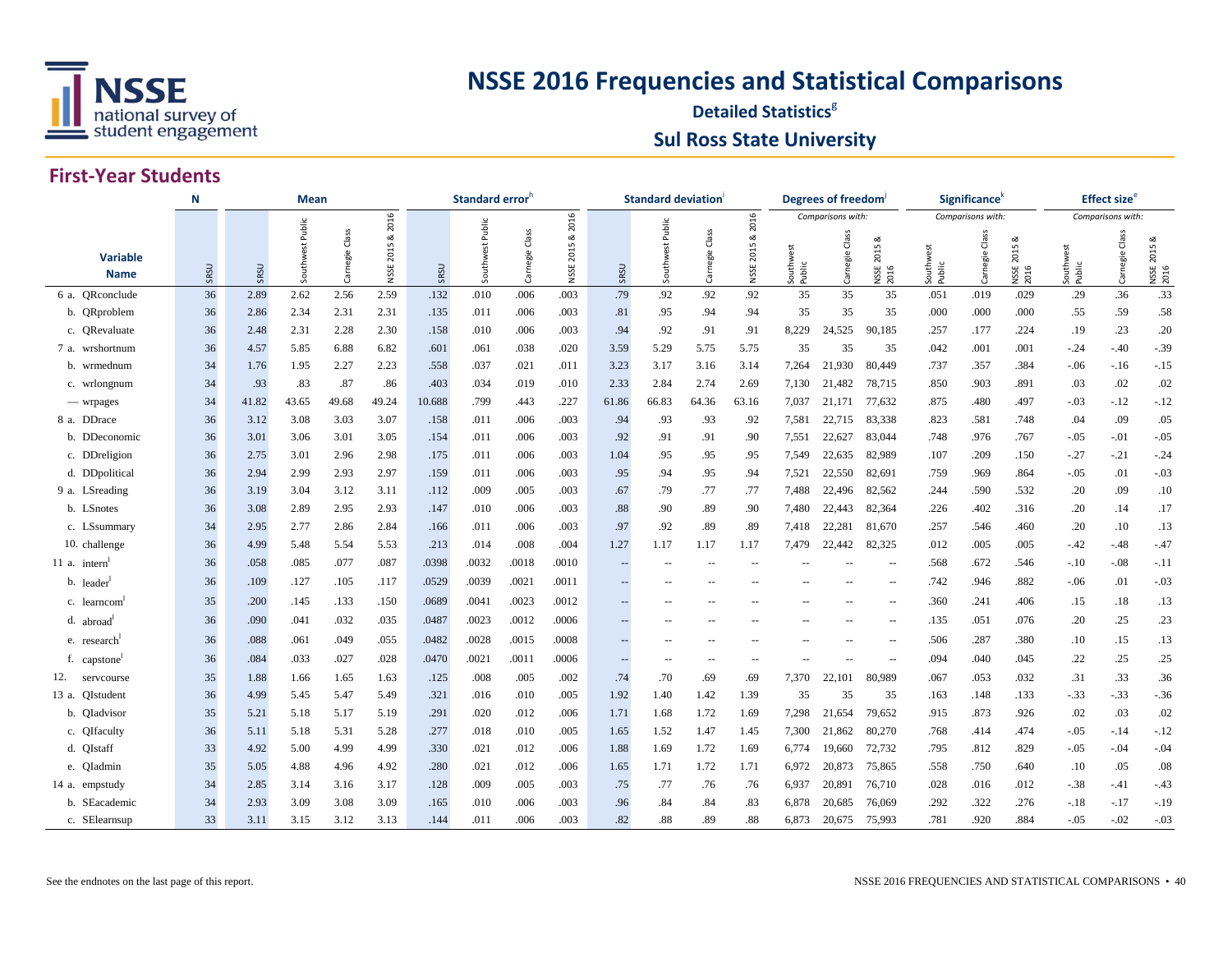# NSSE 2016 Frequencies and Statistical Comparisons

**Detailed Statistics[g]**

**Sul Ross State University**

## First-Year Students

| Variable Name | N | Mean | | | | Standard error[h] | | | | Standard deviation[i] | | | | Degrees of freedom[j] | | | Significance[k] | | | Effect size[e] | | |
|---|---|---|---|---|---|---|---|---|---|---|---|---|---|---|---|---|---|---|---|---|---|---|
| | | | | | | | | | | | | | | Comparisons with: | | | Comparisons with: | | | Comparisons with: | | |
| | SRSU | SRSU | Southwest Public | Carnegie Class | NSSE 2015 & 2016 | SRSU | Southwest Public | Carnegie Class | NSSE 2015 & 2016 | SRSU | Southwest Public | Carnegie Class | NSSE 2015 & 2016 | Southwest Public | Carnegie Class | NSSE 2015 & 2016 | Southwest Public | Carnegie Class | NSSE 2015 & 2016 | Southwest Public | Carnegie Class | NSSE 2015 & 2016 |
| 6 a. QRconclude | 36 | 2.89 | 2.62 | 2.56 | 2.59 | .132 | .010 | .006 | .003 | .79 | .92 | .92 | .92 | 35 | 35 | 35 | .051 | .019 | .029 | .29 | .36 | .33 |
| b. QRproblem | 36 | 2.86 | 2.34 | 2.31 | 2.31 | .135 | .011 | .006 | .003 | .81 | .95 | .94 | .94 | 35 | 35 | 35 | .000 | .000 | .000 | .55 | .59 | .58 |
| c. QRevaluate | 36 | 2.48 | 2.31 | 2.28 | 2.30 | .158 | .010 | .006 | .003 | .94 | .92 | .91 | .91 | 8,229 | 24,525 | 90,185 | .257 | .177 | .224 | .19 | .23 | .20 |
| 7 a. wrshortnum | 36 | 4.57 | 5.85 | 6.88 | 6.82 | .601 | .061 | .038 | .020 | 3.59 | 5.29 | 5.75 | 5.75 | 35 | 35 | 35 | .042 | .001 | .001 | -.24 | -.40 | -.39 |
| b. wrmednum | 34 | 1.76 | 1.95 | 2.27 | 2.23 | .558 | .037 | .021 | .011 | 3.23 | 3.17 | 3.16 | 3.14 | 7,264 | 21,930 | 80,449 | .737 | .357 | .384 | -.06 | -.16 | -.15 |
| c. wrlongnum | 34 | .93 | .83 | .87 | .86 | .403 | .034 | .019 | .010 | 2.33 | 2.84 | 2.74 | 2.69 | 7,130 | 21,482 | 78,715 | .850 | .903 | .891 | .03 | .02 | .02 |
| — wrpages | 34 | 41.82 | 43.65 | 49.68 | 49.24 | 10.688 | .799 | .443 | .227 | 61.86 | 66.83 | 64.36 | 63.16 | 7,037 | 21,171 | 77,632 | .875 | .480 | .497 | -.03 | -.12 | -.12 |
| 8 a. DDrace | 36 | 3.12 | 3.08 | 3.03 | 3.07 | .158 | .011 | .006 | .003 | .94 | .93 | .93 | .92 | 7,581 | 22,715 | 83,338 | .823 | .581 | .748 | .04 | .09 | .05 |
| b. DDeconomic | 36 | 3.01 | 3.06 | 3.01 | 3.05 | .154 | .011 | .006 | .003 | .92 | .91 | .91 | .90 | 7,551 | 22,627 | 83,044 | .748 | .976 | .767 | -.05 | -.01 | -.05 |
| c. DDreligion | 36 | 2.75 | 3.01 | 2.96 | 2.98 | .175 | .011 | .006 | .003 | 1.04 | .95 | .95 | .95 | 7,549 | 22,635 | 82,989 | .107 | .209 | .150 | -.27 | -.21 | -.24 |
| d. DDpolitical | 36 | 2.94 | 2.99 | 2.93 | 2.97 | .159 | .011 | .006 | .003 | .95 | .94 | .95 | .94 | 7,521 | 22,550 | 82,691 | .759 | .969 | .864 | -.05 | .01 | -.03 |
| 9 a. LSreading | 36 | 3.19 | 3.04 | 3.12 | 3.11 | .112 | .009 | .005 | .003 | .67 | .79 | .77 | .77 | 7,488 | 22,496 | 82,562 | .244 | .590 | .532 | .20 | .09 | .10 |
| b. LSnotes | 36 | 3.08 | 2.89 | 2.95 | 2.93 | .147 | .010 | .006 | .003 | .88 | .90 | .89 | .90 | 7,480 | 22,443 | 82,364 | .226 | .402 | .316 | .20 | .14 | .17 |
| c. LSsummary | 34 | 2.95 | 2.77 | 2.86 | 2.84 | .166 | .011 | .006 | .003 | .97 | .92 | .89 | .89 | 7,418 | 22,281 | 81,670 | .257 | .546 | .460 | .20 | .10 | .13 |
| 10. challenge | 36 | 4.99 | 5.48 | 5.54 | 5.53 | .213 | .014 | .008 | .004 | 1.27 | 1.17 | 1.17 | 1.17 | 7,479 | 22,442 | 82,325 | .012 | .005 | .005 | -.42 | -.48 | -.47 |
| 11 a. intern[l] | 36 | .058 | .085 | .077 | .087 | .0398 | .0032 | .0018 | .0010 | -- | -- | -- | -- | -- | -- | -- | .568 | .672 | .546 | -.10 | -.08 | -.11 |
| b. leader[l] | 36 | .109 | .127 | .105 | .117 | .0529 | .0039 | .0021 | .0011 | -- | -- | -- | -- | -- | -- | -- | .742 | .946 | .882 | -.06 | .01 | -.03 |
| c. learncom[l] | 35 | .200 | .145 | .133 | .150 | .0689 | .0041 | .0023 | .0012 | -- | -- | -- | -- | -- | -- | -- | .360 | .241 | .406 | .15 | .18 | .13 |
| d. abroad[l] | 36 | .090 | .041 | .032 | .035 | .0487 | .0023 | .0012 | .0006 | -- | -- | -- | -- | -- | -- | -- | .135 | .051 | .076 | .20 | .25 | .23 |
| e. research[l] | 36 | .088 | .061 | .049 | .055 | .0482 | .0028 | .0015 | .0008 | -- | -- | -- | -- | -- | -- | -- | .506 | .287 | .380 | .10 | .15 | .13 |
| f. capstone[l] | 36 | .084 | .033 | .027 | .028 | .0470 | .0021 | .0011 | .0006 | -- | -- | -- | -- | -- | -- | -- | .094 | .040 | .045 | .22 | .25 | .25 |
| 12. servcourse | 35 | 1.88 | 1.66 | 1.65 | 1.63 | .125 | .008 | .005 | .002 | .74 | .70 | .69 | .69 | 7,370 | 22,101 | 80,989 | .067 | .053 | .032 | .31 | .33 | .36 |
| 13 a. QIstudent | 36 | 4.99 | 5.45 | 5.47 | 5.49 | .321 | .016 | .010 | .005 | 1.92 | 1.40 | 1.42 | 1.39 | 35 | 35 | 35 | .163 | .148 | .133 | -.33 | -.33 | -.36 |
| b. QIadvisor | 35 | 5.21 | 5.18 | 5.17 | 5.19 | .291 | .020 | .012 | .006 | 1.71 | 1.68 | 1.72 | 1.69 | 7,298 | 21,654 | 79,652 | .915 | .873 | .926 | .02 | .03 | .02 |
| c. QIfaculty | 36 | 5.11 | 5.18 | 5.31 | 5.28 | .277 | .018 | .010 | .005 | 1.65 | 1.52 | 1.47 | 1.45 | 7,300 | 21,862 | 80,270 | .768 | .414 | .474 | -.05 | -.14 | -.12 |
| d. QIstaff | 33 | 4.92 | 5.00 | 4.99 | 4.99 | .330 | .021 | .012 | .006 | 1.88 | 1.69 | 1.72 | 1.69 | 6,774 | 19,660 | 72,732 | .795 | .812 | .829 | -.05 | -.04 | -.04 |
| e. QIadmin | 35 | 5.05 | 4.88 | 4.96 | 4.92 | .280 | .021 | .012 | .006 | 1.65 | 1.71 | 1.72 | 1.71 | 6,972 | 20,873 | 75,865 | .558 | .750 | .640 | .10 | .05 | .08 |
| 14 a. empstudy | 34 | 2.85 | 3.14 | 3.16 | 3.17 | .128 | .009 | .005 | .003 | .75 | .77 | .76 | .76 | 6,937 | 20,891 | 76,710 | .028 | .016 | .012 | -.38 | -.41 | -.43 |
| b. SEacademic | 34 | 2.93 | 3.09 | 3.08 | 3.09 | .165 | .010 | .006 | .003 | .96 | .84 | .84 | .83 | 6,878 | 20,685 | 76,069 | .292 | .322 | .276 | -.18 | -.17 | -.19 |
| c. SElearnsup | 33 | 3.11 | 3.15 | 3.12 | 3.13 | .144 | .011 | .006 | .003 | .82 | .88 | .89 | .88 | 6,873 | 20,675 | 75,993 | .781 | .920 | .884 | -.05 | -.02 | -.03 |

See the endnotes on the last page of this report.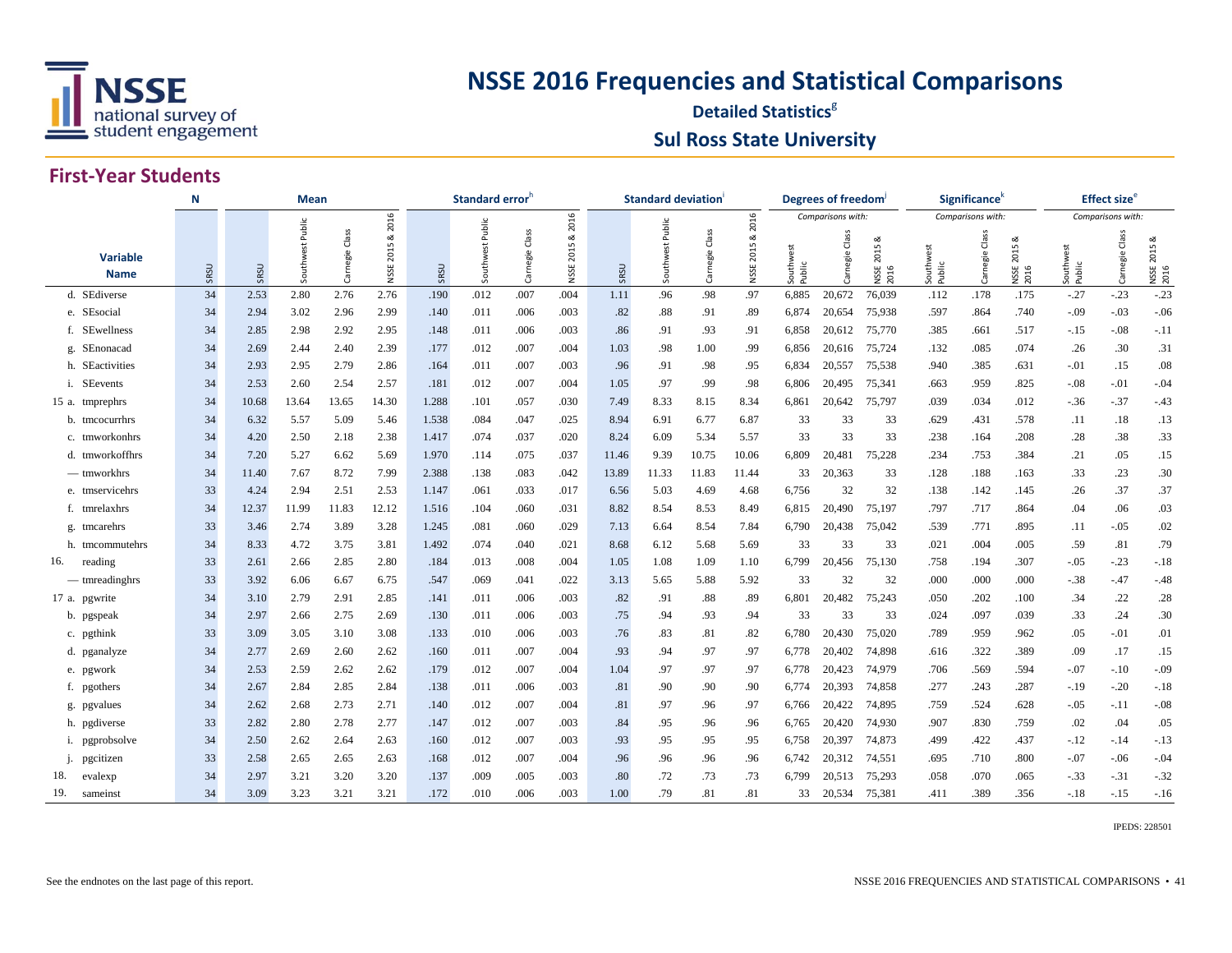# NSSE 2016 Frequencies and Statistical Comparisons

**Detailed Statistics**[g]

## Sul Ross State University

### First-Year Students

| Variable Name | N: SRSU | Mean: SRSU | Mean: Southwest Public | Mean: Carnegie Class | Mean: NSSE 2015 & 2016 | Standard error[h]: SRSU | Standard error[h]: Southwest Public | Standard error[h]: Carnegie Class | Standard error[h]: NSSE 2015 & 2016 | Standard deviation[i]: SRSU | Standard deviation[i]: Southwest Public | Standard deviation[i]: Carnegie Class | Standard deviation[i]: NSSE 2015 & 2016 | Degrees of freedom[j] (Comparisons with:): Southwest Public | Degrees of freedom[j] (Comparisons with:): Carnegie Class | Degrees of freedom[j] (Comparisons with:): NSSE 2015 & 2016 | Significance[k] (Comparisons with:): Southwest Public | Significance[k] (Comparisons with:): Carnegie Class | Significance[k] (Comparisons with:): NSSE 2015 & 2016 | Effect size[e] (Comparisons with:): Southwest Public | Effect size[e] (Comparisons with:): Carnegie Class | Effect size[e] (Comparisons with:): NSSE 2015 & 2016 |
|---|---|---|---|---|---|---|---|---|---|---|---|---|---|---|---|---|---|---|---|---|---|---|
| d. SEdiverse | 34 | 2.53 | 2.80 | 2.76 | 2.76 | .190 | .012 | .007 | .004 | 1.11 | .96 | .98 | .97 | 6,885 | 20,672 | 76,039 | .112 | .178 | .175 | -.27 | -.23 | -.23 |
| e. SEsocial | 34 | 2.94 | 3.02 | 2.96 | 2.99 | .140 | .011 | .006 | .003 | .82 | .88 | .91 | .89 | 6,874 | 20,654 | 75,938 | .597 | .864 | .740 | -.09 | -.03 | -.06 |
| f. SEwellness | 34 | 2.85 | 2.98 | 2.92 | 2.95 | .148 | .011 | .006 | .003 | .86 | .91 | .93 | .91 | 6,858 | 20,612 | 75,770 | .385 | .661 | .517 | -.15 | -.08 | -.11 |
| g. SEnonacad | 34 | 2.69 | 2.44 | 2.40 | 2.39 | .177 | .012 | .007 | .004 | 1.03 | .98 | 1.00 | .99 | 6,856 | 20,616 | 75,724 | .132 | .085 | .074 | .26 | .30 | .31 |
| h. SEactivities | 34 | 2.93 | 2.95 | 2.79 | 2.86 | .164 | .011 | .007 | .003 | .96 | .91 | .98 | .95 | 6,834 | 20,557 | 75,538 | .940 | .385 | .631 | -.01 | .15 | .08 |
| i. SEevents | 34 | 2.53 | 2.60 | 2.54 | 2.57 | .181 | .012 | .007 | .004 | 1.05 | .97 | .99 | .98 | 6,806 | 20,495 | 75,341 | .663 | .959 | .825 | -.08 | -.01 | -.04 |
| 15 a. tmprephrs | 34 | 10.68 | 13.64 | 13.65 | 14.30 | 1.288 | .101 | .057 | .030 | 7.49 | 8.33 | 8.15 | 8.34 | 6,861 | 20,642 | 75,797 | .039 | .034 | .012 | -.36 | -.37 | -.43 |
| b. tmcocurrhrs | 34 | 6.32 | 5.57 | 5.09 | 5.46 | 1.538 | .084 | .047 | .025 | 8.94 | 6.91 | 6.77 | 6.87 | 33 | 33 | 33 | .629 | .431 | .578 | .11 | .18 | .13 |
| c. tmworkonhrs | 34 | 4.20 | 2.50 | 2.18 | 2.38 | 1.417 | .074 | .037 | .020 | 8.24 | 6.09 | 5.34 | 5.57 | 33 | 33 | 33 | .238 | .164 | .208 | .28 | .38 | .33 |
| d. tmworkoffhrs | 34 | 7.20 | 5.27 | 6.62 | 5.69 | 1.970 | .114 | .075 | .037 | 11.46 | 9.39 | 10.75 | 10.06 | 6,809 | 20,481 | 75,228 | .234 | .753 | .384 | .21 | .05 | .15 |
| — tmworkhrs | 34 | 11.40 | 7.67 | 8.72 | 7.99 | 2.388 | .138 | .083 | .042 | 13.89 | 11.33 | 11.83 | 11.44 | 33 | 20,363 | 33 | .128 | .188 | .163 | .33 | .23 | .30 |
| e. tmservicehrs | 33 | 4.24 | 2.94 | 2.51 | 2.53 | 1.147 | .061 | .033 | .017 | 6.56 | 5.03 | 4.69 | 4.68 | 6,756 | 32 | 32 | .138 | .142 | .145 | .26 | .37 | .37 |
| f. tmrelaxhrs | 34 | 12.37 | 11.99 | 11.83 | 12.12 | 1.516 | .104 | .060 | .031 | 8.82 | 8.54 | 8.53 | 8.49 | 6,815 | 20,490 | 75,197 | .797 | .717 | .864 | .04 | .06 | .03 |
| g. tmcarehrs | 33 | 3.46 | 2.74 | 3.89 | 3.28 | 1.245 | .081 | .060 | .029 | 7.13 | 6.64 | 8.54 | 7.84 | 6,790 | 20,438 | 75,042 | .539 | .771 | .895 | .11 | -.05 | .02 |
| h. tmcommutehrs | 34 | 8.33 | 4.72 | 3.75 | 3.81 | 1.492 | .074 | .040 | .021 | 8.68 | 6.12 | 5.68 | 5.69 | 33 | 33 | 33 | .021 | .004 | .005 | .59 | .81 | .79 |
| 16. reading | 33 | 2.61 | 2.66 | 2.85 | 2.80 | .184 | .013 | .008 | .004 | 1.05 | 1.08 | 1.09 | 1.10 | 6,799 | 20,456 | 75,130 | .758 | .194 | .307 | -.05 | -.23 | -.18 |
| — tmreadinghrs | 33 | 3.92 | 6.06 | 6.67 | 6.75 | .547 | .069 | .041 | .022 | 3.13 | 5.65 | 5.88 | 5.92 | 33 | 32 | 32 | .000 | .000 | .000 | -.38 | -.47 | -.48 |
| 17 a. pgwrite | 34 | 3.10 | 2.79 | 2.91 | 2.85 | .141 | .011 | .006 | .003 | .82 | .91 | .88 | .89 | 6,801 | 20,482 | 75,243 | .050 | .202 | .100 | .34 | .22 | .28 |
| b. pgspeak | 34 | 2.97 | 2.66 | 2.75 | 2.69 | .130 | .011 | .006 | .003 | .75 | .94 | .93 | .94 | 33 | 33 | 33 | .024 | .097 | .039 | .33 | .24 | .30 |
| c. pgthink | 33 | 3.09 | 3.05 | 3.10 | 3.08 | .133 | .010 | .006 | .003 | .76 | .83 | .81 | .82 | 6,780 | 20,430 | 75,020 | .789 | .959 | .962 | .05 | -.01 | .01 |
| d. pganalyze | 34 | 2.77 | 2.69 | 2.60 | 2.62 | .160 | .011 | .007 | .004 | .93 | .94 | .97 | .97 | 6,778 | 20,402 | 74,898 | .616 | .322 | .389 | .09 | .17 | .15 |
| e. pgwork | 34 | 2.53 | 2.59 | 2.62 | 2.62 | .179 | .012 | .007 | .004 | 1.04 | .97 | .97 | .97 | 6,778 | 20,423 | 74,979 | .706 | .569 | .594 | -.07 | -.10 | -.09 |
| f. pgothers | 34 | 2.67 | 2.84 | 2.85 | 2.84 | .138 | .011 | .006 | .003 | .81 | .90 | .90 | .90 | 6,774 | 20,393 | 74,858 | .277 | .243 | .287 | -.19 | -.20 | -.18 |
| g. pgvalues | 34 | 2.62 | 2.68 | 2.73 | 2.71 | .140 | .012 | .007 | .004 | .81 | .97 | .96 | .97 | 6,766 | 20,422 | 74,895 | .759 | .524 | .628 | -.05 | -.11 | -.08 |
| h. pgdiverse | 33 | 2.82 | 2.80 | 2.78 | 2.77 | .147 | .012 | .007 | .003 | .84 | .95 | .96 | .96 | 6,765 | 20,420 | 74,930 | .907 | .830 | .759 | .02 | .04 | .05 |
| i. pgprobsolve | 34 | 2.50 | 2.62 | 2.64 | 2.63 | .160 | .012 | .007 | .003 | .93 | .95 | .95 | .95 | 6,758 | 20,397 | 74,873 | .499 | .422 | .437 | -.12 | -.14 | -.13 |
| j. pgcitizen | 33 | 2.58 | 2.65 | 2.65 | 2.63 | .168 | .012 | .007 | .004 | .96 | .96 | .96 | .96 | 6,742 | 20,312 | 74,551 | .695 | .710 | .800 | -.07 | -.06 | -.04 |
| 18. evalexp | 34 | 2.97 | 3.21 | 3.20 | 3.20 | .137 | .009 | .005 | .003 | .80 | .72 | .73 | .73 | 6,799 | 20,513 | 75,293 | .058 | .070 | .065 | -.33 | -.31 | -.32 |
| 19. sameinst | 34 | 3.09 | 3.23 | 3.21 | 3.21 | .172 | .010 | .006 | .003 | 1.00 | .79 | .81 | .81 | 33 | 20,534 | 75,381 | .411 | .389 | .356 | -.18 | -.15 | -.16 |

IPEDS: 228501

See the endnotes on the last page of this report.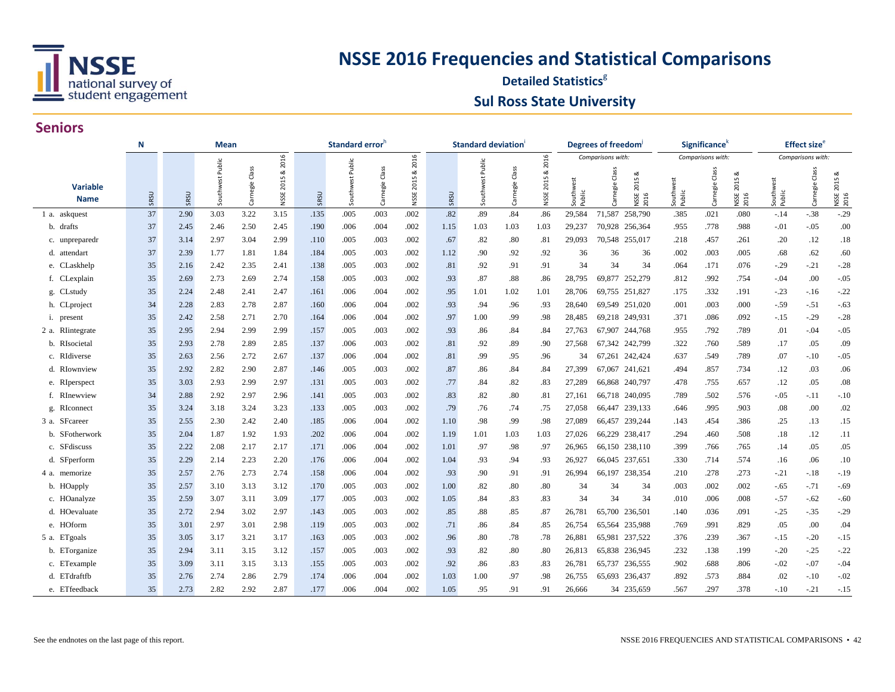# NSSE 2016 Frequencies and Statistical Comparisons

**Detailed Statistics[g]**

**Sul Ross State University**

## Seniors

| Variable Name | N | Mean | | | | Standard error[h] | | | | Standard deviation[i] | | | | Degrees of freedom[j] | | | Significance[k] | | | Effect size[e] | | |
|---|---|---|---|---|---|---|---|---|---|---|---|---|---|---|---|---|---|---|---|---|---|---|
| | | | | | | | | | | | | | | Comparisons with: | | | Comparisons with: | | | Comparisons with: | | |
| | SRSU | SRSU | Southwest Public | Carnegie Class | NSSE 2015 & 2016 | SRSU | Southwest Public | Carnegie Class | NSSE 2015 & 2016 | SRSU | Southwest Public | Carnegie Class | NSSE 2015 & 2016 | Southwest Public | Carnegie Class | NSSE 2015 & 2016 | Southwest Public | Carnegie Class | NSSE 2015 & 2016 | Southwest Public | Carnegie Class | NSSE 2015 & 2016 |
| 1 a. askquest | 37 | 2.90 | 3.03 | 3.22 | 3.15 | .135 | .005 | .003 | .002 | .82 | .89 | .84 | .86 | 29,584 | 71,587 | 258,790 | .385 | .021 | .080 | -.14 | -.38 | -.29 |
| b. drafts | 37 | 2.45 | 2.46 | 2.50 | 2.45 | .190 | .006 | .004 | .002 | 1.15 | 1.03 | 1.03 | 1.03 | 29,237 | 70,928 | 256,364 | .955 | .778 | .988 | -.01 | -.05 | .00 |
| c. unpreparedr | 37 | 3.14 | 2.97 | 3.04 | 2.99 | .110 | .005 | .003 | .002 | .67 | .82 | .80 | .81 | 29,093 | 70,548 | 255,017 | .218 | .457 | .261 | .20 | .12 | .18 |
| d. attendart | 37 | 2.39 | 1.77 | 1.81 | 1.84 | .184 | .005 | .003 | .002 | 1.12 | .90 | .92 | .92 | 36 | 36 | 36 | .002 | .003 | .005 | .68 | .62 | .60 |
| e. CLaskhelp | 35 | 2.16 | 2.42 | 2.35 | 2.41 | .138 | .005 | .003 | .002 | .81 | .92 | .91 | .91 | 34 | 34 | 34 | .064 | .171 | .076 | -.29 | -.21 | -.28 |
| f. CLexplain | 35 | 2.69 | 2.73 | 2.69 | 2.74 | .158 | .005 | .003 | .002 | .93 | .87 | .88 | .86 | 28,795 | 69,877 | 252,279 | .812 | .992 | .754 | -.04 | .00 | -.05 |
| g. CLstudy | 35 | 2.24 | 2.48 | 2.41 | 2.47 | .161 | .006 | .004 | .002 | .95 | 1.01 | 1.02 | 1.01 | 28,706 | 69,755 | 251,827 | .175 | .332 | .191 | -.23 | -.16 | -.22 |
| h. CLproject | 34 | 2.28 | 2.83 | 2.78 | 2.87 | .160 | .006 | .004 | .002 | .93 | .94 | .96 | .93 | 28,640 | 69,549 | 251,020 | .001 | .003 | .000 | -.59 | -.51 | -.63 |
| i. present | 35 | 2.42 | 2.58 | 2.71 | 2.70 | .164 | .006 | .004 | .002 | .97 | 1.00 | .99 | .98 | 28,485 | 69,218 | 249,931 | .371 | .086 | .092 | -.15 | -.29 | -.28 |
| 2 a. RIintegrate | 35 | 2.95 | 2.94 | 2.99 | 2.99 | .157 | .005 | .003 | .002 | .93 | .86 | .84 | .84 | 27,763 | 67,907 | 244,768 | .955 | .792 | .789 | .01 | -.04 | -.05 |
| b. RIsocietal | 35 | 2.93 | 2.78 | 2.89 | 2.85 | .137 | .006 | .003 | .002 | .81 | .92 | .89 | .90 | 27,568 | 67,342 | 242,799 | .322 | .760 | .589 | .17 | .05 | .09 |
| c. RIdiverse | 35 | 2.63 | 2.56 | 2.72 | 2.67 | .137 | .006 | .004 | .002 | .81 | .99 | .95 | .96 | 34 | 67,261 | 242,424 | .637 | .549 | .789 | .07 | -.10 | -.05 |
| d. RIownview | 35 | 2.92 | 2.82 | 2.90 | 2.87 | .146 | .005 | .003 | .002 | .87 | .86 | .84 | .84 | 27,399 | 67,067 | 241,621 | .494 | .857 | .734 | .12 | .03 | .06 |
| e. RIperspect | 35 | 3.03 | 2.93 | 2.99 | 2.97 | .131 | .005 | .003 | .002 | .77 | .84 | .82 | .83 | 27,289 | 66,868 | 240,797 | .478 | .755 | .657 | .12 | .05 | .08 |
| f. RInewview | 34 | 2.88 | 2.92 | 2.97 | 2.96 | .141 | .005 | .003 | .002 | .83 | .82 | .80 | .81 | 27,161 | 66,718 | 240,095 | .789 | .502 | .576 | -.05 | -.11 | -.10 |
| g. RIconnect | 35 | 3.24 | 3.18 | 3.24 | 3.23 | .133 | .005 | .003 | .002 | .79 | .76 | .74 | .75 | 27,058 | 66,447 | 239,133 | .646 | .995 | .903 | .08 | .00 | .02 |
| 3 a. SFcareer | 35 | 2.55 | 2.30 | 2.42 | 2.40 | .185 | .006 | .004 | .002 | 1.10 | .98 | .99 | .98 | 27,089 | 66,457 | 239,244 | .143 | .454 | .386 | .25 | .13 | .15 |
| b. SFotherwork | 35 | 2.04 | 1.87 | 1.92 | 1.93 | .202 | .006 | .004 | .002 | 1.19 | 1.01 | 1.03 | 1.03 | 27,026 | 66,229 | 238,417 | .294 | .460 | .508 | .18 | .12 | .11 |
| c. SFdiscuss | 35 | 2.22 | 2.08 | 2.17 | 2.17 | .171 | .006 | .004 | .002 | 1.01 | .97 | .98 | .97 | 26,965 | 66,150 | 238,110 | .399 | .766 | .765 | .14 | .05 | .05 |
| d. SFperform | 35 | 2.29 | 2.14 | 2.23 | 2.20 | .176 | .006 | .004 | .002 | 1.04 | .93 | .94 | .93 | 26,927 | 66,045 | 237,651 | .330 | .714 | .574 | .16 | .06 | .10 |
| 4 a. memorize | 35 | 2.57 | 2.76 | 2.73 | 2.74 | .158 | .006 | .004 | .002 | .93 | .90 | .91 | .91 | 26,994 | 66,197 | 238,354 | .210 | .278 | .273 | -.21 | -.18 | -.19 |
| b. HOapply | 35 | 2.57 | 3.10 | 3.13 | 3.12 | .170 | .005 | .003 | .002 | 1.00 | .82 | .80 | .80 | 34 | 34 | 34 | .003 | .002 | .002 | -.65 | -.71 | -.69 |
| c. HOanalyze | 35 | 2.59 | 3.07 | 3.11 | 3.09 | .177 | .005 | .003 | .002 | 1.05 | .84 | .83 | .83 | 34 | 34 | 34 | .010 | .006 | .008 | -.57 | -.62 | -.60 |
| d. HOevaluate | 35 | 2.72 | 2.94 | 3.02 | 2.97 | .143 | .005 | .003 | .002 | .85 | .88 | .85 | .87 | 26,781 | 65,700 | 236,501 | .140 | .036 | .091 | -.25 | -.35 | -.29 |
| e. HOform | 35 | 3.01 | 2.97 | 3.01 | 2.98 | .119 | .005 | .003 | .002 | .71 | .86 | .84 | .85 | 26,754 | 65,564 | 235,988 | .769 | .991 | .829 | .05 | .00 | .04 |
| 5 a. ETgoals | 35 | 3.05 | 3.17 | 3.21 | 3.17 | .163 | .005 | .003 | .002 | .96 | .80 | .78 | .78 | 26,881 | 65,981 | 237,522 | .376 | .239 | .367 | -.15 | -.20 | -.15 |
| b. ETorganize | 35 | 2.94 | 3.11 | 3.15 | 3.12 | .157 | .005 | .003 | .002 | .93 | .82 | .80 | .80 | 26,813 | 65,838 | 236,945 | .232 | .138 | .199 | -.20 | -.25 | -.22 |
| c. ETexample | 35 | 3.09 | 3.11 | 3.15 | 3.13 | .155 | .005 | .003 | .002 | .92 | .86 | .83 | .83 | 26,781 | 65,737 | 236,555 | .902 | .688 | .806 | -.02 | -.07 | -.04 |
| d. ETdraftfb | 35 | 2.76 | 2.74 | 2.86 | 2.79 | .174 | .006 | .004 | .002 | 1.03 | 1.00 | .97 | .98 | 26,755 | 65,693 | 236,437 | .892 | .573 | .884 | .02 | -.10 | -.02 |
| e. ETfeedback | 35 | 2.73 | 2.82 | 2.92 | 2.87 | .177 | .006 | .004 | .002 | 1.05 | .95 | .91 | .91 | 26,666 | 34 | 235,659 | .567 | .297 | .378 | -.10 | -.21 | -.15 |

See the endnotes on the last page of this report.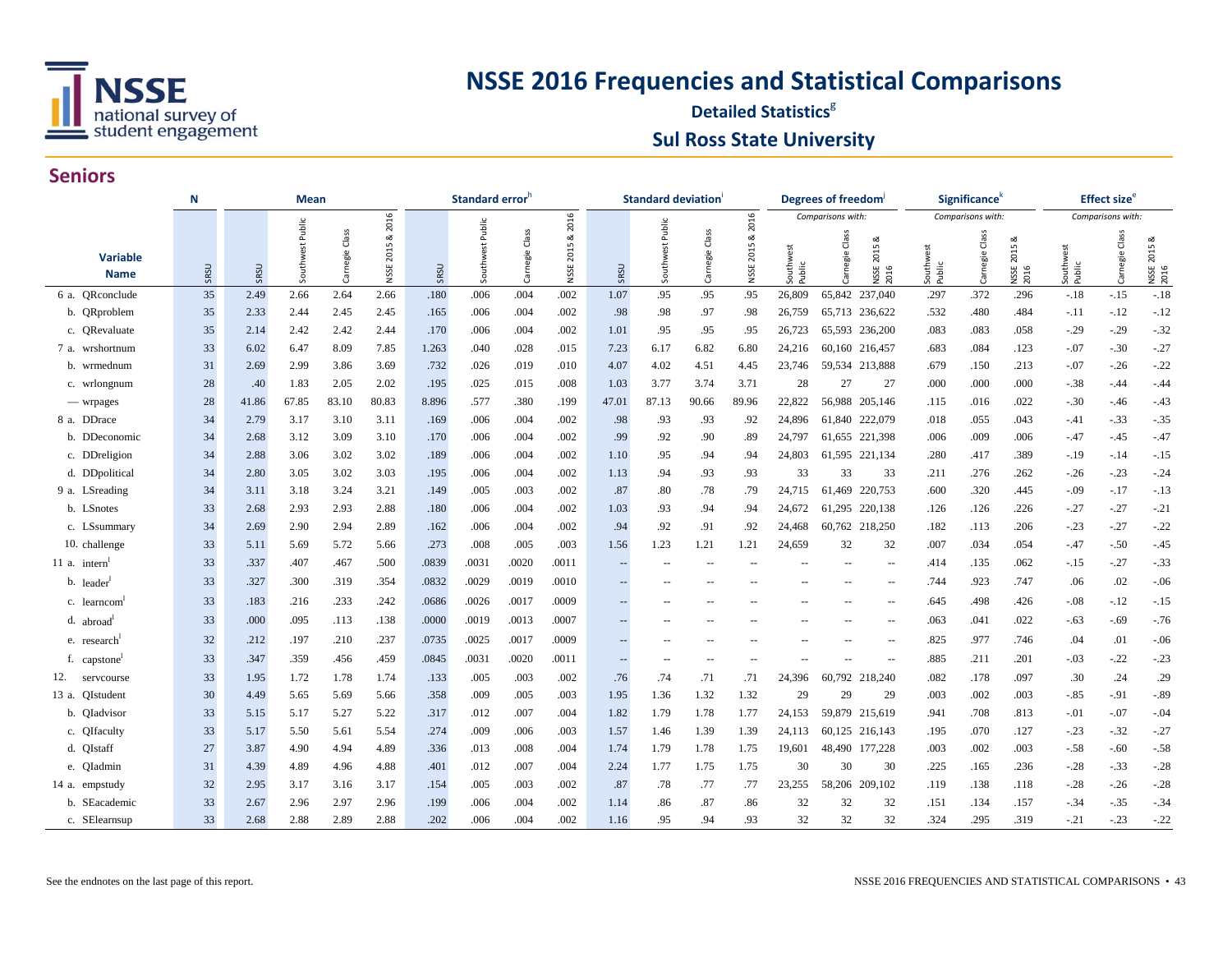# NSSE 2016 Frequencies and Statistical Comparisons

## Detailed Statistics[g]

## Sul Ross State University

### Seniors

| Variable Name | N | Mean | | | | Standard error[h] | | | | Standard deviation[i] | | | | Degrees of freedom[j] | | | Significance[k] | | | Effect size[e] | | |
|---|---|---|---|---|---|---|---|---|---|---|---|---|---|---|---|---|---|---|---|---|---|---|
| | | | | | | | | | | | | | | Comparisons with: | | | Comparisons with: | | | Comparisons with: | | |
| | SRSU | SRSU | Southwest Public | Carnegie Class | NSSE 2015 & 2016 | SRSU | Southwest Public | Carnegie Class | NSSE 2015 & 2016 | SRSU | Southwest Public | Carnegie Class | NSSE 2015 & 2016 | Southwest Public | Carnegie Class | NSSE 2015 & 2016 | Southwest Public | Carnegie Class | NSSE 2015 & 2016 | Southwest Public | Carnegie Class | NSSE 2015 & 2016 |
| 6 a. QRconclude | 35 | 2.49 | 2.66 | 2.64 | 2.66 | .180 | .006 | .004 | .002 | 1.07 | .95 | .95 | .95 | 26,809 | 65,842 | 237,040 | .297 | .372 | .296 | -.18 | -.15 | -.18 |
| b. QRproblem | 35 | 2.33 | 2.44 | 2.45 | 2.45 | .165 | .006 | .004 | .002 | .98 | .98 | .97 | .98 | 26,759 | 65,713 | 236,622 | .532 | .480 | .484 | -.11 | -.12 | -.12 |
| c. QRevaluate | 35 | 2.14 | 2.42 | 2.42 | 2.44 | .170 | .006 | .004 | .002 | 1.01 | .95 | .95 | .95 | 26,723 | 65,593 | 236,200 | .083 | .083 | .058 | -.29 | -.29 | -.32 |
| 7 a. wrshortnum | 33 | 6.02 | 6.47 | 8.09 | 7.85 | 1.263 | .040 | .028 | .015 | 7.23 | 6.17 | 6.82 | 6.80 | 24,216 | 60,160 | 216,457 | .683 | .084 | .123 | -.07 | -.30 | -.27 |
| b. wrmednum | 31 | 2.69 | 2.99 | 3.86 | 3.69 | .732 | .026 | .019 | .010 | 4.07 | 4.02 | 4.51 | 4.45 | 23,746 | 59,534 | 213,888 | .679 | .150 | .213 | -.07 | -.26 | -.22 |
| c. wrlongnum | 28 | .40 | 1.83 | 2.05 | 2.02 | .195 | .025 | .015 | .008 | 1.03 | 3.77 | 3.74 | 3.71 | 28 | 27 | 27 | .000 | .000 | .000 | -.38 | -.44 | -.44 |
| — wrpages | 28 | 41.86 | 67.85 | 83.10 | 80.83 | 8.896 | .577 | .380 | .199 | 47.01 | 87.13 | 90.66 | 89.96 | 22,822 | 56,988 | 205,146 | .115 | .016 | .022 | -.30 | -.46 | -.43 |
| 8 a. DDrace | 34 | 2.79 | 3.17 | 3.10 | 3.11 | .169 | .006 | .004 | .002 | .98 | .93 | .93 | .92 | 24,896 | 61,840 | 222,079 | .018 | .055 | .043 | -.41 | -.33 | -.35 |
| b. DDeconomic | 34 | 2.68 | 3.12 | 3.09 | 3.10 | .170 | .006 | .004 | .002 | .99 | .92 | .90 | .89 | 24,797 | 61,655 | 221,398 | .006 | .009 | .006 | -.47 | -.45 | -.47 |
| c. DDreligion | 34 | 2.88 | 3.06 | 3.02 | 3.02 | .189 | .006 | .004 | .002 | 1.10 | .95 | .94 | .94 | 24,803 | 61,595 | 221,134 | .280 | .417 | .389 | -.19 | -.14 | -.15 |
| d. DDpolitical | 34 | 2.80 | 3.05 | 3.02 | 3.03 | .195 | .006 | .004 | .002 | 1.13 | .94 | .93 | .93 | 33 | 33 | 33 | .211 | .276 | .262 | -.26 | -.23 | -.24 |
| 9 a. LSreading | 34 | 3.11 | 3.18 | 3.24 | 3.21 | .149 | .005 | .003 | .002 | .87 | .80 | .78 | .79 | 24,715 | 61,469 | 220,753 | .600 | .320 | .445 | -.09 | -.17 | -.13 |
| b. LSnotes | 33 | 2.68 | 2.93 | 2.93 | 2.88 | .180 | .006 | .004 | .002 | 1.03 | .93 | .94 | .94 | 24,672 | 61,295 | 220,138 | .126 | .126 | .226 | -.27 | -.27 | -.21 |
| c. LSsummary | 34 | 2.69 | 2.90 | 2.94 | 2.89 | .162 | .006 | .004 | .002 | .94 | .92 | .91 | .92 | 24,468 | 60,762 | 218,250 | .182 | .113 | .206 | -.23 | -.27 | -.22 |
| 10. challenge | 33 | 5.11 | 5.69 | 5.72 | 5.66 | .273 | .008 | .005 | .003 | 1.56 | 1.23 | 1.21 | 1.21 | 24,659 | 32 | 32 | .007 | .034 | .054 | -.47 | -.50 | -.45 |
| 11 a. intern[l] | 33 | .337 | .407 | .467 | .500 | .0839 | .0031 | .0020 | .0011 | -- | -- | -- | -- | -- | -- | -- | .414 | .135 | .062 | -.15 | -.27 | -.33 |
| b. leader[l] | 33 | .327 | .300 | .319 | .354 | .0832 | .0029 | .0019 | .0010 | -- | -- | -- | -- | -- | -- | -- | .744 | .923 | .747 | .06 | .02 | -.06 |
| c. learncom[l] | 33 | .183 | .216 | .233 | .242 | .0686 | .0026 | .0017 | .0009 | -- | -- | -- | -- | -- | -- | -- | .645 | .498 | .426 | -.08 | -.12 | -.15 |
| d. abroad[l] | 33 | .000 | .095 | .113 | .138 | .0000 | .0019 | .0013 | .0007 | -- | -- | -- | -- | -- | -- | -- | .063 | .041 | .022 | -.63 | -.69 | -.76 |
| e. research[l] | 32 | .212 | .197 | .210 | .237 | .0735 | .0025 | .0017 | .0009 | -- | -- | -- | -- | -- | -- | -- | .825 | .977 | .746 | .04 | .01 | -.06 |
| f. capstone[l] | 33 | .347 | .359 | .456 | .459 | .0845 | .0031 | .0020 | .0011 | -- | -- | -- | -- | -- | -- | -- | .885 | .211 | .201 | -.03 | -.22 | -.23 |
| 12. servcourse | 33 | 1.95 | 1.72 | 1.78 | 1.74 | .133 | .005 | .003 | .002 | .76 | .74 | .71 | .71 | 24,396 | 60,792 | 218,240 | .082 | .178 | .097 | .30 | .24 | .29 |
| 13 a. QIstudent | 30 | 4.49 | 5.65 | 5.69 | 5.66 | .358 | .009 | .005 | .003 | 1.95 | 1.36 | 1.32 | 1.32 | 29 | 29 | 29 | .003 | .002 | .003 | -.85 | -.91 | -.89 |
| b. QIadvisor | 33 | 5.15 | 5.17 | 5.27 | 5.22 | .317 | .012 | .007 | .004 | 1.82 | 1.79 | 1.78 | 1.77 | 24,153 | 59,879 | 215,619 | .941 | .708 | .813 | -.01 | -.07 | -.04 |
| c. QIfaculty | 33 | 5.17 | 5.50 | 5.61 | 5.54 | .274 | .009 | .006 | .003 | 1.57 | 1.46 | 1.39 | 1.39 | 24,113 | 60,125 | 216,143 | .195 | .070 | .127 | -.23 | -.32 | -.27 |
| d. QIstaff | 27 | 3.87 | 4.90 | 4.94 | 4.89 | .336 | .013 | .008 | .004 | 1.74 | 1.79 | 1.78 | 1.75 | 19,601 | 48,490 | 177,228 | .003 | .002 | .003 | -.58 | -.60 | -.58 |
| e. QIadmin | 31 | 4.39 | 4.89 | 4.96 | 4.88 | .401 | .012 | .007 | .004 | 2.24 | 1.77 | 1.75 | 1.75 | 30 | 30 | 30 | .225 | .165 | .236 | -.28 | -.33 | -.28 |
| 14 a. empstudy | 32 | 2.95 | 3.17 | 3.16 | 3.17 | .154 | .005 | .003 | .002 | .87 | .78 | .77 | .77 | 23,255 | 58,206 | 209,102 | .119 | .138 | .118 | -.28 | -.26 | -.28 |
| b. SEacademic | 33 | 2.67 | 2.96 | 2.97 | 2.96 | .199 | .006 | .004 | .002 | 1.14 | .86 | .87 | .86 | 32 | 32 | 32 | .151 | .134 | .157 | -.34 | -.35 | -.34 |
| c. SElearnsup | 33 | 2.68 | 2.88 | 2.89 | 2.88 | .202 | .006 | .004 | .002 | 1.16 | .95 | .94 | .93 | 32 | 32 | 32 | .324 | .295 | .319 | -.21 | -.23 | -.22 |

See the endnotes on the last page of this report.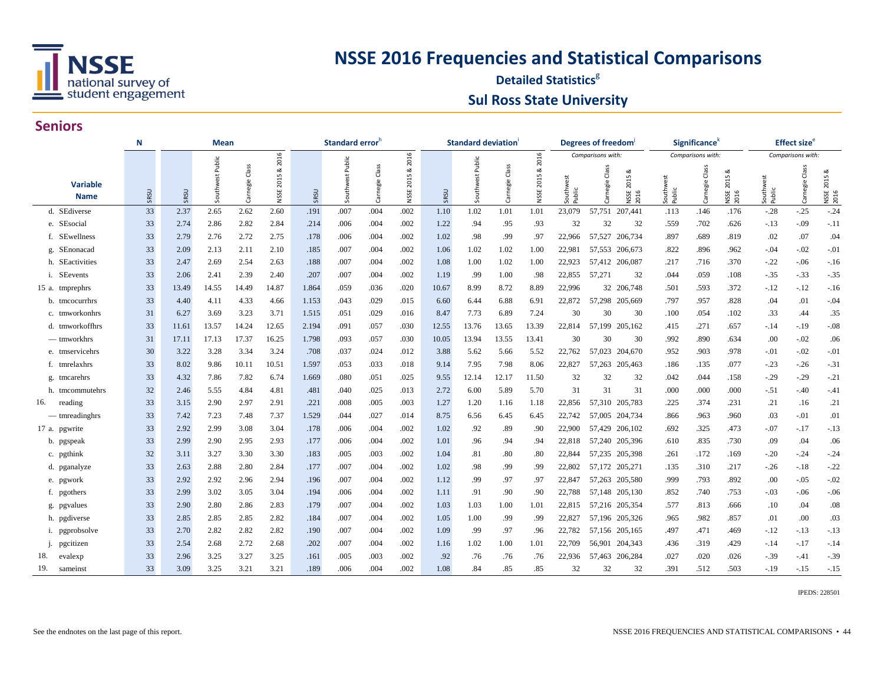# NSSE 2016 Frequencies and Statistical Comparisons

**Detailed Statistics[g]**

## Sul Ross State University

### Seniors

| | Variable Name | N | Mean | | | | Standard error[h] | | | | Standard deviation[i] | | | | Degrees of freedom[j] | | | Significance[k] | | | Effect size[e] | | |
|---|---|---|---|---|---|---|---|---|---|---|---|---|---|---|---|---|---|---|---|---|---|---|---|
| | | | | | | | | | | | | | | | Comparisons with: | | | Comparisons with: | | | Comparisons with: | | |
| | | SRSU | SRSU | Southwest Public | Carnegie Class | NSSE 2015 & 2016 | SRSU | Southwest Public | Carnegie Class | NSSE 2015 & 2016 | SRSU | Southwest Public | Carnegie Class | NSSE 2015 & 2016 | Southwest Public | Carnegie Class | NSSE 2015 & 2016 | Southwest Public | Carnegie Class | NSSE 2015 & 2016 | Southwest Public | Carnegie Class | NSSE 2015 & 2016 |
| d. | SEdiverse | 33 | 2.37 | 2.65 | 2.62 | 2.60 | .191 | .007 | .004 | .002 | 1.10 | 1.02 | 1.01 | 1.01 | 23,079 | 57,751 | 207,441 | .113 | .146 | .176 | -.28 | -.25 | -.24 |
| e. | SEsocial | 33 | 2.74 | 2.86 | 2.82 | 2.84 | .214 | .006 | .004 | .002 | 1.22 | .94 | .95 | .93 | 32 | 32 | 32 | .559 | .702 | .626 | -.13 | -.09 | -.11 |
| f. | SEwellness | 33 | 2.79 | 2.76 | 2.72 | 2.75 | .178 | .006 | .004 | .002 | 1.02 | .98 | .99 | .97 | 22,966 | 57,527 | 206,734 | .897 | .689 | .819 | .02 | .07 | .04 |
| g. | SEnonacad | 33 | 2.09 | 2.13 | 2.11 | 2.10 | .185 | .007 | .004 | .002 | 1.06 | 1.02 | 1.02 | 1.00 | 22,981 | 57,553 | 206,673 | .822 | .896 | .962 | -.04 | -.02 | -.01 |
| h. | SEactivities | 33 | 2.47 | 2.69 | 2.54 | 2.63 | .188 | .007 | .004 | .002 | 1.08 | 1.00 | 1.02 | 1.00 | 22,923 | 57,412 | 206,087 | .217 | .716 | .370 | -.22 | -.06 | -.16 |
| i. | SEevents | 33 | 2.06 | 2.41 | 2.39 | 2.40 | .207 | .007 | .004 | .002 | 1.19 | .99 | 1.00 | .98 | 22,855 | 57,271 | 32 | .044 | .059 | .108 | -.35 | -.33 | -.35 |
| 15 a. | tmprephrs | 33 | 13.49 | 14.55 | 14.49 | 14.87 | 1.864 | .059 | .036 | .020 | 10.67 | 8.99 | 8.72 | 8.89 | 22,996 | 32 | 206,748 | .501 | .593 | .372 | -.12 | -.12 | -.16 |
| b. | tmcocurrhrs | 33 | 4.40 | 4.11 | 4.33 | 4.66 | 1.153 | .043 | .029 | .015 | 6.60 | 6.44 | 6.88 | 6.91 | 22,872 | 57,298 | 205,669 | .797 | .957 | .828 | .04 | .01 | -.04 |
| c. | tmworkonhrs | 31 | 6.27 | 3.69 | 3.23 | 3.71 | 1.515 | .051 | .029 | .016 | 8.47 | 7.73 | 6.89 | 7.24 | 30 | 30 | 30 | .100 | .054 | .102 | .33 | .44 | .35 |
| d. | tmworkoffhrs | 33 | 11.61 | 13.57 | 14.24 | 12.65 | 2.194 | .091 | .057 | .030 | 12.55 | 13.76 | 13.65 | 13.39 | 22,814 | 57,199 | 205,162 | .415 | .271 | .657 | -.14 | -.19 | -.08 |
| — | tmworkhrs | 31 | 17.11 | 17.13 | 17.37 | 16.25 | 1.798 | .093 | .057 | .030 | 10.05 | 13.94 | 13.55 | 13.41 | 30 | 30 | 30 | .992 | .890 | .634 | .00 | -.02 | .06 |
| e. | tmservicehrs | 30 | 3.22 | 3.28 | 3.34 | 3.24 | .708 | .037 | .024 | .012 | 3.88 | 5.62 | 5.66 | 5.52 | 22,762 | 57,023 | 204,670 | .952 | .903 | .978 | -.01 | -.02 | -.01 |
| f. | tmrelaxhrs | 33 | 8.02 | 9.86 | 10.11 | 10.51 | 1.597 | .053 | .033 | .018 | 9.14 | 7.95 | 7.98 | 8.06 | 22,827 | 57,263 | 205,463 | .186 | .135 | .077 | -.23 | -.26 | -.31 |
| g. | tmcarehrs | 33 | 4.32 | 7.86 | 7.82 | 6.74 | 1.669 | .080 | .051 | .025 | 9.55 | 12.14 | 12.17 | 11.50 | 32 | 32 | 32 | .042 | .044 | .158 | -.29 | -.29 | -.21 |
| h. | tmcommutehrs | 32 | 2.46 | 5.55 | 4.84 | 4.81 | .481 | .040 | .025 | .013 | 2.72 | 6.00 | 5.89 | 5.70 | 31 | 31 | 31 | .000 | .000 | .000 | -.51 | -.40 | -.41 |
| 16. | reading | 33 | 3.15 | 2.90 | 2.97 | 2.91 | .221 | .008 | .005 | .003 | 1.27 | 1.20 | 1.16 | 1.18 | 22,856 | 57,310 | 205,783 | .225 | .374 | .231 | .21 | .16 | .21 |
| — | tmreadinghrs | 33 | 7.42 | 7.23 | 7.48 | 7.37 | 1.529 | .044 | .027 | .014 | 8.75 | 6.56 | 6.45 | 6.45 | 22,742 | 57,005 | 204,734 | .866 | .963 | .960 | .03 | -.01 | .01 |
| 17 a. | pgwrite | 33 | 2.92 | 2.99 | 3.08 | 3.04 | .178 | .006 | .004 | .002 | 1.02 | .92 | .89 | .90 | 22,900 | 57,429 | 206,102 | .692 | .325 | .473 | -.07 | -.17 | -.13 |
| b. | pgspeak | 33 | 2.99 | 2.90 | 2.95 | 2.93 | .177 | .006 | .004 | .002 | 1.01 | .96 | .94 | .94 | 22,818 | 57,240 | 205,396 | .610 | .835 | .730 | .09 | .04 | .06 |
| c. | pgthink | 32 | 3.11 | 3.27 | 3.30 | 3.30 | .183 | .005 | .003 | .002 | 1.04 | .81 | .80 | .80 | 22,844 | 57,235 | 205,398 | .261 | .172 | .169 | -.20 | -.24 | -.24 |
| d. | pganalyze | 33 | 2.63 | 2.88 | 2.80 | 2.84 | .177 | .007 | .004 | .002 | 1.02 | .98 | .99 | .99 | 22,802 | 57,172 | 205,271 | .135 | .310 | .217 | -.26 | -.18 | -.22 |
| e. | pgwork | 33 | 2.92 | 2.92 | 2.96 | 2.94 | .196 | .007 | .004 | .002 | 1.12 | .99 | .97 | .97 | 22,847 | 57,263 | 205,580 | .999 | .793 | .892 | .00 | -.05 | -.02 |
| f. | pgothers | 33 | 2.99 | 3.02 | 3.05 | 3.04 | .194 | .006 | .004 | .002 | 1.11 | .91 | .90 | .90 | 22,788 | 57,148 | 205,130 | .852 | .740 | .753 | -.03 | -.06 | -.06 |
| g. | pgvalues | 33 | 2.90 | 2.80 | 2.86 | 2.83 | .179 | .007 | .004 | .002 | 1.03 | 1.03 | 1.00 | 1.01 | 22,815 | 57,216 | 205,354 | .577 | .813 | .666 | .10 | .04 | .08 |
| h. | pgdiverse | 33 | 2.85 | 2.85 | 2.85 | 2.82 | .184 | .007 | .004 | .002 | 1.05 | 1.00 | .99 | .99 | 22,827 | 57,196 | 205,326 | .965 | .982 | .857 | .01 | .00 | .03 |
| i. | pgprobsolve | 33 | 2.70 | 2.82 | 2.82 | 2.82 | .190 | .007 | .004 | .002 | 1.09 | .99 | .97 | .96 | 22,782 | 57,156 | 205,165 | .497 | .471 | .469 | -.12 | -.13 | -.13 |
| j. | pgcitizen | 33 | 2.54 | 2.68 | 2.72 | 2.68 | .202 | .007 | .004 | .002 | 1.16 | 1.02 | 1.00 | 1.01 | 22,709 | 56,901 | 204,343 | .436 | .319 | .429 | -.14 | -.17 | -.14 |
| 18. | evalexp | 33 | 2.96 | 3.25 | 3.27 | 3.25 | .161 | .005 | .003 | .002 | .92 | .76 | .76 | .76 | 22,936 | 57,463 | 206,284 | .027 | .020 | .026 | -.39 | -.41 | -.39 |
| 19. | sameinst | 33 | 3.09 | 3.25 | 3.21 | 3.21 | .189 | .006 | .004 | .002 | 1.08 | .84 | .85 | .85 | 32 | 32 | 32 | .391 | .512 | .503 | -.19 | -.15 | -.15 |

IPEDS: 228501

See the endnotes on the last page of this report.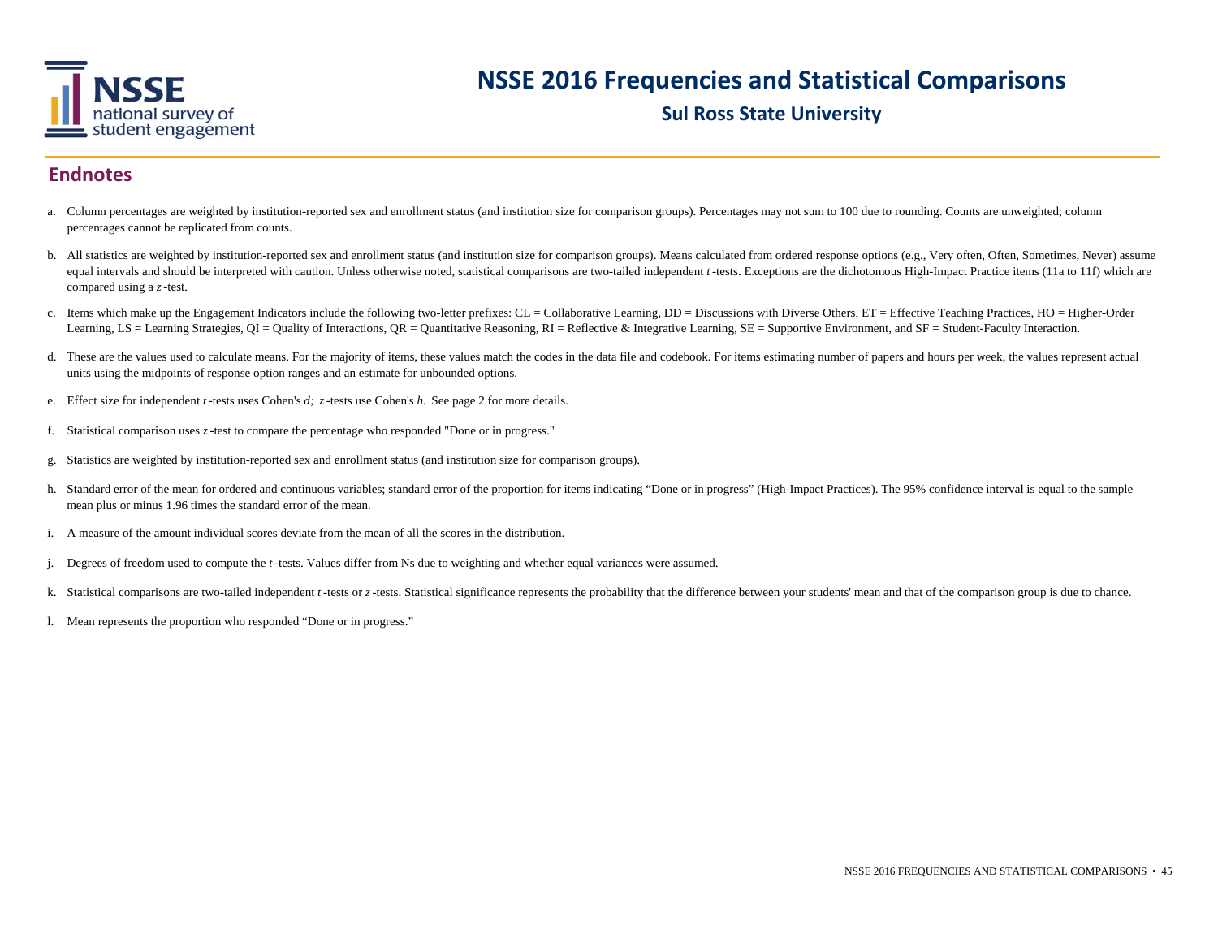# NSSE 2016 Frequencies and Statistical Comparisons

## Sul Ross State University

## Endnotes

a. Column percentages are weighted by institution-reported sex and enrollment status (and institution size for comparison groups). Percentages may not sum to 100 due to rounding. Counts are unweighted; column percentages cannot be replicated from counts.

b. All statistics are weighted by institution-reported sex and enrollment status (and institution size for comparison groups). Means calculated from ordered response options (e.g., Very often, Often, Sometimes, Never) assume equal intervals and should be interpreted with caution. Unless otherwise noted, statistical comparisons are two-tailed independent *t*-tests. Exceptions are the dichotomous High-Impact Practice items (11a to 11f) which are compared using a *z*-test.

c. Items which make up the Engagement Indicators include the following two-letter prefixes: CL = Collaborative Learning, DD = Discussions with Diverse Others, ET = Effective Teaching Practices, HO = Higher-Order Learning, LS = Learning Strategies, QI = Quality of Interactions, QR = Quantitative Reasoning, RI = Reflective & Integrative Learning, SE = Supportive Environment, and SF = Student-Faculty Interaction.

d. These are the values used to calculate means. For the majority of items, these values match the codes in the data file and codebook. For items estimating number of papers and hours per week, the values represent actual units using the midpoints of response option ranges and an estimate for unbounded options.

e. Effect size for independent *t*-tests uses Cohen's *d*; *z*-tests use Cohen's *h*. See page 2 for more details.

f. Statistical comparison uses *z*-test to compare the percentage who responded "Done or in progress."

g. Statistics are weighted by institution-reported sex and enrollment status (and institution size for comparison groups).

h. Standard error of the mean for ordered and continuous variables; standard error of the proportion for items indicating "Done or in progress" (High-Impact Practices). The 95% confidence interval is equal to the sample mean plus or minus 1.96 times the standard error of the mean.

i. A measure of the amount individual scores deviate from the mean of all the scores in the distribution.

j. Degrees of freedom used to compute the *t*-tests. Values differ from Ns due to weighting and whether equal variances were assumed.

k. Statistical comparisons are two-tailed independent *t*-tests or *z*-tests. Statistical significance represents the probability that the difference between your students' mean and that of the comparison group is due to chance.

l. Mean represents the proportion who responded "Done or in progress."